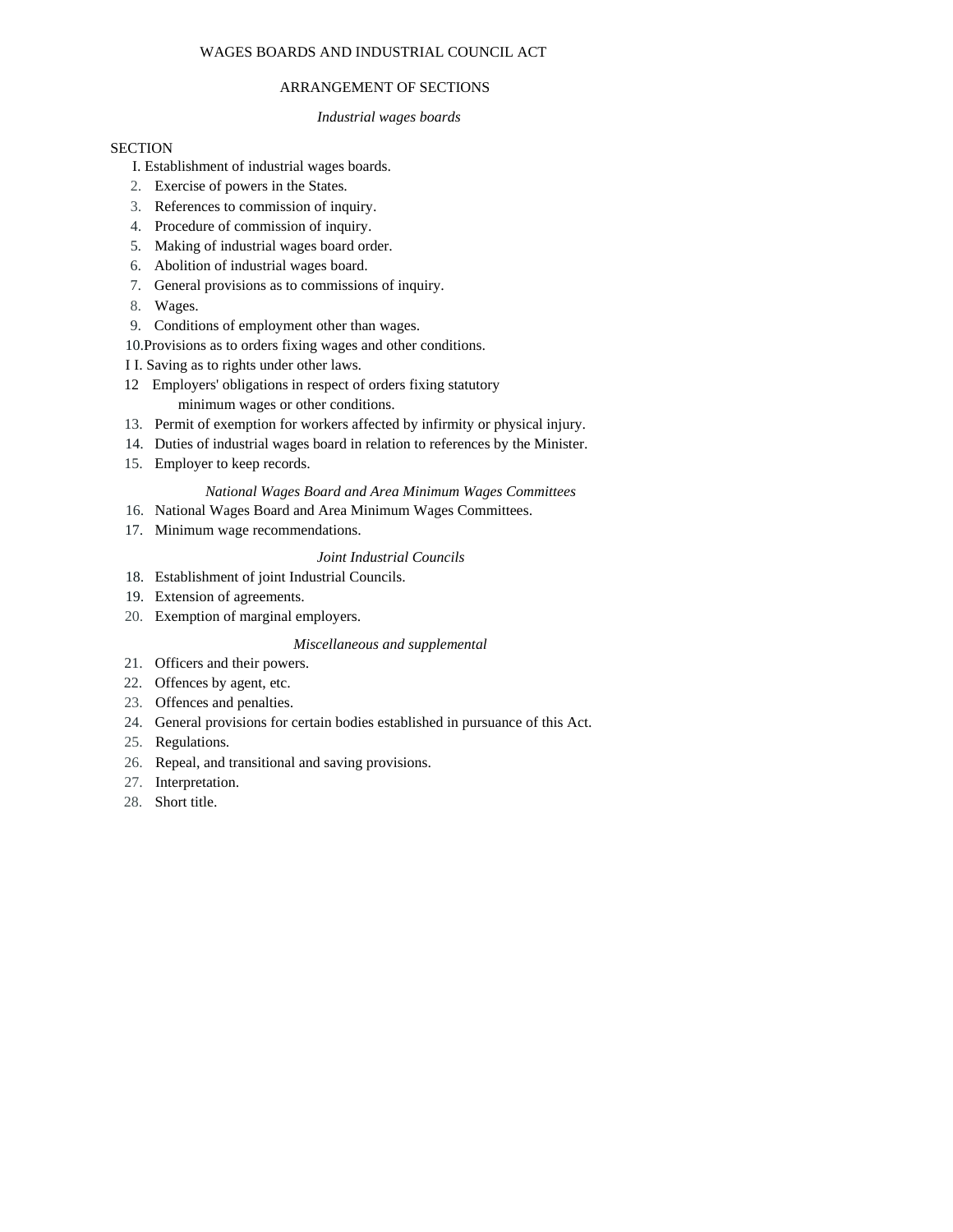# WAGES BOARDS AND INDUSTRIAL COUNCIL ACT

## ARRANGEMENT OF SECTIONS

*Industrial wages boards*

SECTION

I. Establishment of industrial wages boards.
2. Exercise of powers in the States.
3. References to commission of inquiry.
4. Procedure of commission of inquiry.
5. Making of industrial wages board order.
6. Abolition of industrial wages board.
7. General provisions as to commissions of inquiry.
8. Wages.
9. Conditions of employment other than wages.
10. Provisions as to orders fixing wages and other conditions.
I I. Saving as to rights under other laws.
12 Employers' obligations in respect of orders fixing statutory minimum wages or other conditions.
13. Permit of exemption for workers affected by infirmity or physical injury.
14. Duties of industrial wages board in relation to references by the Minister.
15. Employer to keep records.

*National Wages Board and Area Minimum Wages Committees*

16. National Wages Board and Area Minimum Wages Committees.
17. Minimum wage recommendations.

*Joint Industrial Councils*

18. Establishment of joint Industrial Councils.
19. Extension of agreements.
20. Exemption of marginal employers.

*Miscellaneous and supplemental*

21. Officers and their powers.
22. Offences by agent, etc.
23. Offences and penalties.
24. General provisions for certain bodies established in pursuance of this Act.
25. Regulations.
26. Repeal, and transitional and saving provisions.
27. Interpretation.
28. Short title.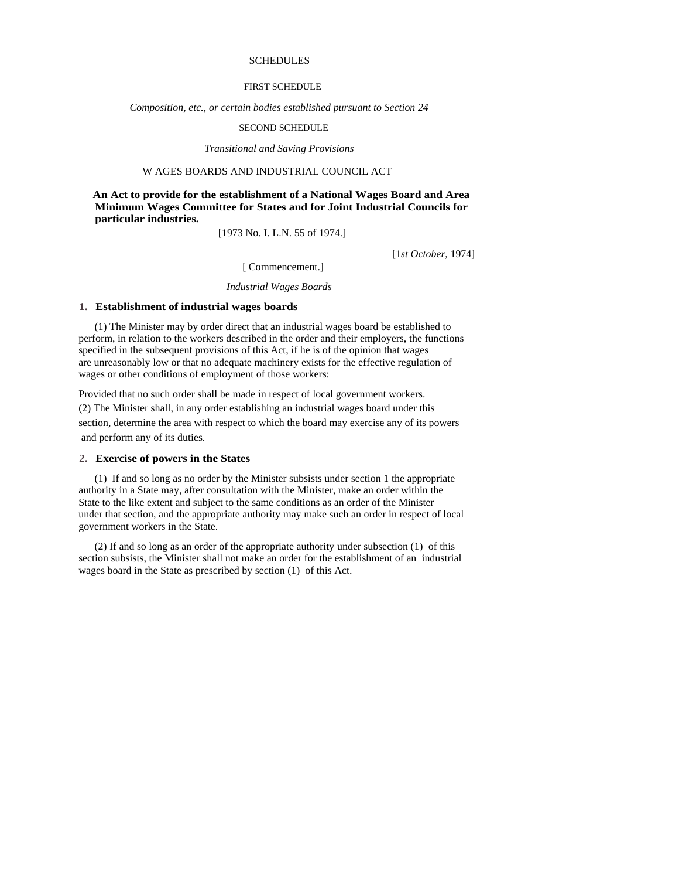SCHEDULES

FIRST SCHEDULE

*Composition, etc., or certain bodies established pursuant to Section 24*

SECOND SCHEDULE

*Transitional and Saving Provisions*

W AGES BOARDS AND INDUSTRIAL COUNCIL ACT

**An Act to provide for the establishment of a National Wages Board and Area Minimum Wages Committee for States and for Joint Industrial Councils for particular industries.**

[1973 No. I. L.N. 55 of 1974.]

[1*st October*, 1974]

[ Commencement.]

*Industrial Wages Boards*

### 1. Establishment of industrial wages boards

(1) The Minister may by order direct that an industrial wages board be established to perform, in relation to the workers described in the order and their employers, the functions specified in the subsequent provisions of this Act, if he is of the opinion that wages are unreasonably low or that no adequate machinery exists for the effective regulation of wages or other conditions of employment of those workers:

Provided that no such order shall be made in respect of local government workers.

(2) The Minister shall, in any order establishing an industrial wages board under this section, determine the area with respect to which the board may exercise any of its powers and perform any of its duties.

### 2. Exercise of powers in the States

(1) If and so long as no order by the Minister subsists under section 1 the appropriate authority in a State may, after consultation with the Minister, make an order within the State to the like extent and subject to the same conditions as an order of the Minister under that section, and the appropriate authority may make such an order in respect of local government workers in the State.

(2) If and so long as an order of the appropriate authority under subsection (1) of this section subsists, the Minister shall not make an order for the establishment of an industrial wages board in the State as prescribed by section (1) of this Act.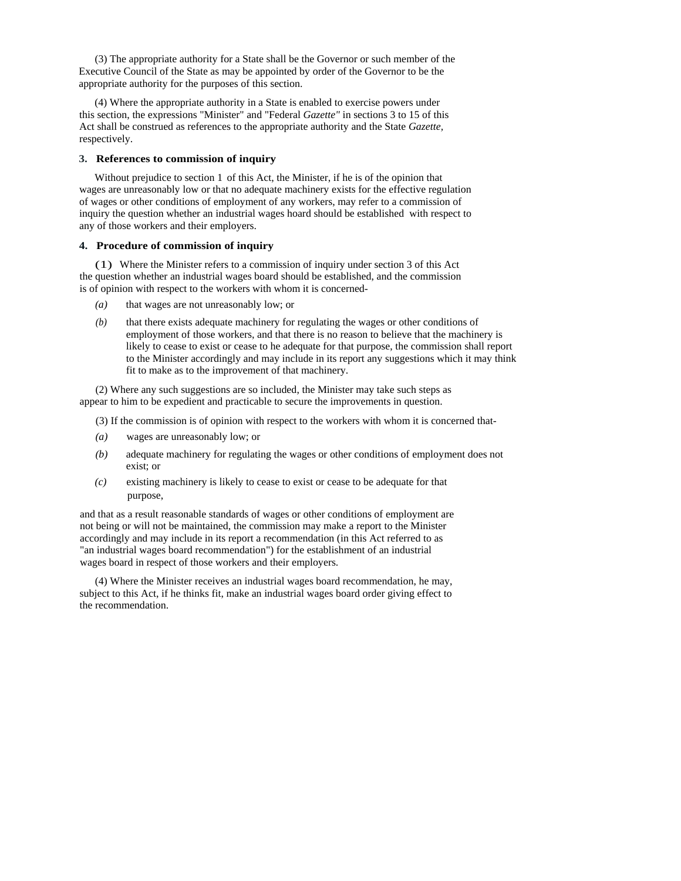(3) The appropriate authority for a State shall be the Governor or such member of the Executive Council of the State as may be appointed by order of the Governor to be the appropriate authority for the purposes of this section.

(4) Where the appropriate authority in a State is enabled to exercise powers under this section, the expressions "Minister" and "Federal *Gazette"* in sections 3 to 15 of this Act shall be construed as references to the appropriate authority and the State *Gazette,* respectively.

### 3. References to commission of inquiry

Without prejudice to section 1 of this Act, the Minister, if he is of the opinion that wages are unreasonably low or that no adequate machinery exists for the effective regulation of wages or other conditions of employment of any workers, may refer to a commission of inquiry the question whether an industrial wages hoard should be established with respect to any of those workers and their employers.

### 4. Procedure of commission of inquiry

(1) Where the Minister refers to a commission of inquiry under section 3 of this Act the question whether an industrial wages board should be established, and the commission is of opinion with respect to the workers with whom it is concerned-

*(a)* that wages are not unreasonably low; or

*(b)* that there exists adequate machinery for regulating the wages or other conditions of employment of those workers, and that there is no reason to believe that the machinery is likely to cease to exist or cease to he adequate for that purpose, the commission shall report to the Minister accordingly and may include in its report any suggestions which it may think fit to make as to the improvement of that machinery.

(2) Where any such suggestions are so included, the Minister may take such steps as appear to him to be expedient and practicable to secure the improvements in question.

(3) If the commission is of opinion with respect to the workers with whom it is concerned that-

*(a)* wages are unreasonably low; or

*(b)* adequate machinery for regulating the wages or other conditions of employment does not exist; or

*(c)* existing machinery is likely to cease to exist or cease to be adequate for that purpose,

and that as a result reasonable standards of wages or other conditions of employment are not being or will not be maintained, the commission may make a report to the Minister accordingly and may include in its report a recommendation (in this Act referred to as "an industrial wages board recommendation") for the establishment of an industrial wages board in respect of those workers and their employers.

(4) Where the Minister receives an industrial wages board recommendation, he may, subject to this Act, if he thinks fit, make an industrial wages board order giving effect to the recommendation.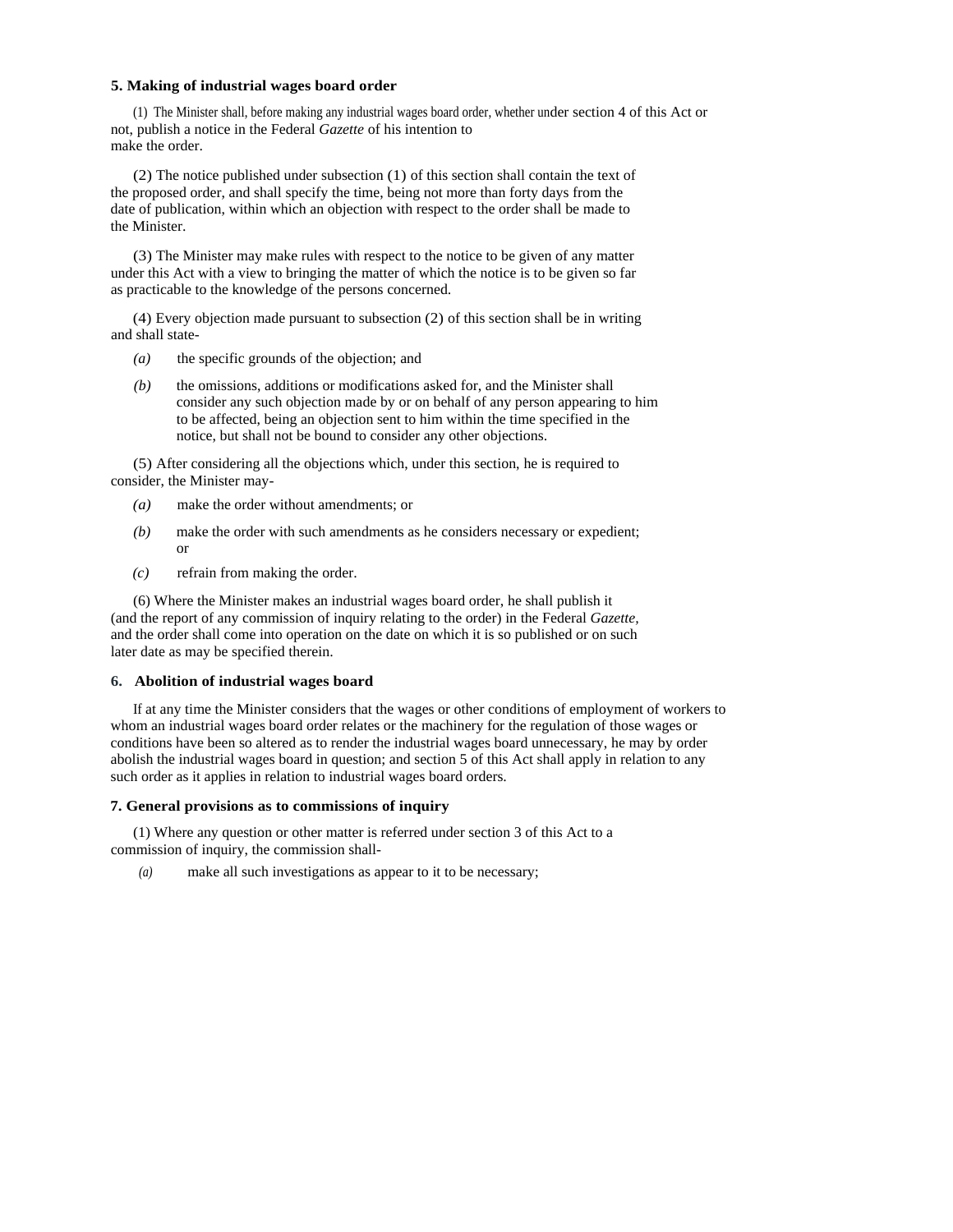**5. Making of industrial wages board order**

(1) The Minister shall, before making any industrial wages board order, whether under section 4 of this Act or not, publish a notice in the Federal *Gazette* of his intention to make the order.

(2) The notice published under subsection (1) of this section shall contain the text of the proposed order, and shall specify the time, being not more than forty days from the date of publication, within which an objection with respect to the order shall be made to the Minister.

(3) The Minister may make rules with respect to the notice to be given of any matter under this Act with a view to bringing the matter of which the notice is to be given so far as practicable to the knowledge of the persons concerned.

(4) Every objection made pursuant to subsection (2) of this section shall be in writing and shall state-

*(a)* the specific grounds of the objection; and

*(b)* the omissions, additions or modifications asked for, and the Minister shall consider any such objection made by or on behalf of any person appearing to him to be affected, being an objection sent to him within the time specified in the notice, but shall not be bound to consider any other objections.

(5) After considering all the objections which, under this section, he is required to consider, the Minister may-

*(a)* make the order without amendments; or

*(b)* make the order with such amendments as he considers necessary or expedient; or

*(c)* refrain from making the order.

(6) Where the Minister makes an industrial wages board order, he shall publish it (and the report of any commission of inquiry relating to the order) in the Federal *Gazette,* and the order shall come into operation on the date on which it is so published or on such later date as may be specified therein.

**6. Abolition of industrial wages board**

If at any time the Minister considers that the wages or other conditions of employment of workers to whom an industrial wages board order relates or the machinery for the regulation of those wages or conditions have been so altered as to render the industrial wages board unnecessary, he may by order abolish the industrial wages board in question; and section 5 of this Act shall apply in relation to any such order as it applies in relation to industrial wages board orders.

**7. General provisions as to commissions of inquiry**

(1) Where any question or other matter is referred under section 3 of this Act to a commission of inquiry, the commission shall-

*(a)* make all such investigations as appear to it to be necessary;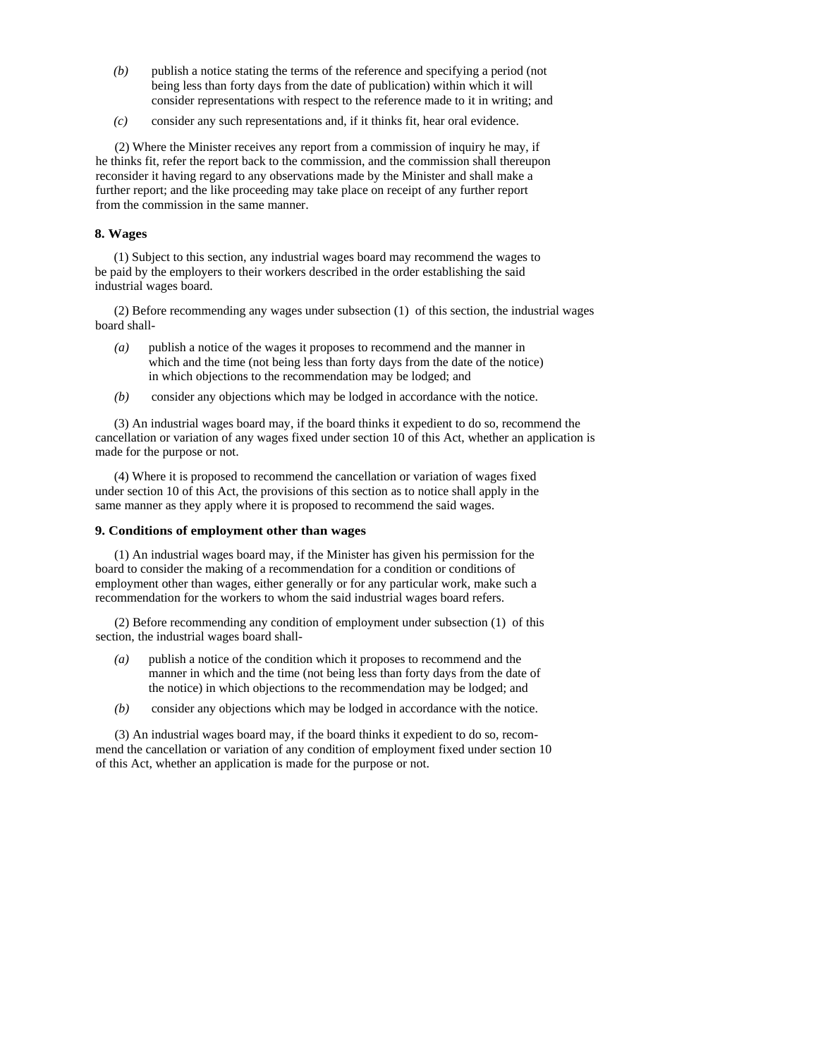*(b)* publish a notice stating the terms of the reference and specifying a period (not being less than forty days from the date of publication) within which it will consider representations with respect to the reference made to it in writing; and

*(c)* consider any such representations and, if it thinks fit, hear oral evidence.

(2) Where the Minister receives any report from a commission of inquiry he may, if he thinks fit, refer the report back to the commission, and the commission shall thereupon reconsider it having regard to any observations made by the Minister and shall make a further report; and the like proceeding may take place on receipt of any further report from the commission in the same manner.

**8. Wages**

(1) Subject to this section, any industrial wages board may recommend the wages to be paid by the employers to their workers described in the order establishing the said industrial wages board.

(2) Before recommending any wages under subsection (1) of this section, the industrial wages board shall-

*(a)* publish a notice of the wages it proposes to recommend and the manner in which and the time (not being less than forty days from the date of the notice) in which objections to the recommendation may be lodged; and

*(b)* consider any objections which may be lodged in accordance with the notice.

(3) An industrial wages board may, if the board thinks it expedient to do so, recommend the cancellation or variation of any wages fixed under section 10 of this Act, whether an application is made for the purpose or not.

(4) Where it is proposed to recommend the cancellation or variation of wages fixed under section 10 of this Act, the provisions of this section as to notice shall apply in the same manner as they apply where it is proposed to recommend the said wages.

**9. Conditions of employment other than wages**

(1) An industrial wages board may, if the Minister has given his permission for the board to consider the making of a recommendation for a condition or conditions of employment other than wages, either generally or for any particular work, make such a recommendation for the workers to whom the said industrial wages board refers.

(2) Before recommending any condition of employment under subsection (1) of this section, the industrial wages board shall-

*(a)* publish a notice of the condition which it proposes to recommend and the manner in which and the time (not being less than forty days from the date of the notice) in which objections to the recommendation may be lodged; and

*(b)* consider any objections which may be lodged in accordance with the notice.

(3) An industrial wages board may, if the board thinks it expedient to do so, recommend the cancellation or variation of any condition of employment fixed under section 10 of this Act, whether an application is made for the purpose or not.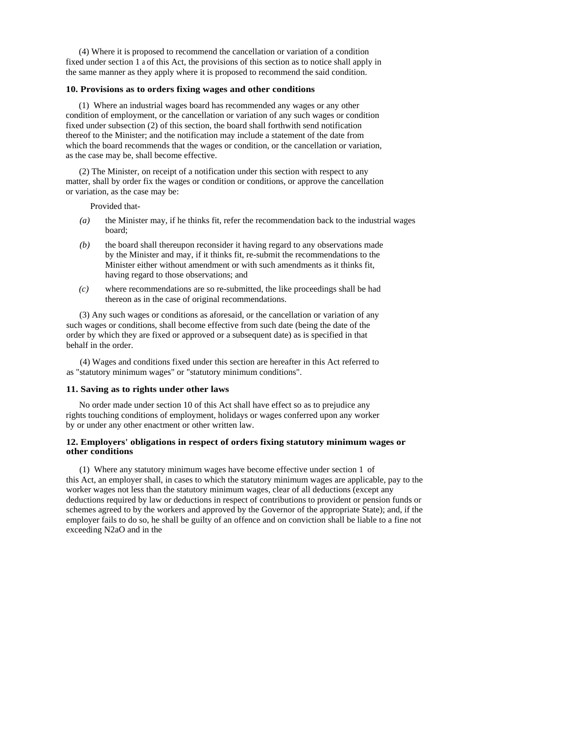(4) Where it is proposed to recommend the cancellation or variation of a condition fixed under section 1 a of this Act, the provisions of this section as to notice shall apply in the same manner as they apply where it is proposed to recommend the said condition.

### 10. Provisions as to orders fixing wages and other conditions

(1) Where an industrial wages board has recommended any wages or any other condition of employment, or the cancellation or variation of any such wages or condition fixed under subsection (2) of this section, the board shall forthwith send notification thereof to the Minister; and the notification may include a statement of the date from which the board recommends that the wages or condition, or the cancellation or variation, as the case may be, shall become effective.

(2) The Minister, on receipt of a notification under this section with respect to any matter, shall by order fix the wages or condition or conditions, or approve the cancellation or variation, as the case may be:

Provided that-

*(a)* the Minister may, if he thinks fit, refer the recommendation back to the industrial wages board;

*(b)* the board shall thereupon reconsider it having regard to any observations made by the Minister and may, if it thinks fit, re-submit the recommendations to the Minister either without amendment or with such amendments as it thinks fit, having regard to those observations; and

*(c)* where recommendations are so re-submitted, the like proceedings shall be had thereon as in the case of original recommendations.

(3) Any such wages or conditions as aforesaid, or the cancellation or variation of any such wages or conditions, shall become effective from such date (being the date of the order by which they are fixed or approved or a subsequent date) as is specified in that behalf in the order.

(4) Wages and conditions fixed under this section are hereafter in this Act referred to as "statutory minimum wages" or "statutory minimum conditions".

### 11. Saving as to rights under other laws

No order made under section 10 of this Act shall have effect so as to prejudice any rights touching conditions of employment, holidays or wages conferred upon any worker by or under any other enactment or other written law.

### 12. Employers' obligations in respect of orders fixing statutory minimum wages or other conditions

(1) Where any statutory minimum wages have become effective under section 1 of this Act, an employer shall, in cases to which the statutory minimum wages are applicable, pay to the worker wages not less than the statutory minimum wages, clear of all deductions (except any deductions required by law or deductions in respect of contributions to provident or pension funds or schemes agreed to by the workers and approved by the Governor of the appropriate State); and, if the employer fails to do so, he shall be guilty of an offence and on conviction shall be liable to a fine not exceeding N2aO and in the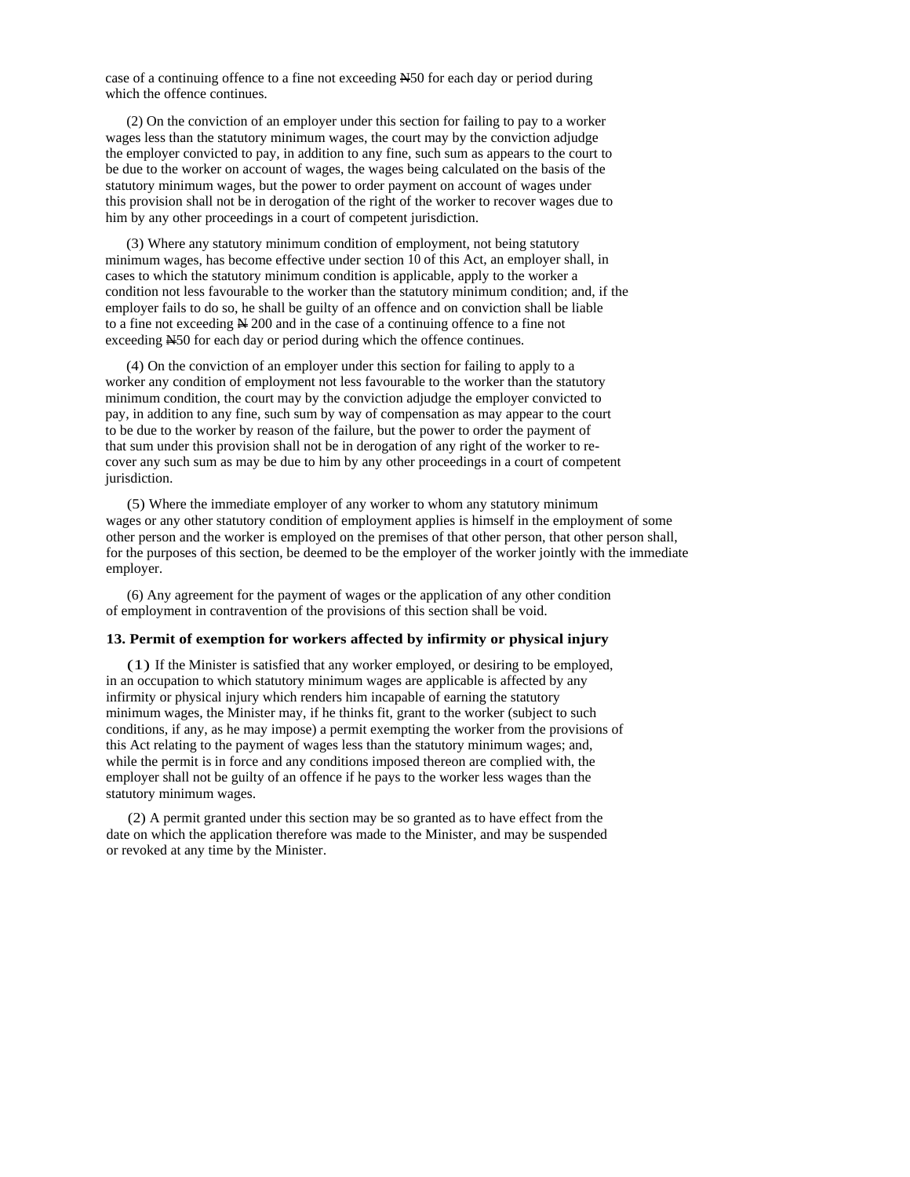case of a continuing offence to a fine not exceeding ₦50 for each day or period during which the offence continues.

(2) On the conviction of an employer under this section for failing to pay to a worker wages less than the statutory minimum wages, the court may by the conviction adjudge the employer convicted to pay, in addition to any fine, such sum as appears to the court to be due to the worker on account of wages, the wages being calculated on the basis of the statutory minimum wages, but the power to order payment on account of wages under this provision shall not be in derogation of the right of the worker to recover wages due to him by any other proceedings in a court of competent jurisdiction.

(3) Where any statutory minimum condition of employment, not being statutory minimum wages, has become effective under section 10 of this Act, an employer shall, in cases to which the statutory minimum condition is applicable, apply to the worker a condition not less favourable to the worker than the statutory minimum condition; and, if the employer fails to do so, he shall be guilty of an offence and on conviction shall be liable to a fine not exceeding ₦ 200 and in the case of a continuing offence to a fine not exceeding ₦50 for each day or period during which the offence continues.

(4) On the conviction of an employer under this section for failing to apply to a worker any condition of employment not less favourable to the worker than the statutory minimum condition, the court may by the conviction adjudge the employer convicted to pay, in addition to any fine, such sum by way of compensation as may appear to the court to be due to the worker by reason of the failure, but the power to order the payment of that sum under this provision shall not be in derogation of any right of the worker to recover any such sum as may be due to him by any other proceedings in a court of competent jurisdiction.

(5) Where the immediate employer of any worker to whom any statutory minimum wages or any other statutory condition of employment applies is himself in the employment of some other person and the worker is employed on the premises of that other person, that other person shall, for the purposes of this section, be deemed to be the employer of the worker jointly with the immediate employer.

(6) Any agreement for the payment of wages or the application of any other condition of employment in contravention of the provisions of this section shall be void.

**13. Permit of exemption for workers affected by infirmity or physical injury**

(1) If the Minister is satisfied that any worker employed, or desiring to be employed, in an occupation to which statutory minimum wages are applicable is affected by any infirmity or physical injury which renders him incapable of earning the statutory minimum wages, the Minister may, if he thinks fit, grant to the worker (subject to such conditions, if any, as he may impose) a permit exempting the worker from the provisions of this Act relating to the payment of wages less than the statutory minimum wages; and, while the permit is in force and any conditions imposed thereon are complied with, the employer shall not be guilty of an offence if he pays to the worker less wages than the statutory minimum wages.

(2) A permit granted under this section may be so granted as to have effect from the date on which the application therefore was made to the Minister, and may be suspended or revoked at any time by the Minister.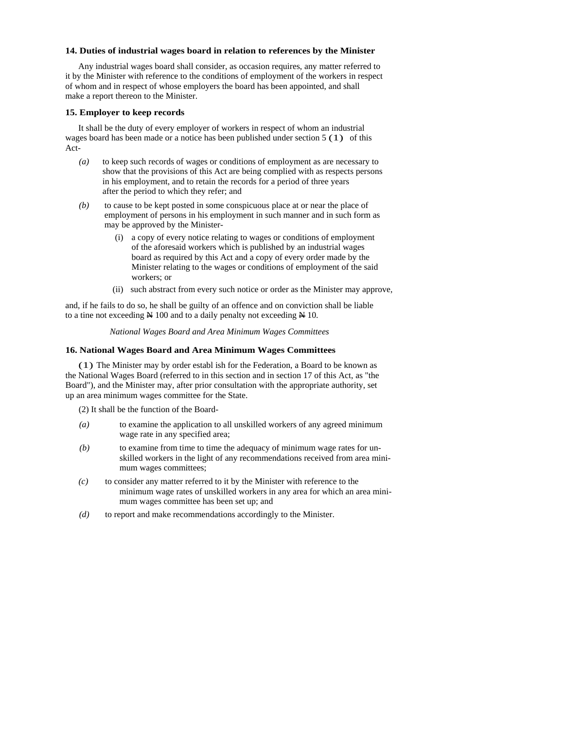### 14. Duties of industrial wages board in relation to references by the Minister

Any industrial wages board shall consider, as occasion requires, any matter referred to it by the Minister with reference to the conditions of employment of the workers in respect of whom and in respect of whose employers the board has been appointed, and shall make a report thereon to the Minister.

### 15. Employer to keep records

It shall be the duty of every employer of workers in respect of whom an industrial wages board has been made or a notice has been published under section 5 (1) of this Act-

*(a)* to keep such records of wages or conditions of employment as are necessary to show that the provisions of this Act are being complied with as respects persons in his employment, and to retain the records for a period of three years after the period to which they refer; and

*(b)* to cause to be kept posted in some conspicuous place at or near the place of employment of persons in his employment in such manner and in such form as may be approved by the Minister-

(i) a copy of every notice relating to wages or conditions of employment of the aforesaid workers which is published by an industrial wages board as required by this Act and a copy of every order made by the Minister relating to the wages or conditions of employment of the said workers; or

(ii) such abstract from every such notice or order as the Minister may approve,

and, if he fails to do so, he shall be guilty of an offence and on conviction shall be liable to a tine not exceeding ₦ 100 and to a daily penalty not exceeding ₦ 10.

*National Wages Board and Area Minimum Wages Committees*

### 16. National Wages Board and Area Minimum Wages Committees

(1) The Minister may by order establ ish for the Federation, a Board to be known as the National Wages Board (referred to in this section and in section 17 of this Act, as "the Board"), and the Minister may, after prior consultation with the appropriate authority, set up an area minimum wages committee for the State.

(2) It shall be the function of the Board-

*(a)* to examine the application to all unskilled workers of any agreed minimum wage rate in any specified area;

*(b)* to examine from time to time the adequacy of minimum wage rates for unskilled workers in the light of any recommendations received from area minimum wages committees;

*(c)* to consider any matter referred to it by the Minister with reference to the minimum wage rates of unskilled workers in any area for which an area minimum wages committee has been set up; and

*(d)* to report and make recommendations accordingly to the Minister.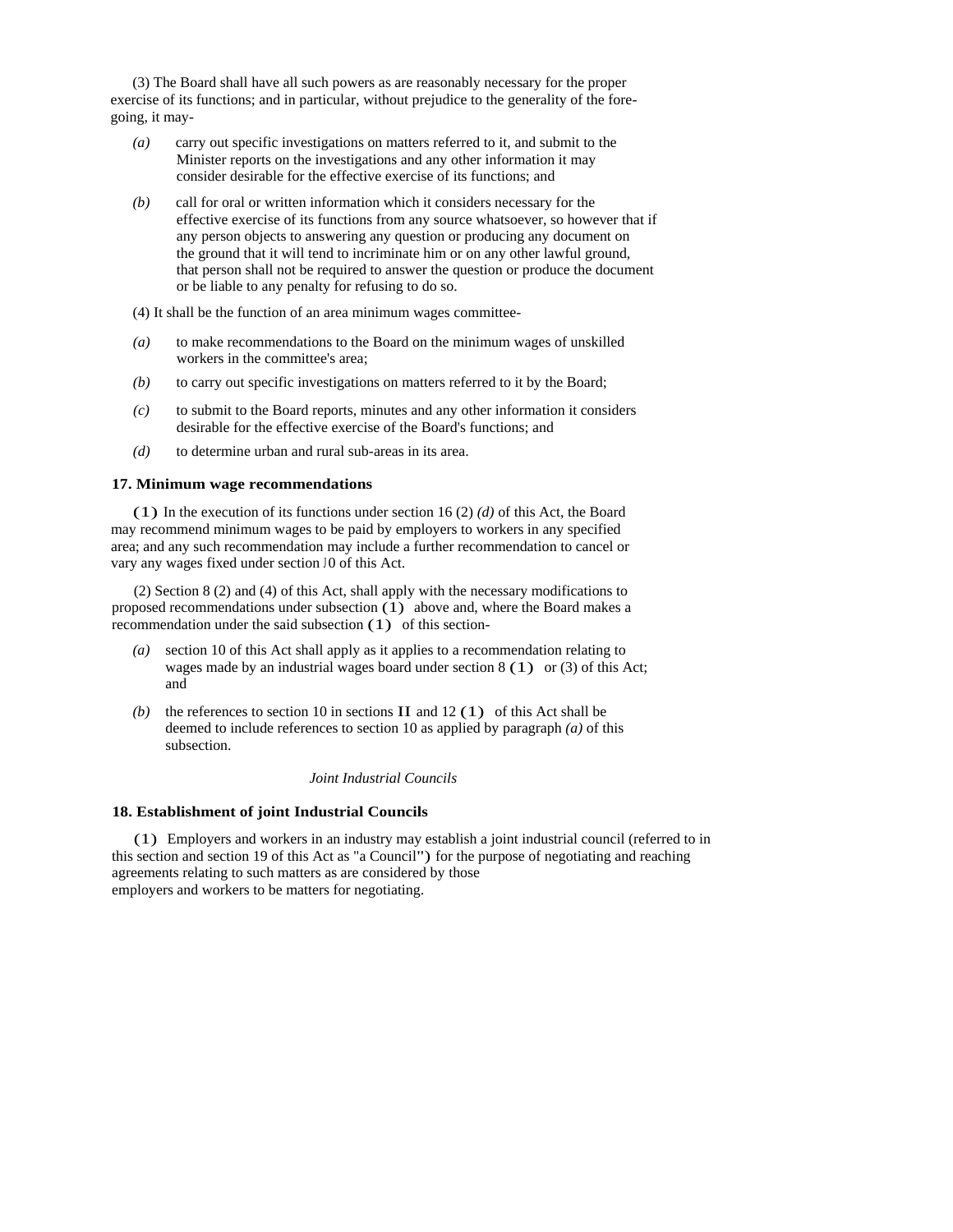(3) The Board shall have all such powers as are reasonably necessary for the proper exercise of its functions; and in particular, without prejudice to the generality of the fore-going, it may-

*(a)* carry out specific investigations on matters referred to it, and submit to the Minister reports on the investigations and any other information it may consider desirable for the effective exercise of its functions; and

*(b)* call for oral or written information which it considers necessary for the effective exercise of its functions from any source whatsoever, so however that if any person objects to answering any question or producing any document on the ground that it will tend to incriminate him or on any other lawful ground, that person shall not be required to answer the question or produce the document or be liable to any penalty for refusing to do so.

(4) It shall be the function of an area minimum wages committee-

*(a)* to make recommendations to the Board on the minimum wages of unskilled workers in the committee's area;

*(b)* to carry out specific investigations on matters referred to it by the Board;

*(c)* to submit to the Board reports, minutes and any other information it considers desirable for the effective exercise of the Board's functions; and

*(d)* to determine urban and rural sub-areas in its area.

### 17. Minimum wage recommendations

(1) In the execution of its functions under section 16 (2) *(d)* of this Act, the Board may recommend minimum wages to be paid by employers to workers in any specified area; and any such recommendation may include a further recommendation to cancel or vary any wages fixed under section 10 of this Act.

(2) Section 8 (2) and (4) of this Act, shall apply with the necessary modifications to proposed recommendations under subsection (1) above and, where the Board makes a recommendation under the said subsection (1) of this section-

*(a)* section 10 of this Act shall apply as it applies to a recommendation relating to wages made by an industrial wages board under section 8 (1) or (3) of this Act; and

*(b)* the references to section 10 in sections 11 and 12 (1) of this Act shall be deemed to include references to section 10 as applied by paragraph *(a)* of this subsection.

*Joint Industrial Councils*

### 18. Establishment of joint Industrial Councils

(1) Employers and workers in an industry may establish a joint industrial council (referred to in this section and section 19 of this Act as "a Council") for the purpose of negotiating and reaching agreements relating to such matters as are considered by those employers and workers to be matters for negotiating.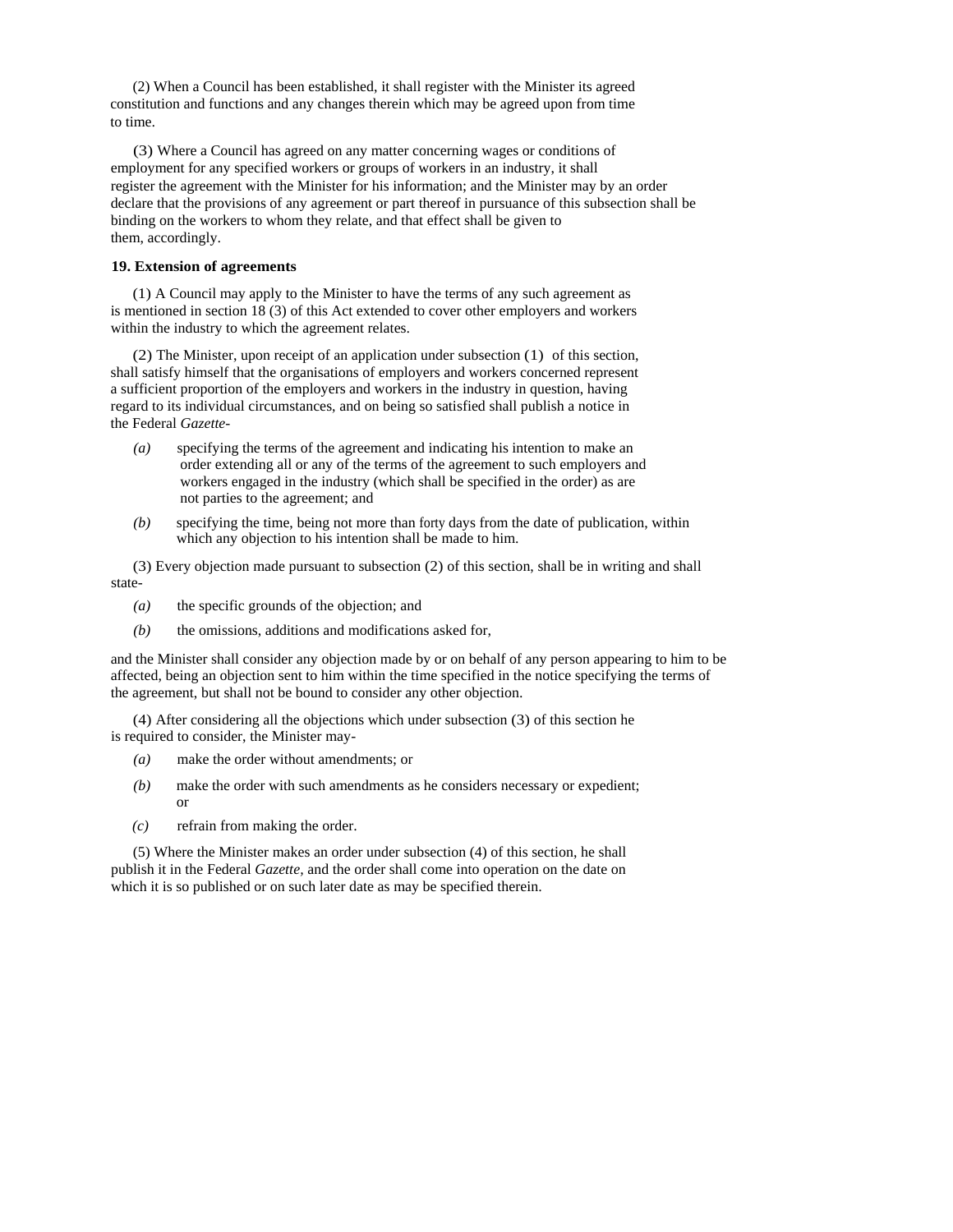(2) When a Council has been established, it shall register with the Minister its agreed constitution and functions and any changes therein which may be agreed upon from time to time.

(3) Where a Council has agreed on any matter concerning wages or conditions of employment for any specified workers or groups of workers in an industry, it shall register the agreement with the Minister for his information; and the Minister may by an order declare that the provisions of any agreement or part thereof in pursuance of this subsection shall be binding on the workers to whom they relate, and that effect shall be given to them, accordingly.

**19. Extension of agreements**

(1) A Council may apply to the Minister to have the terms of any such agreement as is mentioned in section 18 (3) of this Act extended to cover other employers and workers within the industry to which the agreement relates.

(2) The Minister, upon receipt of an application under subsection (1) of this section, shall satisfy himself that the organisations of employers and workers concerned represent a sufficient proportion of the employers and workers in the industry in question, having regard to its individual circumstances, and on being so satisfied shall publish a notice in the Federal *Gazette*-

*(a)* specifying the terms of the agreement and indicating his intention to make an order extending all or any of the terms of the agreement to such employers and workers engaged in the industry (which shall be specified in the order) as are not parties to the agreement; and

*(b)* specifying the time, being not more than forty days from the date of publication, within which any objection to his intention shall be made to him.

(3) Every objection made pursuant to subsection (2) of this section, shall be in writing and shall state-

*(a)* the specific grounds of the objection; and

*(b)* the omissions, additions and modifications asked for,

and the Minister shall consider any objection made by or on behalf of any person appearing to him to be affected, being an objection sent to him within the time specified in the notice specifying the terms of the agreement, but shall not be bound to consider any other objection.

(4) After considering all the objections which under subsection (3) of this section he is required to consider, the Minister may-

*(a)* make the order without amendments; or

*(b)* make the order with such amendments as he considers necessary or expedient; or

*(c)* refrain from making the order.

(5) Where the Minister makes an order under subsection (4) of this section, he shall publish it in the Federal *Gazette*, and the order shall come into operation on the date on which it is so published or on such later date as may be specified therein.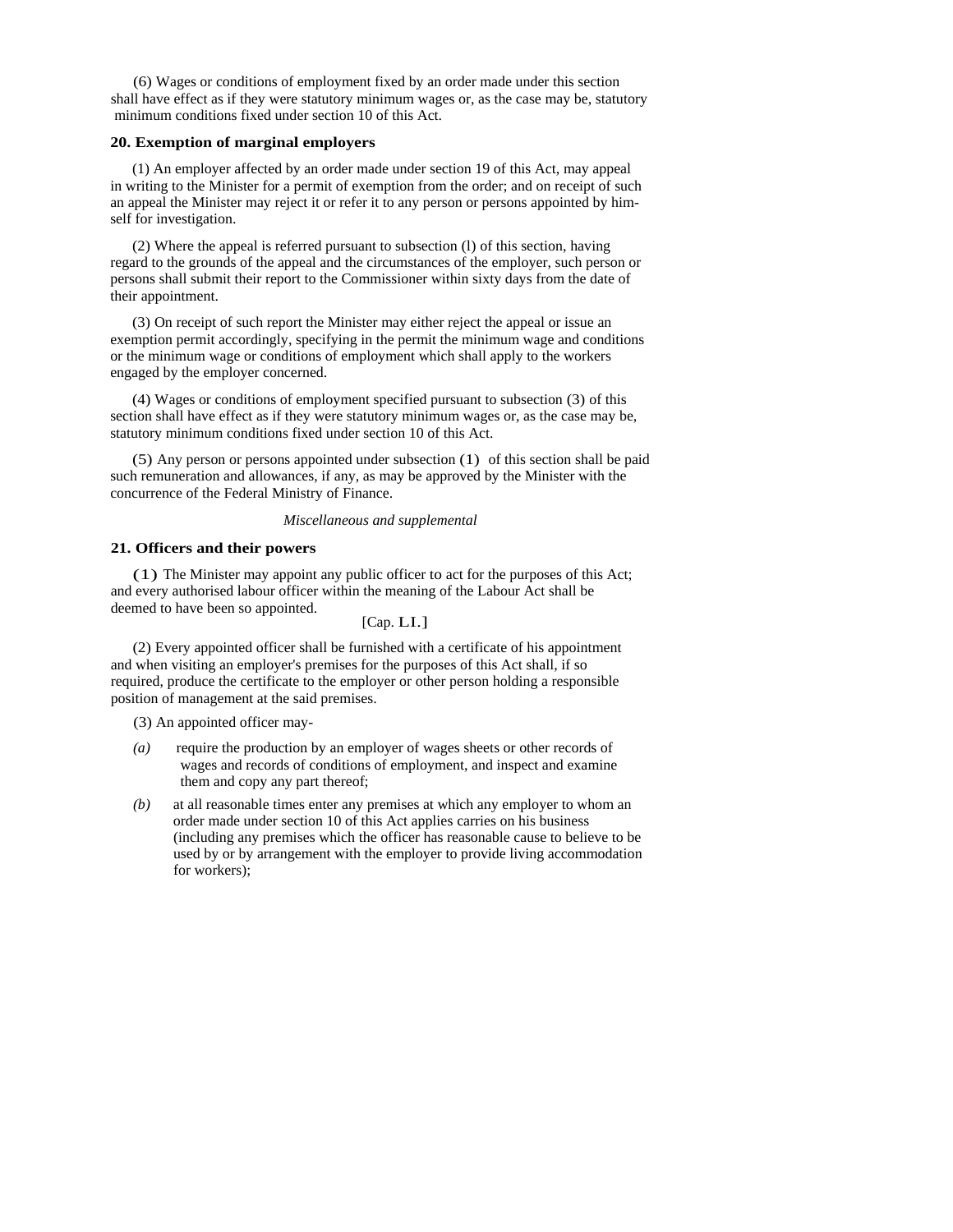(6) Wages or conditions of employment fixed by an order made under this section shall have effect as if they were statutory minimum wages or, as the case may be, statutory minimum conditions fixed under section 10 of this Act.

### 20. Exemption of marginal employers

(1) An employer affected by an order made under section 19 of this Act, may appeal in writing to the Minister for a permit of exemption from the order; and on receipt of such an appeal the Minister may reject it or refer it to any person or persons appointed by himself for investigation.

(2) Where the appeal is referred pursuant to subsection (l) of this section, having regard to the grounds of the appeal and the circumstances of the employer, such person or persons shall submit their report to the Commissioner within sixty days from the date of their appointment.

(3) On receipt of such report the Minister may either reject the appeal or issue an exemption permit accordingly, specifying in the permit the minimum wage and conditions or the minimum wage or conditions of employment which shall apply to the workers engaged by the employer concerned.

(4) Wages or conditions of employment specified pursuant to subsection (3) of this section shall have effect as if they were statutory minimum wages or, as the case may be, statutory minimum conditions fixed under section 10 of this Act.

(5) Any person or persons appointed under subsection (1) of this section shall be paid such remuneration and allowances, if any, as may be approved by the Minister with the concurrence of the Federal Ministry of Finance.

*Miscellaneous and supplemental*

### 21. Officers and their powers

(1) The Minister may appoint any public officer to act for the purposes of this Act; and every authorised labour officer within the meaning of the Labour Act shall be deemed to have been so appointed.

[Cap. LI.]

(2) Every appointed officer shall be furnished with a certificate of his appointment and when visiting an employer's premises for the purposes of this Act shall, if so required, produce the certificate to the employer or other person holding a responsible position of management at the said premises.

(3) An appointed officer may-

*(a)* require the production by an employer of wages sheets or other records of wages and records of conditions of employment, and inspect and examine them and copy any part thereof;

*(b)* at all reasonable times enter any premises at which any employer to whom an order made under section 10 of this Act applies carries on his business (including any premises which the officer has reasonable cause to believe to be used by or by arrangement with the employer to provide living accommodation for workers);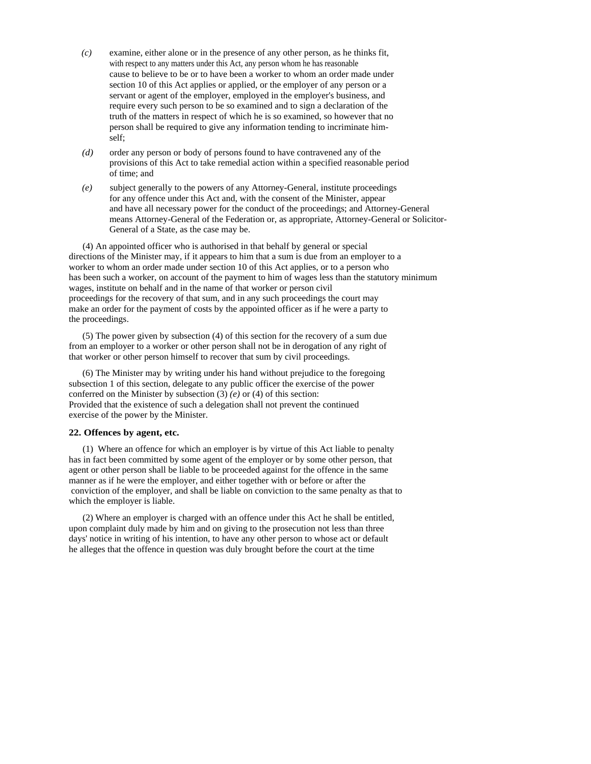*(c)* examine, either alone or in the presence of any other person, as he thinks fit, with respect to any matters under this Act, any person whom he has reasonable cause to believe to be or to have been a worker to whom an order made under section 10 of this Act applies or applied, or the employer of any person or a servant or agent of the employer, employed in the employer's business, and require every such person to be so examined and to sign a declaration of the truth of the matters in respect of which he is so examined, so however that no person shall be required to give any information tending to incriminate himself;

*(d)* order any person or body of persons found to have contravened any of the provisions of this Act to take remedial action within a specified reasonable period of time; and

*(e)* subject generally to the powers of any Attorney-General, institute proceedings for any offence under this Act and, with the consent of the Minister, appear and have all necessary power for the conduct of the proceedings; and Attorney-General means Attorney-General of the Federation or, as appropriate, Attorney-General or Solicitor-General of a State, as the case may be.

(4) An appointed officer who is authorised in that behalf by general or special directions of the Minister may, if it appears to him that a sum is due from an employer to a worker to whom an order made under section 10 of this Act applies, or to a person who has been such a worker, on account of the payment to him of wages less than the statutory minimum wages, institute on behalf and in the name of that worker or person civil proceedings for the recovery of that sum, and in any such proceedings the court may make an order for the payment of costs by the appointed officer as if he were a party to the proceedings.

(5) The power given by subsection (4) of this section for the recovery of a sum due from an employer to a worker or other person shall not be in derogation of any right of that worker or other person himself to recover that sum by civil proceedings.

(6) The Minister may by writing under his hand without prejudice to the foregoing subsection 1 of this section, delegate to any public officer the exercise of the power conferred on the Minister by subsection (3) *(e)* or (4) of this section:
Provided that the existence of such a delegation shall not prevent the continued exercise of the power by the Minister.

**22. Offences by agent, etc.**

(1) Where an offence for which an employer is by virtue of this Act liable to penalty has in fact been committed by some agent of the employer or by some other person, that agent or other person shall be liable to be proceeded against for the offence in the same manner as if he were the employer, and either together with or before or after the conviction of the employer, and shall be liable on conviction to the same penalty as that to which the employer is liable.

(2) Where an employer is charged with an offence under this Act he shall be entitled, upon complaint duly made by him and on giving to the prosecution not less than three days' notice in writing of his intention, to have any other person to whose act or default he alleges that the offence in question was duly brought before the court at the time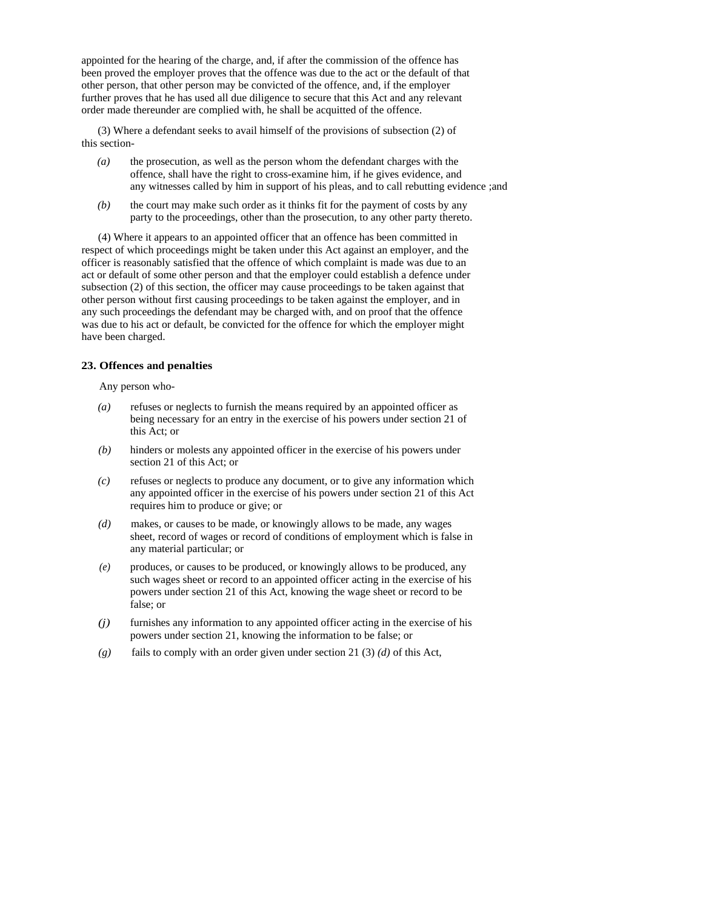appointed for the hearing of the charge, and, if after the commission of the offence has been proved the employer proves that the offence was due to the act or the default of that other person, that other person may be convicted of the offence, and, if the employer further proves that he has used all due diligence to secure that this Act and any relevant order made thereunder are complied with, he shall be acquitted of the offence.

(3) Where a defendant seeks to avail himself of the provisions of subsection (2) of this section-

*(a)* the prosecution, as well as the person whom the defendant charges with the offence, shall have the right to cross-examine him, if he gives evidence, and any witnesses called by him in support of his pleas, and to call rebutting evidence ;and

*(b)* the court may make such order as it thinks fit for the payment of costs by any party to the proceedings, other than the prosecution, to any other party thereto.

(4) Where it appears to an appointed officer that an offence has been committed in respect of which proceedings might be taken under this Act against an employer, and the officer is reasonably satisfied that the offence of which complaint is made was due to an act or default of some other person and that the employer could establish a defence under subsection (2) of this section, the officer may cause proceedings to be taken against that other person without first causing proceedings to be taken against the employer, and in any such proceedings the defendant may be charged with, and on proof that the offence was due to his act or default, be convicted for the offence for which the employer might have been charged.

**23. Offences and penalties**

Any person who-

*(a)* refuses or neglects to furnish the means required by an appointed officer as being necessary for an entry in the exercise of his powers under section 21 of this Act; or

*(b)* hinders or molests any appointed officer in the exercise of his powers under section 21 of this Act; or

*(c)* refuses or neglects to produce any document, or to give any information which any appointed officer in the exercise of his powers under section 21 of this Act requires him to produce or give; or

*(d)* makes, or causes to be made, or knowingly allows to be made, any wages sheet, record of wages or record of conditions of employment which is false in any material particular; or

*(e)* produces, or causes to be produced, or knowingly allows to be produced, any such wages sheet or record to an appointed officer acting in the exercise of his powers under section 21 of this Act, knowing the wage sheet or record to be false; or

*(j)* furnishes any information to any appointed officer acting in the exercise of his powers under section 21, knowing the information to be false; or

*(g)* fails to comply with an order given under section 21 (3) *(d)* of this Act,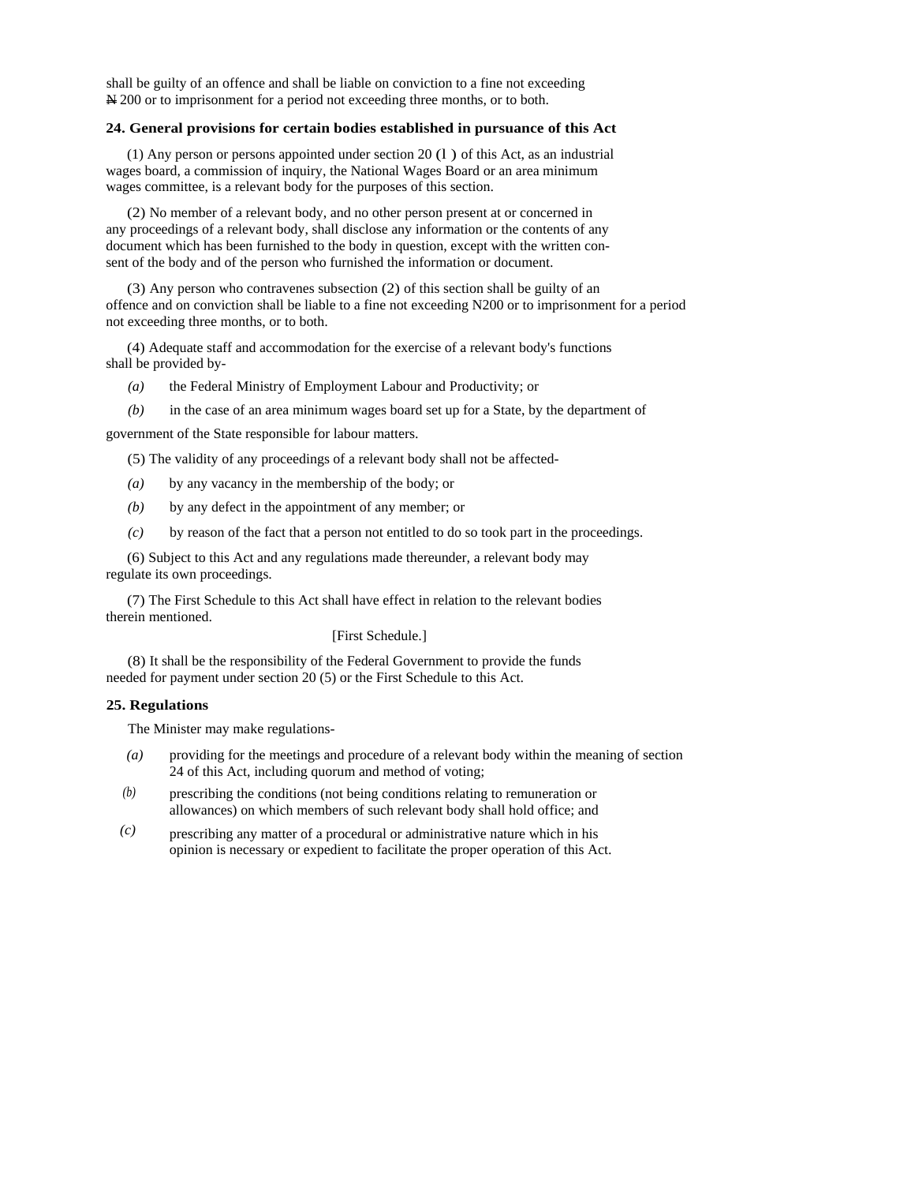shall be guilty of an offence and shall be liable on conviction to a fine not exceeding ₦ 200 or to imprisonment for a period not exceeding three months, or to both.

### 24. General provisions for certain bodies established in pursuance of this Act

(1) Any person or persons appointed under section 20 (l ) of this Act, as an industrial wages board, a commission of inquiry, the National Wages Board or an area minimum wages committee, is a relevant body for the purposes of this section.

(2) No member of a relevant body, and no other person present at or concerned in any proceedings of a relevant body, shall disclose any information or the contents of any document which has been furnished to the body in question, except with the written consent of the body and of the person who furnished the information or document.

(3) Any person who contravenes subsection (2) of this section shall be guilty of an offence and on conviction shall be liable to a fine not exceeding N200 or to imprisonment for a period not exceeding three months, or to both.

(4) Adequate staff and accommodation for the exercise of a relevant body's functions shall be provided by-

*(a)* the Federal Ministry of Employment Labour and Productivity; or

*(b)* in the case of an area minimum wages board set up for a State, by the department of government of the State responsible for labour matters.

(5) The validity of any proceedings of a relevant body shall not be affected-

*(a)* by any vacancy in the membership of the body; or

*(b)* by any defect in the appointment of any member; or

*(c)* by reason of the fact that a person not entitled to do so took part in the proceedings.

(6) Subject to this Act and any regulations made thereunder, a relevant body may regulate its own proceedings.

(7) The First Schedule to this Act shall have effect in relation to the relevant bodies therein mentioned.

[First Schedule.]

(8) It shall be the responsibility of the Federal Government to provide the funds needed for payment under section 20 (5) or the First Schedule to this Act.

### 25. Regulations

The Minister may make regulations-

*(a)* providing for the meetings and procedure of a relevant body within the meaning of section 24 of this Act, including quorum and method of voting;

*(b)* prescribing the conditions (not being conditions relating to remuneration or allowances) on which members of such relevant body shall hold office; and

*(c)* prescribing any matter of a procedural or administrative nature which in his opinion is necessary or expedient to facilitate the proper operation of this Act.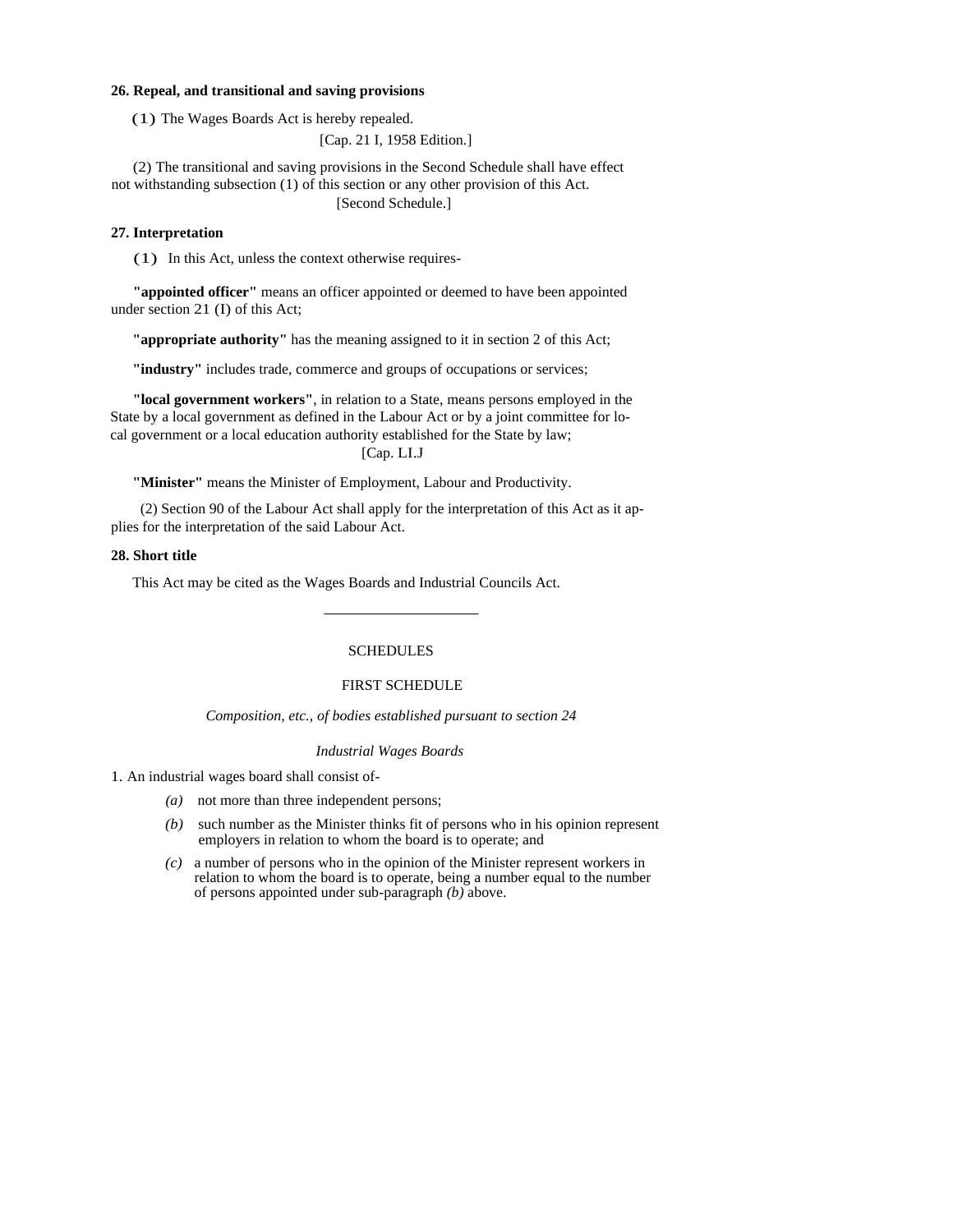### 26. Repeal, and transitional and saving provisions

(1) The Wages Boards Act is hereby repealed.

[Cap. 21 I, 1958 Edition.]

(2) The transitional and saving provisions in the Second Schedule shall have effect not withstanding subsection (1) of this section or any other provision of this Act.

[Second Schedule.]

### 27. Interpretation

(1) In this Act, unless the context otherwise requires-

**"appointed officer"** means an officer appointed or deemed to have been appointed under section 21 (I) of this Act;

**"appropriate authority"** has the meaning assigned to it in section 2 of this Act;

**"industry"** includes trade, commerce and groups of occupations or services;

**"local government workers"**, in relation to a State, means persons employed in the State by a local government as defined in the Labour Act or by a joint committee for local government or a local education authority established for the State by law;

[Cap. LI.J

**"Minister"** means the Minister of Employment, Labour and Productivity.

(2) Section 90 of the Labour Act shall apply for the interpretation of this Act as it applies for the interpretation of the said Labour Act.

### 28. Short title

This Act may be cited as the Wages Boards and Industrial Councils Act.

---

SCHEDULES

FIRST SCHEDULE

*Composition, etc., of bodies established pursuant to section 24*

*Industrial Wages Boards*

1. An industrial wages board shall consist of-

*(a)* not more than three independent persons;

*(b)* such number as the Minister thinks fit of persons who in his opinion represent employers in relation to whom the board is to operate; and

*(c)* a number of persons who in the opinion of the Minister represent workers in relation to whom the board is to operate, being a number equal to the number of persons appointed under sub-paragraph *(b)* above.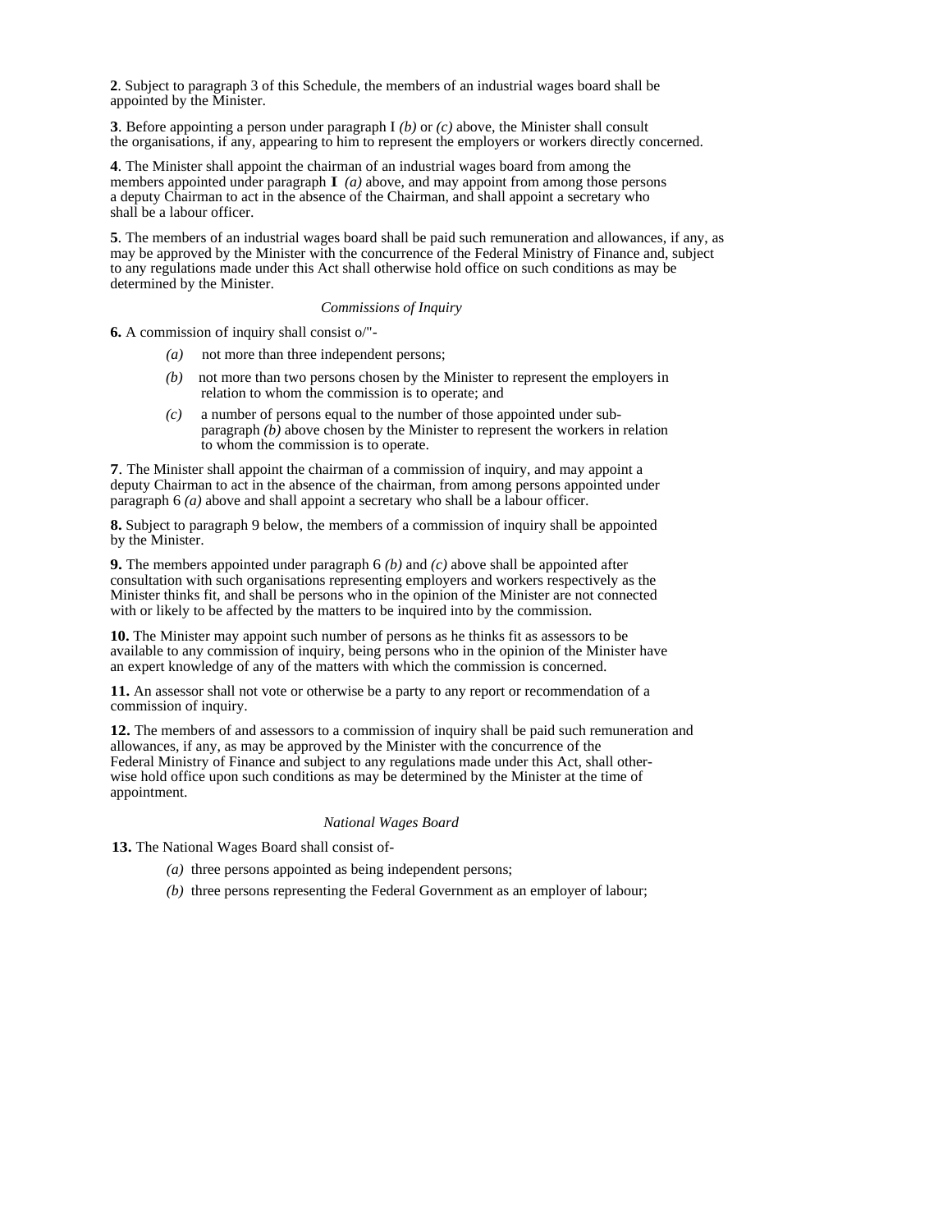**2**. Subject to paragraph 3 of this Schedule, the members of an industrial wages board shall be appointed by the Minister.

**3**. Before appointing a person under paragraph I *(b)* or *(c)* above, the Minister shall consult the organisations, if any, appearing to him to represent the employers or workers directly concerned.

**4**. The Minister shall appoint the chairman of an industrial wages board from among the members appointed under paragraph **I** *(a)* above, and may appoint from among those persons a deputy Chairman to act in the absence of the Chairman, and shall appoint a secretary who shall be a labour officer.

**5**. The members of an industrial wages board shall be paid such remuneration and allowances, if any, as may be approved by the Minister with the concurrence of the Federal Ministry of Finance and, subject to any regulations made under this Act shall otherwise hold office on such conditions as may be determined by the Minister.

*Commissions of Inquiry*

**6.** A commission of inquiry shall consist o/"-

*(a)* not more than three independent persons;

*(b)* not more than two persons chosen by the Minister to represent the employers in relation to whom the commission is to operate; and

*(c)* a number of persons equal to the number of those appointed under sub-paragraph *(b)* above chosen by the Minister to represent the workers in relation to whom the commission is to operate.

**7**. The Minister shall appoint the chairman of a commission of inquiry, and may appoint a deputy Chairman to act in the absence of the chairman, from among persons appointed under paragraph 6 *(a)* above and shall appoint a secretary who shall be a labour officer.

**8.** Subject to paragraph 9 below, the members of a commission of inquiry shall be appointed by the Minister.

**9.** The members appointed under paragraph 6 *(b)* and *(c)* above shall be appointed after consultation with such organisations representing employers and workers respectively as the Minister thinks fit, and shall be persons who in the opinion of the Minister are not connected with or likely to be affected by the matters to be inquired into by the commission.

**10.** The Minister may appoint such number of persons as he thinks fit as assessors to be available to any commission of inquiry, being persons who in the opinion of the Minister have an expert knowledge of any of the matters with which the commission is concerned.

**11.** An assessor shall not vote or otherwise be a party to any report or recommendation of a commission of inquiry.

**12.** The members of and assessors to a commission of inquiry shall be paid such remuneration and allowances, if any, as may be approved by the Minister with the concurrence of the Federal Ministry of Finance and subject to any regulations made under this Act, shall otherwise hold office upon such conditions as may be determined by the Minister at the time of appointment.

*National Wages Board*

**13.** The National Wages Board shall consist of-

*(a)* three persons appointed as being independent persons;

*(b)* three persons representing the Federal Government as an employer of labour;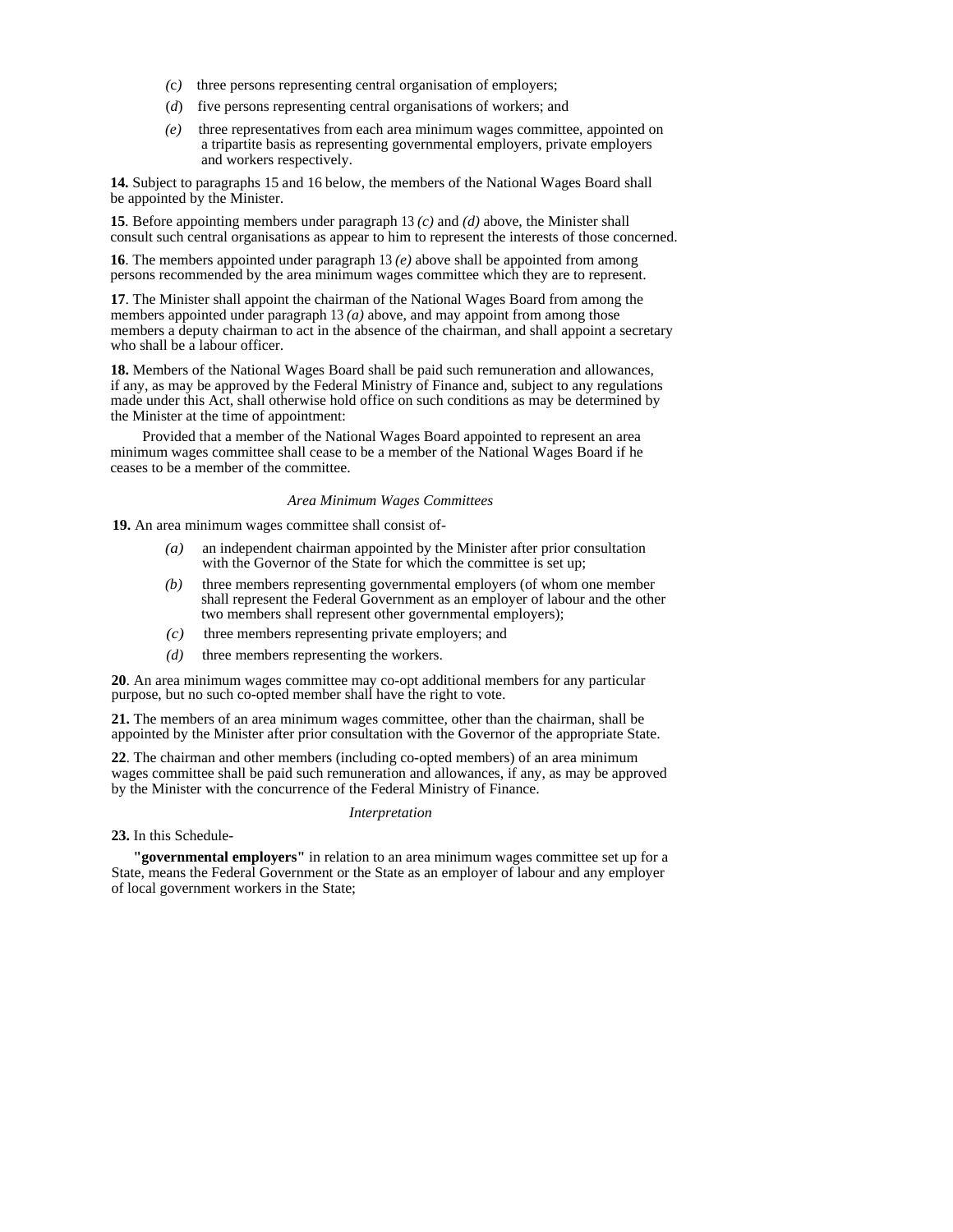*(c)* three persons representing central organisation of employers;

(*d*) five persons representing central organisations of workers; and

*(e)* three representatives from each area minimum wages committee, appointed on a tripartite basis as representing governmental employers, private employers and workers respectively.

**14.** Subject to paragraphs 15 and 16 below, the members of the National Wages Board shall be appointed by the Minister.

**15**. Before appointing members under paragraph 13 *(c)* and *(d)* above, the Minister shall consult such central organisations as appear to him to represent the interests of those concerned.

**16**. The members appointed under paragraph 13 *(e)* above shall be appointed from among persons recommended by the area minimum wages committee which they are to represent.

**17**. The Minister shall appoint the chairman of the National Wages Board from among the members appointed under paragraph 13 *(a)* above, and may appoint from among those members a deputy chairman to act in the absence of the chairman, and shall appoint a secretary who shall be a labour officer.

**18.** Members of the National Wages Board shall be paid such remuneration and allowances, if any, as may be approved by the Federal Ministry of Finance and, subject to any regulations made under this Act, shall otherwise hold office on such conditions as may be determined by the Minister at the time of appointment:

Provided that a member of the National Wages Board appointed to represent an area minimum wages committee shall cease to be a member of the National Wages Board if he ceases to be a member of the committee.

*Area Minimum Wages Committees*

**19.** An area minimum wages committee shall consist of-

*(a)* an independent chairman appointed by the Minister after prior consultation with the Governor of the State for which the committee is set up;

*(b)* three members representing governmental employers (of whom one member shall represent the Federal Government as an employer of labour and the other two members shall represent other governmental employers);

*(c)* three members representing private employers; and

*(d)* three members representing the workers.

**20**. An area minimum wages committee may co-opt additional members for any particular purpose, but no such co-opted member shall have the right to vote.

**21.** The members of an area minimum wages committee, other than the chairman, shall be appointed by the Minister after prior consultation with the Governor of the appropriate State.

**22**. The chairman and other members (including co-opted members) of an area minimum wages committee shall be paid such remuneration and allowances, if any, as may be approved by the Minister with the concurrence of the Federal Ministry of Finance.

*Interpretation*

**23.** In this Schedule-

**"governmental employers"** in relation to an area minimum wages committee set up for a State, means the Federal Government or the State as an employer of labour and any employer of local government workers in the State;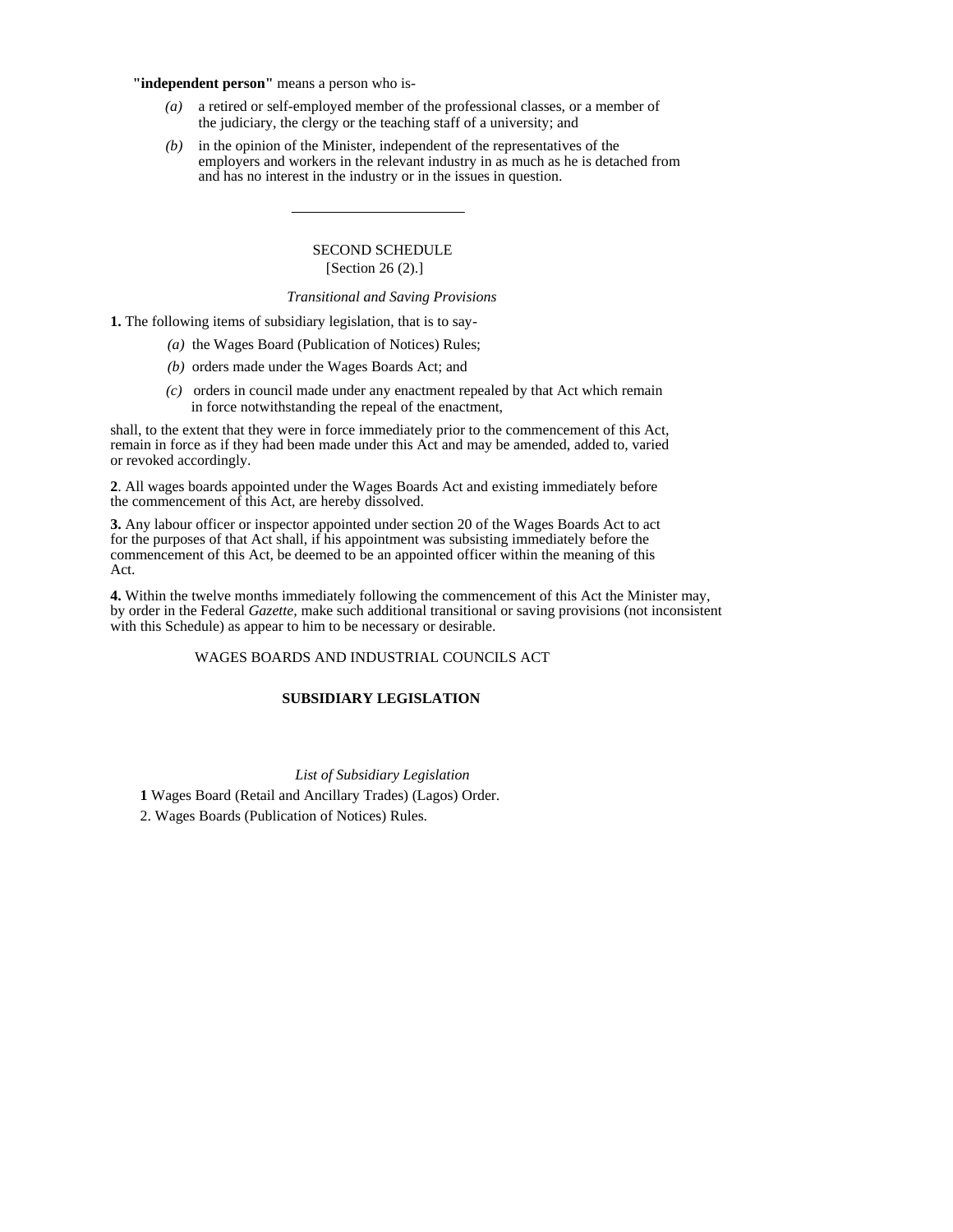**"independent person"** means a person who is-

*(a)* a retired or self-employed member of the professional classes, or a member of the judiciary, the clergy or the teaching staff of a university; and

*(b)* in the opinion of the Minister, independent of the representatives of the employers and workers in the relevant industry in as much as he is detached from and has no interest in the industry or in the issues in question.

---

SECOND SCHEDULE

[Section 26 (2).]

*Transitional and Saving Provisions*

**1.** The following items of subsidiary legislation, that is to say-

*(a)* the Wages Board (Publication of Notices) Rules;

*(b)* orders made under the Wages Boards Act; and

*(c)* orders in council made under any enactment repealed by that Act which remain in force notwithstanding the repeal of the enactment,

shall, to the extent that they were in force immediately prior to the commencement of this Act, remain in force as if they had been made under this Act and may be amended, added to, varied or revoked accordingly.

**2**. All wages boards appointed under the Wages Boards Act and existing immediately before the commencement of this Act, are hereby dissolved.

**3.** Any labour officer or inspector appointed under section 20 of the Wages Boards Act to act for the purposes of that Act shall, if his appointment was subsisting immediately before the commencement of this Act, be deemed to be an appointed officer within the meaning of this Act.

**4.** Within the twelve months immediately following the commencement of this Act the Minister may, by order in the Federal *Gazette,* make such additional transitional or saving provisions (not inconsistent with this Schedule) as appear to him to be necessary or desirable.

WAGES BOARDS AND INDUSTRIAL COUNCILS ACT

**SUBSIDIARY LEGISLATION**

*List of Subsidiary Legislation*

**1** Wages Board (Retail and Ancillary Trades) (Lagos) Order.

2. Wages Boards (Publication of Notices) Rules.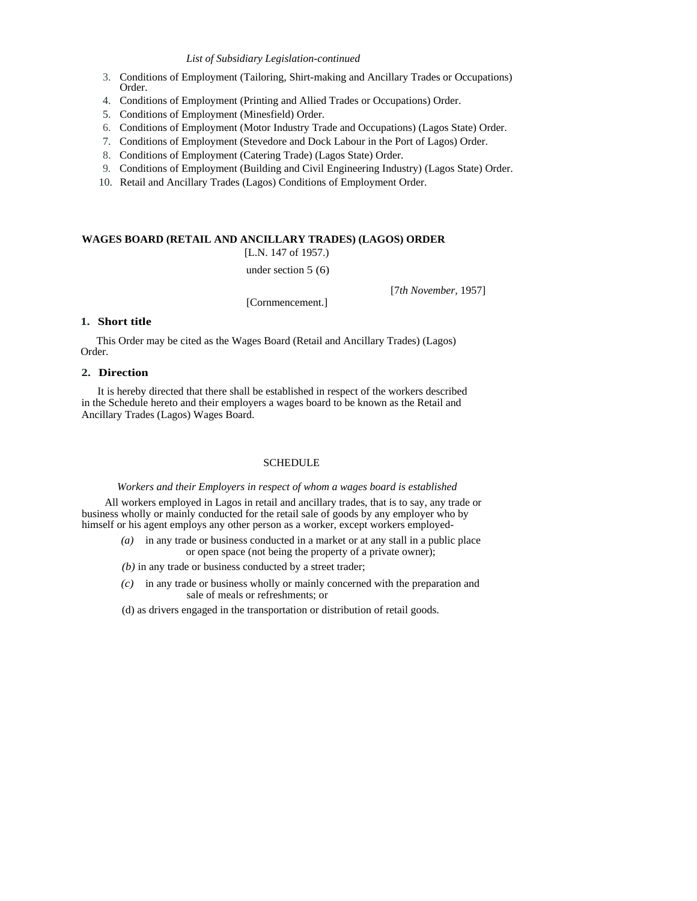*List of Subsidiary Legislation-continued*

3. Conditions of Employment (Tailoring, Shirt-making and Ancillary Trades or Occupations) Order.
4. Conditions of Employment (Printing and Allied Trades or Occupations) Order.
5. Conditions of Employment (Minesfield) Order.
6. Conditions of Employment (Motor Industry Trade and Occupations) (Lagos State) Order.
7. Conditions of Employment (Stevedore and Dock Labour in the Port of Lagos) Order.
8. Conditions of Employment (Catering Trade) (Lagos State) Order.
9. Conditions of Employment (Building and Civil Engineering Industry) (Lagos State) Order.
10. Retail and Ancillary Trades (Lagos) Conditions of Employment Order.

**WAGES BOARD (RETAIL AND ANCILLARY TRADES) (LAGOS) ORDER**

[L.N. 147 of 1957.)

under section 5 (6)

[7*th November,* 1957]

[Cornmencement.]

**1. Short title**

This Order may be cited as the Wages Board (Retail and Ancillary Trades) (Lagos) Order.

**2. Direction**

It is hereby directed that there shall be established in respect of the workers described in the Schedule hereto and their employers a wages board to be known as the Retail and Ancillary Trades (Lagos) Wages Board.

SCHEDULE

*Workers and their Employers in respect of whom a wages board is established*

All workers employed in Lagos in retail and ancillary trades, that is to say, any trade or business wholly or mainly conducted for the retail sale of goods by any employer who by himself or his agent employs any other person as a worker, except workers employed-

*(a)* in any trade or business conducted in a market or at any stall in a public place or open space (not being the property of a private owner);

*(b)* in any trade or business conducted by a street trader;

*(c)* in any trade or business wholly or mainly concerned with the preparation and sale of meals or refreshments; or

(d) as drivers engaged in the transportation or distribution of retail goods.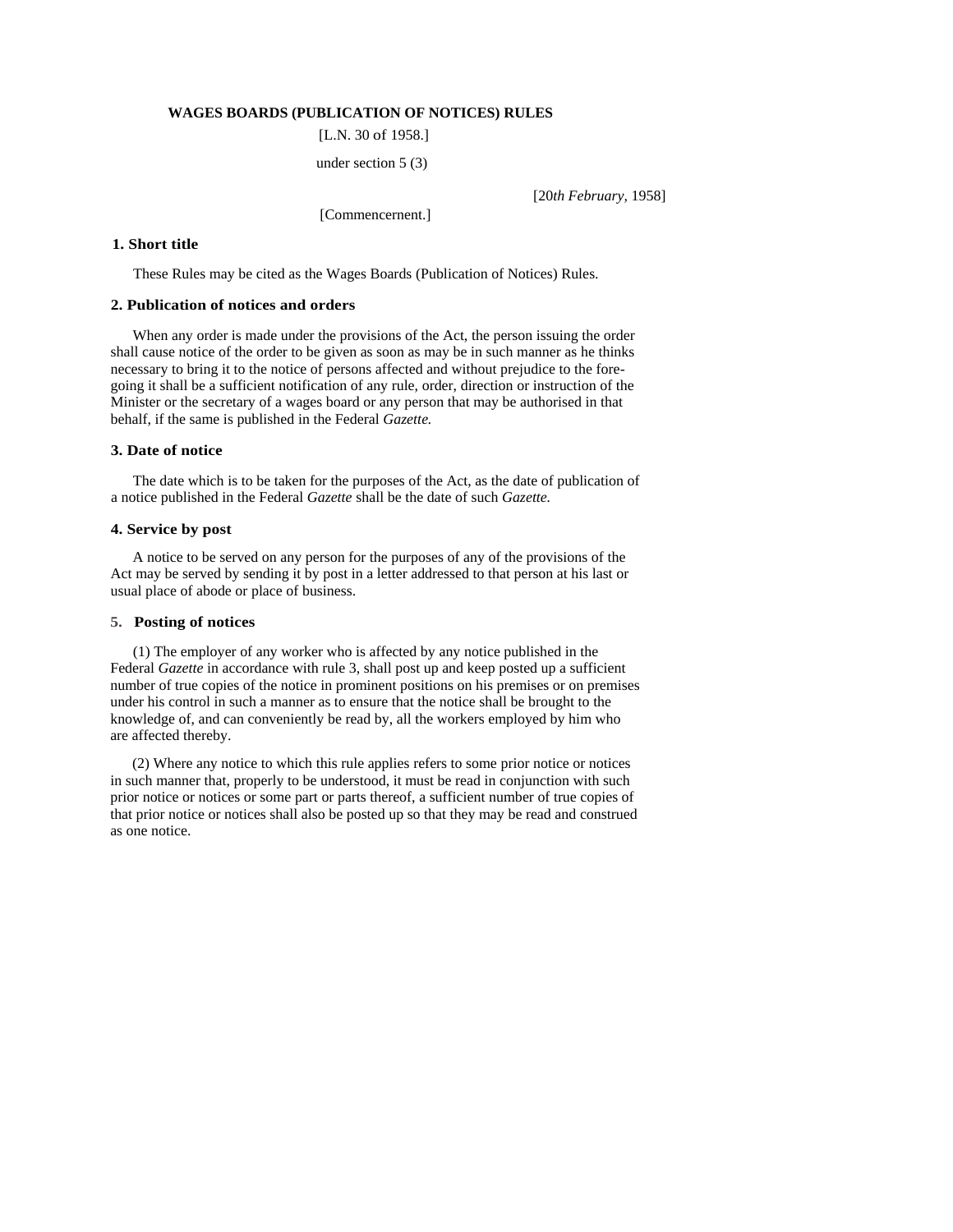## WAGES BOARDS (PUBLICATION OF NOTICES) RULES

[L.N. 30 of 1958.]

under section 5 (3)

[20*th February,* 1958]

[Commencernent.]

### 1. Short title

These Rules may be cited as the Wages Boards (Publication of Notices) Rules.

### 2. Publication of notices and orders

When any order is made under the provisions of the Act, the person issuing the order shall cause notice of the order to be given as soon as may be in such manner as he thinks necessary to bring it to the notice of persons affected and without prejudice to the foregoing it shall be a sufficient notification of any rule, order, direction or instruction of the Minister or the secretary of a wages board or any person that may be authorised in that behalf, if the same is published in the Federal *Gazette.*

### 3. Date of notice

The date which is to be taken for the purposes of the Act, as the date of publication of a notice published in the Federal *Gazette* shall be the date of such *Gazette.*

### 4. Service by post

A notice to be served on any person for the purposes of any of the provisions of the Act may be served by sending it by post in a letter addressed to that person at his last or usual place of abode or place of business.

### 5. Posting of notices

(1) The employer of any worker who is affected by any notice published in the Federal *Gazette* in accordance with rule 3, shall post up and keep posted up a sufficient number of true copies of the notice in prominent positions on his premises or on premises under his control in such a manner as to ensure that the notice shall be brought to the knowledge of, and can conveniently be read by, all the workers employed by him who are affected thereby.

(2) Where any notice to which this rule applies refers to some prior notice or notices in such manner that, properly to be understood, it must be read in conjunction with such prior notice or notices or some part or parts thereof, a sufficient number of true copies of that prior notice or notices shall also be posted up so that they may be read and construed as one notice.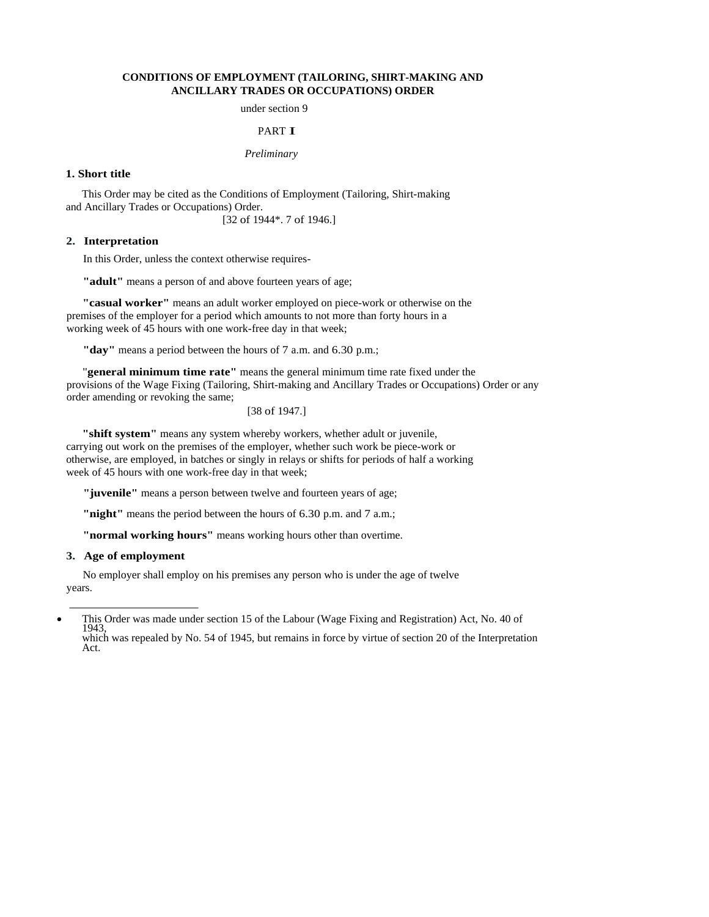# CONDITIONS OF EMPLOYMENT (TAILORING, SHIRT-MAKING AND ANCILLARY TRADES OR OCCUPATIONS) ORDER

under section 9

PART I

*Preliminary*

### 1. Short title

This Order may be cited as the Conditions of Employment (Tailoring, Shirt-making and Ancillary Trades or Occupations) Order.

[32 of 1944*. 7 of 1946.]

### 2. Interpretation

In this Order, unless the context otherwise requires-

**"adult"** means a person of and above fourteen years of age;

**"casual worker"** means an adult worker employed on piece-work or otherwise on the premises of the employer for a period which amounts to not more than forty hours in a working week of 45 hours with one work-free day in that week;

**"day"** means a period between the hours of 7 a.m. and 6.30 p.m.;

**"general minimum time rate"** means the general minimum time rate fixed under the provisions of the Wage Fixing (Tailoring, Shirt-making and Ancillary Trades or Occupations) Order or any order amending or revoking the same;

[38 of 1947.]

**"shift system"** means any system whereby workers, whether adult or juvenile, carrying out work on the premises of the employer, whether such work be piece-work or otherwise, are employed, in batches or singly in relays or shifts for periods of half a working week of 45 hours with one work-free day in that week;

**"juvenile"** means a person between twelve and fourteen years of age;

**"night"** means the period between the hours of 6.30 p.m. and 7 a.m.;

**"normal working hours"** means working hours other than overtime.

### 3. Age of employment

No employer shall employ on his premises any person who is under the age of twelve years.

---

* This Order was made under section 15 of the Labour (Wage Fixing and Registration) Act, No. 40 of 1943, which was repealed by No. 54 of 1945, but remains in force by virtue of section 20 of the Interpretation Act.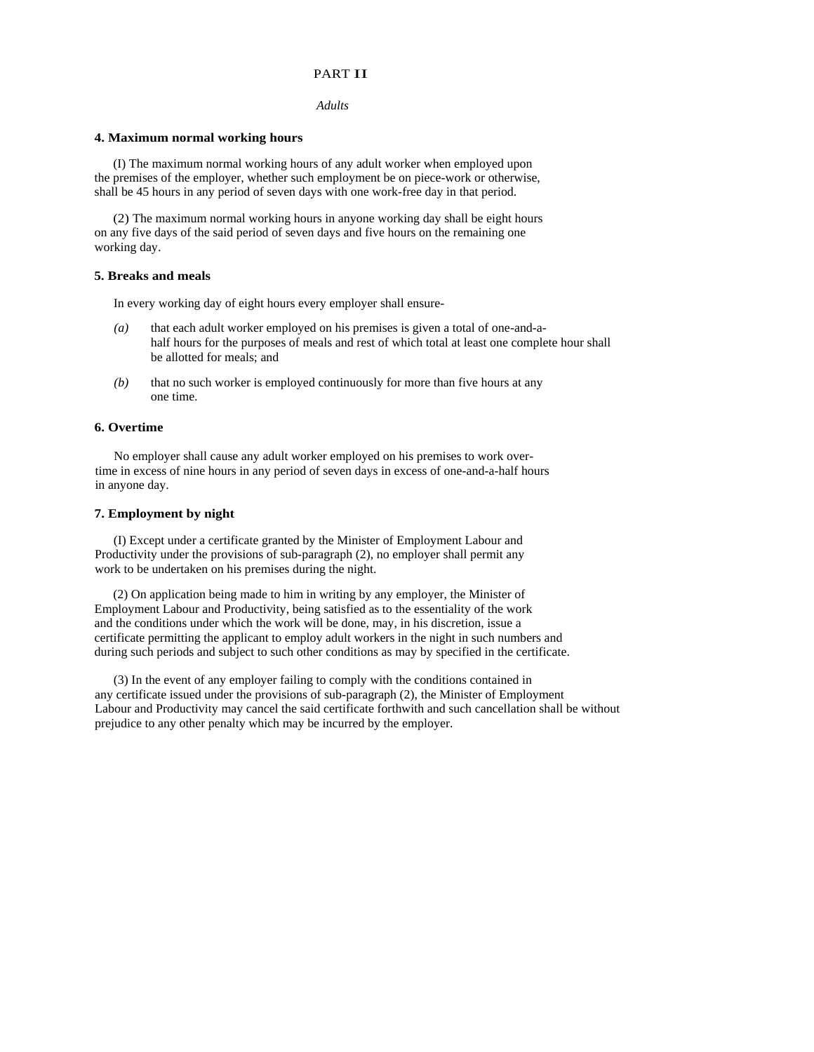PART II

*Adults*

### 4. Maximum normal working hours

(I) The maximum normal working hours of any adult worker when employed upon the premises of the employer, whether such employment be on piece-work or otherwise, shall be 45 hours in any period of seven days with one work-free day in that period.

(2) The maximum normal working hours in anyone working day shall be eight hours on any five days of the said period of seven days and five hours on the remaining one working day.

### 5. Breaks and meals

In every working day of eight hours every employer shall ensure-

*(a)* that each adult worker employed on his premises is given a total of one-and-a-half hours for the purposes of meals and rest of which total at least one complete hour shall be allotted for meals; and

*(b)* that no such worker is employed continuously for more than five hours at any one time.

### 6. Overtime

No employer shall cause any adult worker employed on his premises to work over-time in excess of nine hours in any period of seven days in excess of one-and-a-half hours in anyone day.

### 7. Employment by night

(I) Except under a certificate granted by the Minister of Employment Labour and Productivity under the provisions of sub-paragraph (2), no employer shall permit any work to be undertaken on his premises during the night.

(2) On application being made to him in writing by any employer, the Minister of Employment Labour and Productivity, being satisfied as to the essentiality of the work and the conditions under which the work will be done, may, in his discretion, issue a certificate permitting the applicant to employ adult workers in the night in such numbers and during such periods and subject to such other conditions as may by specified in the certificate.

(3) In the event of any employer failing to comply with the conditions contained in any certificate issued under the provisions of sub-paragraph (2), the Minister of Employment Labour and Productivity may cancel the said certificate forthwith and such cancellation shall be without prejudice to any other penalty which may be incurred by the employer.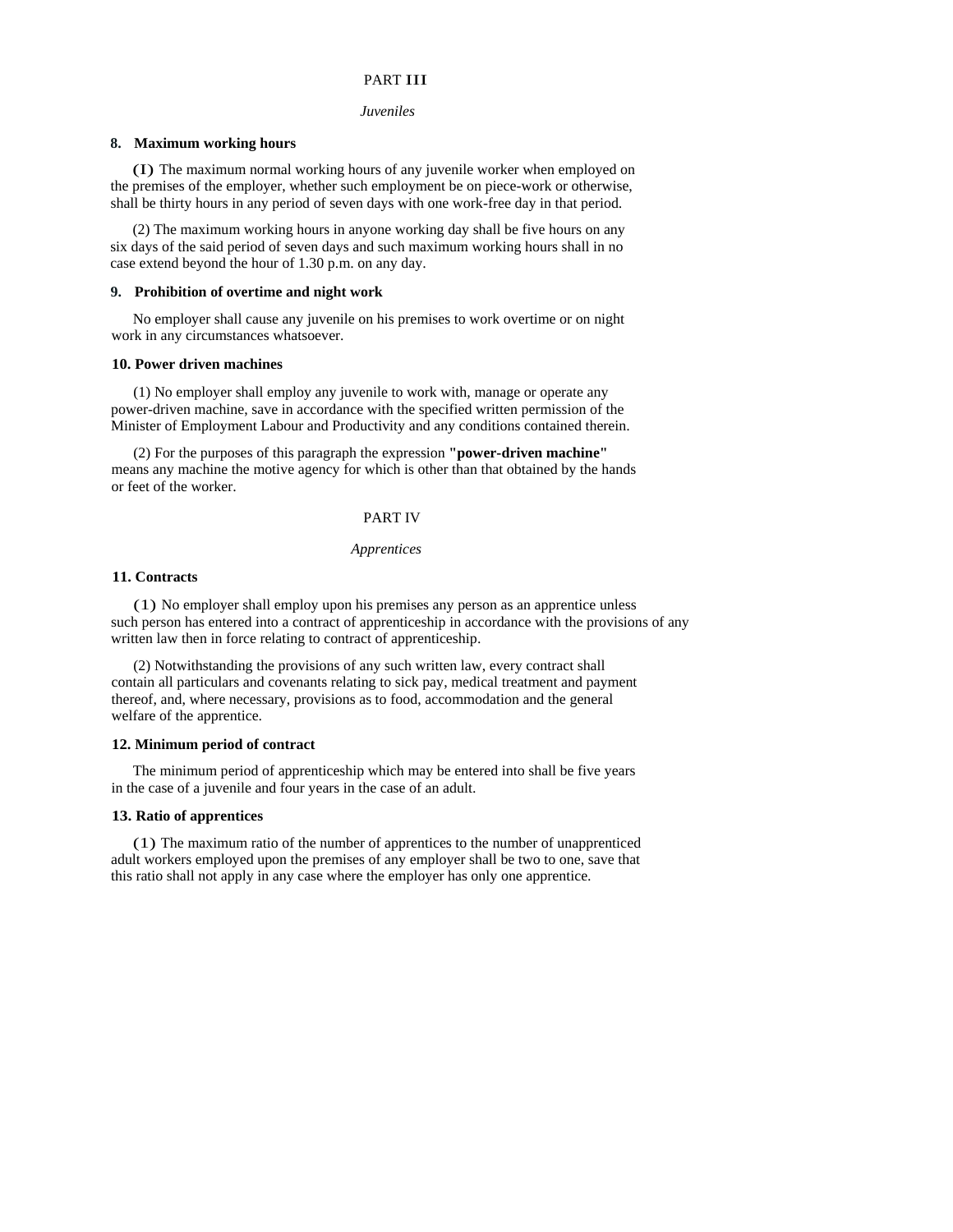## PART III

*Juveniles*

### 8. Maximum working hours

(1) The maximum normal working hours of any juvenile worker when employed on the premises of the employer, whether such employment be on piece-work or otherwise, shall be thirty hours in any period of seven days with one work-free day in that period.

(2) The maximum working hours in anyone working day shall be five hours on any six days of the said period of seven days and such maximum working hours shall in no case extend beyond the hour of 1.30 p.m. on any day.

### 9. Prohibition of overtime and night work

No employer shall cause any juvenile on his premises to work overtime or on night work in any circumstances whatsoever.

### 10. Power driven machines

(1) No employer shall employ any juvenile to work with, manage or operate any power-driven machine, save in accordance with the specified written permission of the Minister of Employment Labour and Productivity and any conditions contained therein.

(2) For the purposes of this paragraph the expression **"power-driven machine"** means any machine the motive agency for which is other than that obtained by the hands or feet of the worker.

## PART IV

*Apprentices*

### 11. Contracts

(1) No employer shall employ upon his premises any person as an apprentice unless such person has entered into a contract of apprenticeship in accordance with the provisions of any written law then in force relating to contract of apprenticeship.

(2) Notwithstanding the provisions of any such written law, every contract shall contain all particulars and covenants relating to sick pay, medical treatment and payment thereof, and, where necessary, provisions as to food, accommodation and the general welfare of the apprentice.

### 12. Minimum period of contract

The minimum period of apprenticeship which may be entered into shall be five years in the case of a juvenile and four years in the case of an adult.

### 13. Ratio of apprentices

(1) The maximum ratio of the number of apprentices to the number of unapprenticed adult workers employed upon the premises of any employer shall be two to one, save that this ratio shall not apply in any case where the employer has only one apprentice.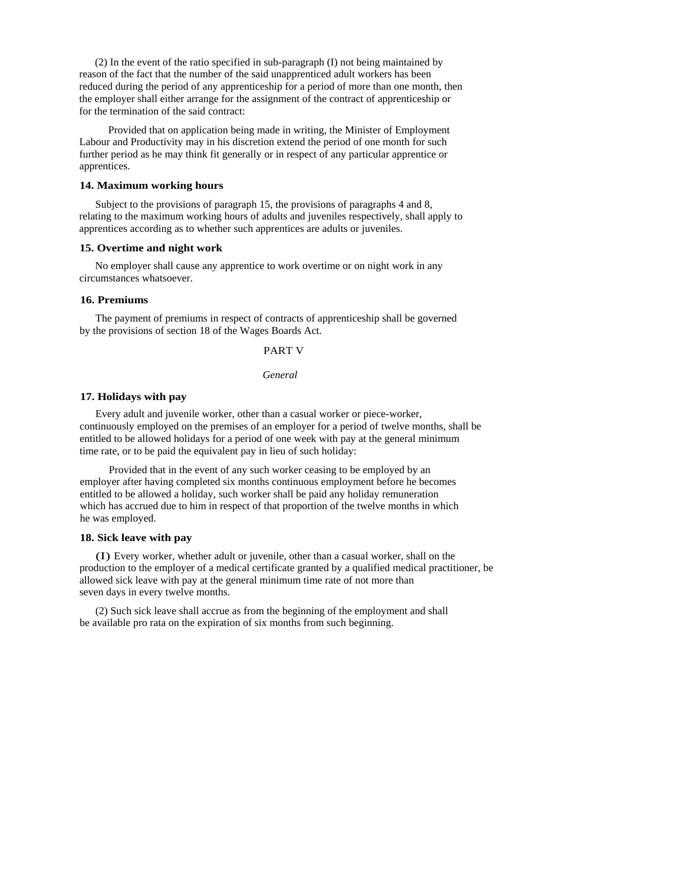(2) In the event of the ratio specified in sub-paragraph (I) not being maintained by reason of the fact that the number of the said unapprenticed adult workers has been reduced during the period of any apprenticeship for a period of more than one month, then the employer shall either arrange for the assignment of the contract of apprenticeship or for the termination of the said contract:

Provided that on application being made in writing, the Minister of Employment Labour and Productivity may in his discretion extend the period of one month for such further period as he may think fit generally or in respect of any particular apprentice or apprentices.

**14. Maximum working hours**

Subject to the provisions of paragraph 15, the provisions of paragraphs 4 and 8, relating to the maximum working hours of adults and juveniles respectively, shall apply to apprentices according as to whether such apprentices are adults or juveniles.

**15. Overtime and night work**

No employer shall cause any apprentice to work overtime or on night work in any circumstances whatsoever.

**16. Premiums**

The payment of premiums in respect of contracts of apprenticeship shall be governed by the provisions of section 18 of the Wages Boards Act.

PART V

*General*

**17. Holidays with pay**

Every adult and juvenile worker, other than a casual worker or piece-worker, continuously employed on the premises of an employer for a period of twelve months, shall be entitled to be allowed holidays for a period of one week with pay at the general minimum time rate, or to be paid the equivalent pay in lieu of such holiday:

Provided that in the event of any such worker ceasing to be employed by an employer after having completed six months continuous employment before he becomes entitled to be allowed a holiday, such worker shall be paid any holiday remuneration which has accrued due to him in respect of that proportion of the twelve months in which he was employed.

**18. Sick leave with pay**

(I) Every worker, whether adult or juvenile, other than a casual worker, shall on the production to the employer of a medical certificate granted by a qualified medical practitioner, be allowed sick leave with pay at the general minimum time rate of not more than seven days in every twelve months.

(2) Such sick leave shall accrue as from the beginning of the employment and shall be available pro rata on the expiration of six months from such beginning.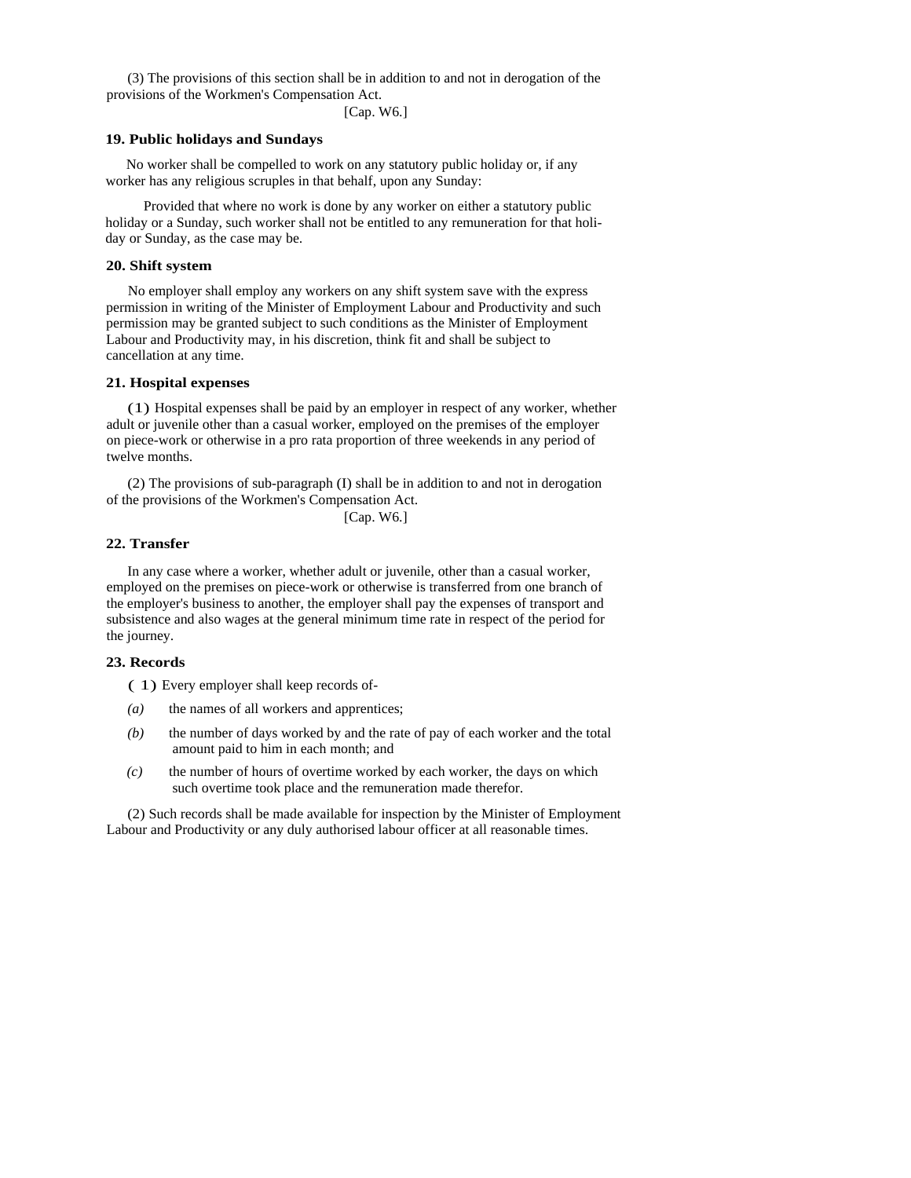(3) The provisions of this section shall be in addition to and not in derogation of the provisions of the Workmen's Compensation Act.

[Cap. W6.]

### 19. Public holidays and Sundays

No worker shall be compelled to work on any statutory public holiday or, if any worker has any religious scruples in that behalf, upon any Sunday:

Provided that where no work is done by any worker on either a statutory public holiday or a Sunday, such worker shall not be entitled to any remuneration for that holiday or Sunday, as the case may be.

### 20. Shift system

No employer shall employ any workers on any shift system save with the express permission in writing of the Minister of Employment Labour and Productivity and such permission may be granted subject to such conditions as the Minister of Employment Labour and Productivity may, in his discretion, think fit and shall be subject to cancellation at any time.

### 21. Hospital expenses

(1) Hospital expenses shall be paid by an employer in respect of any worker, whether adult or juvenile other than a casual worker, employed on the premises of the employer on piece-work or otherwise in a pro rata proportion of three weekends in any period of twelve months.

(2) The provisions of sub-paragraph (I) shall be in addition to and not in derogation of the provisions of the Workmen's Compensation Act.

[Cap. W6.]

### 22. Transfer

In any case where a worker, whether adult or juvenile, other than a casual worker, employed on the premises on piece-work or otherwise is transferred from one branch of the employer's business to another, the employer shall pay the expenses of transport and subsistence and also wages at the general minimum time rate in respect of the period for the journey.

### 23. Records

(1) Every employer shall keep records of-

*(a)* the names of all workers and apprentices;

*(b)* the number of days worked by and the rate of pay of each worker and the total amount paid to him in each month; and

*(c)* the number of hours of overtime worked by each worker, the days on which such overtime took place and the remuneration made therefor.

(2) Such records shall be made available for inspection by the Minister of Employment Labour and Productivity or any duly authorised labour officer at all reasonable times.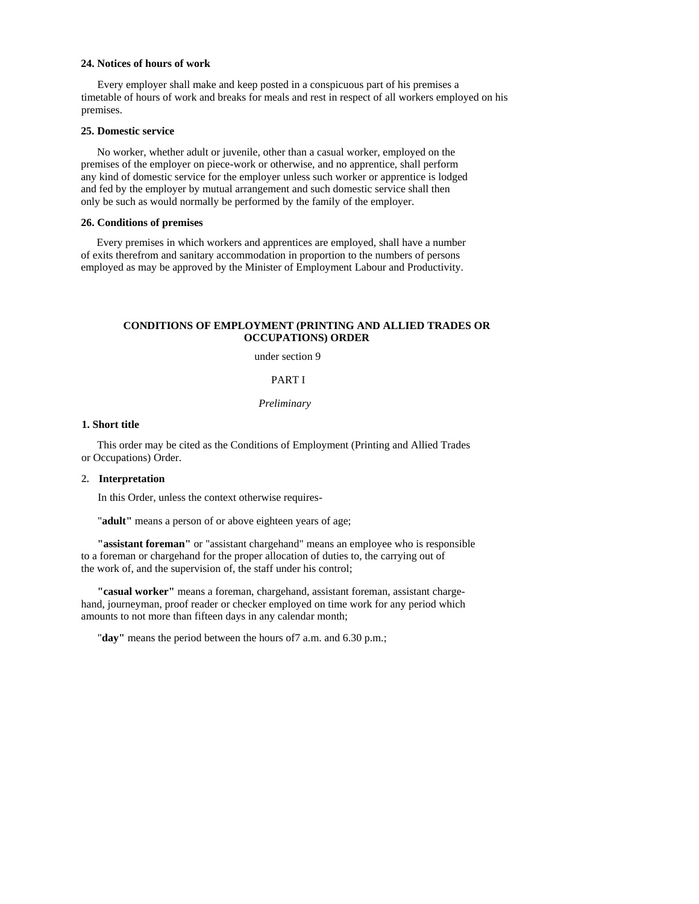**24. Notices of hours of work**

Every employer shall make and keep posted in a conspicuous part of his premises a timetable of hours of work and breaks for meals and rest in respect of all workers employed on his premises.

**25. Domestic service**

No worker, whether adult or juvenile, other than a casual worker, employed on the premises of the employer on piece-work or otherwise, and no apprentice, shall perform any kind of domestic service for the employer unless such worker or apprentice is lodged and fed by the employer by mutual arrangement and such domestic service shall then only be such as would normally be performed by the family of the employer.

**26. Conditions of premises**

Every premises in which workers and apprentices are employed, shall have a number of exits therefrom and sanitary accommodation in proportion to the numbers of persons employed as may be approved by the Minister of Employment Labour and Productivity.

## CONDITIONS OF EMPLOYMENT (PRINTING AND ALLIED TRADES OR OCCUPATIONS) ORDER

under section 9

PART I

*Preliminary*

**1. Short title**

This order may be cited as the Conditions of Employment (Printing and Allied Trades or Occupations) Order.

**2. Interpretation**

In this Order, unless the context otherwise requires-

"**adult"** means a person of or above eighteen years of age;

**"assistant foreman"** or "assistant chargehand" means an employee who is responsible to a foreman or chargehand for the proper allocation of duties to, the carrying out of the work of, and the supervision of, the staff under his control;

**"casual worker"** means a foreman, chargehand, assistant foreman, assistant chargehand, journeyman, proof reader or checker employed on time work for any period which amounts to not more than fifteen days in any calendar month;

"**day"** means the period between the hours of7 a.m. and 6.30 p.m.;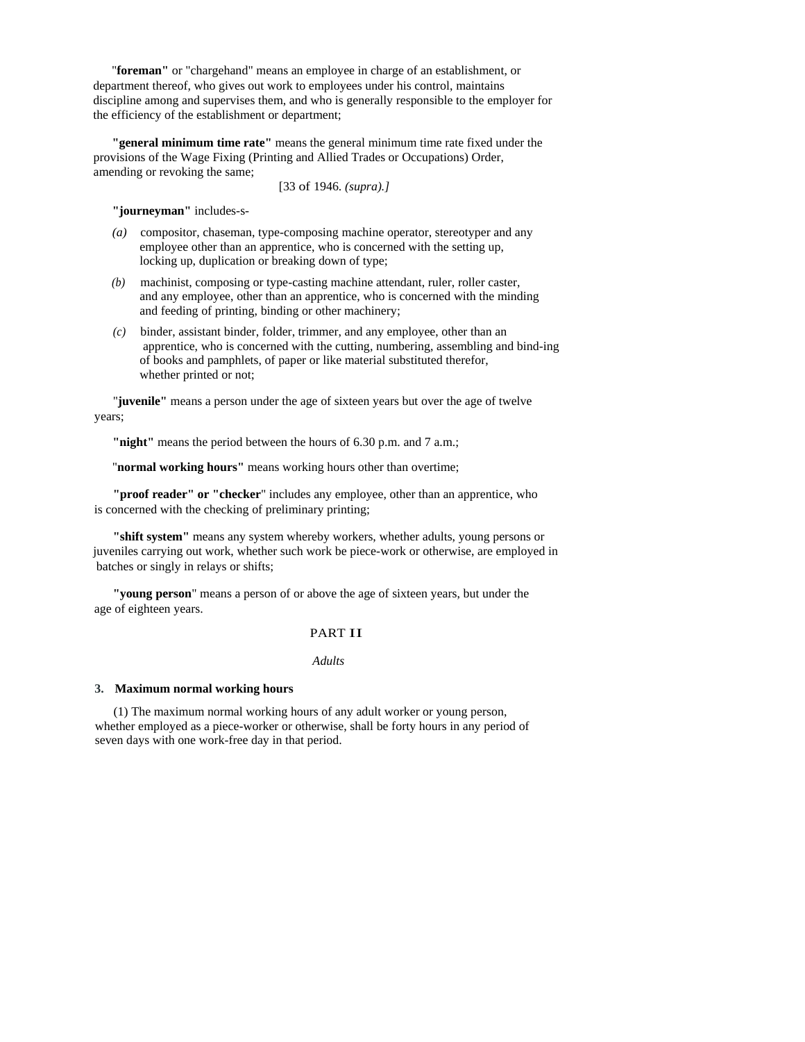"**foreman"** or "chargehand" means an employee in charge of an establishment, or department thereof, who gives out work to employees under his control, maintains discipline among and supervises them, and who is generally responsible to the employer for the efficiency of the establishment or department;

**"general minimum time rate"** means the general minimum time rate fixed under the provisions of the Wage Fixing (Printing and Allied Trades or Occupations) Order, amending or revoking the same;

[33 of 1946. *(supra).]*

**"journeyman"** includes-s-

*(a)* compositor, chaseman, type-composing machine operator, stereotyper and any employee other than an apprentice, who is concerned with the setting up, locking up, duplication or breaking down of type;

*(b)* machinist, composing or type-casting machine attendant, ruler, roller caster, and any employee, other than an apprentice, who is concerned with the minding and feeding of printing, binding or other machinery;

*(c)* binder, assistant binder, folder, trimmer, and any employee, other than an apprentice, who is concerned with the cutting, numbering, assembling and bind-ing of books and pamphlets, of paper or like material substituted therefor, whether printed or not;

"**juvenile"** means a person under the age of sixteen years but over the age of twelve years;

**"night"** means the period between the hours of 6.30 p.m. and 7 a.m.;

"**normal working hours"** means working hours other than overtime;

**"proof reader" or "checker**" includes any employee, other than an apprentice, who is concerned with the checking of preliminary printing;

**"shift system"** means any system whereby workers, whether adults, young persons or juveniles carrying out work, whether such work be piece-work or otherwise, are employed in batches or singly in relays or shifts;

**"young person**" means a person of or above the age of sixteen years, but under the age of eighteen years.

## PART II

*Adults*

### 3. Maximum normal working hours

(1) The maximum normal working hours of any adult worker or young person, whether employed as a piece-worker or otherwise, shall be forty hours in any period of seven days with one work-free day in that period.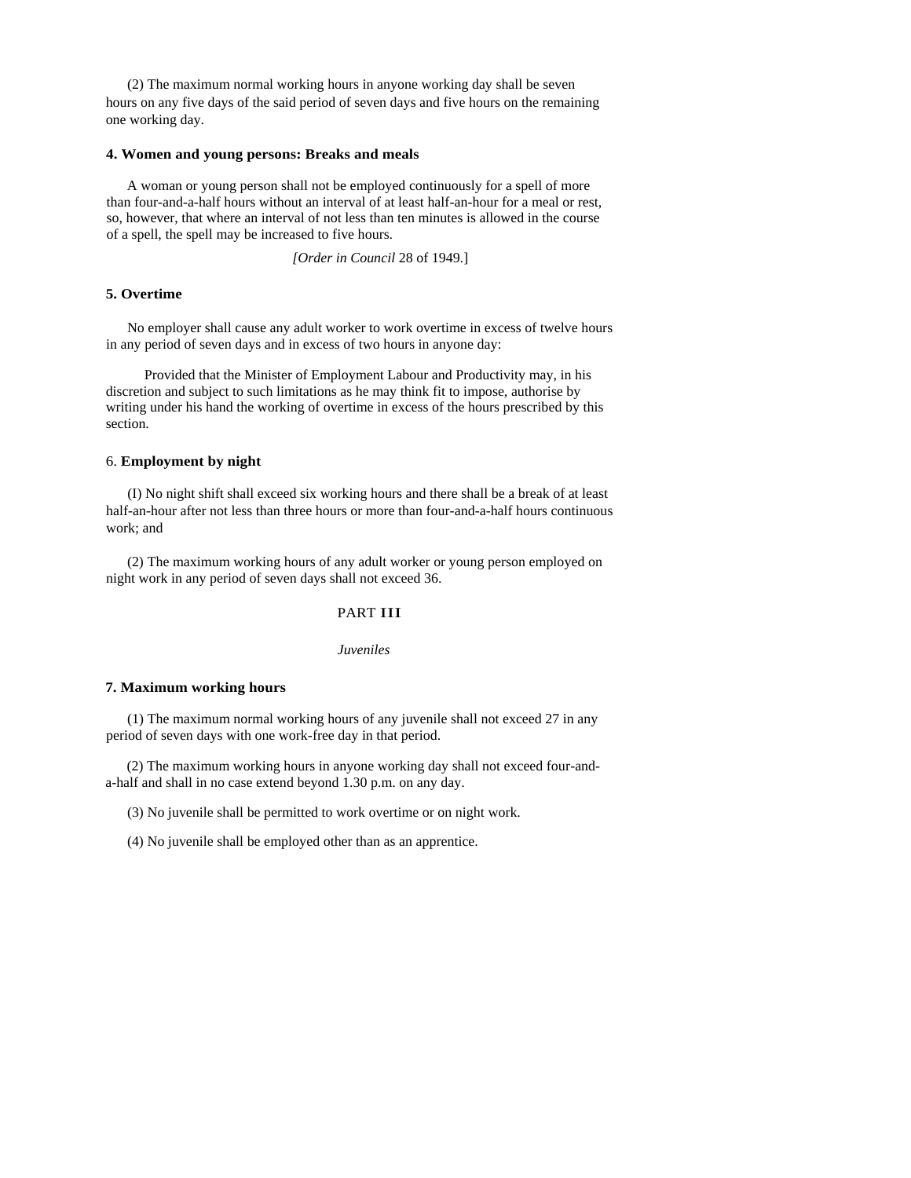(2) The maximum normal working hours in anyone working day shall be seven hours on any five days of the said period of seven days and five hours on the remaining one working day.

**4. Women and young persons: Breaks and meals**

A woman or young person shall not be employed continuously for a spell of more than four-and-a-half hours without an interval of at least half-an-hour for a meal or rest, so, however, that where an interval of not less than ten minutes is allowed in the course of a spell, the spell may be increased to five hours.

[*Order in Council* 28 of 1949.]

**5. Overtime**

No employer shall cause any adult worker to work overtime in excess of twelve hours in any period of seven days and in excess of two hours in anyone day:

Provided that the Minister of Employment Labour and Productivity may, in his discretion and subject to such limitations as he may think fit to impose, authorise by writing under his hand the working of overtime in excess of the hours prescribed by this section.

6. **Employment by night**

(I) No night shift shall exceed six working hours and there shall be a break of at least half-an-hour after not less than three hours or more than four-and-a-half hours continuous work; and

(2) The maximum working hours of any adult worker or young person employed on night work in any period of seven days shall not exceed 36.

PART **III**

*Juveniles*

**7. Maximum working hours**

(1) The maximum normal working hours of any juvenile shall not exceed 27 in any period of seven days with one work-free day in that period.

(2) The maximum working hours in anyone working day shall not exceed four-and-a-half and shall in no case extend beyond 1.30 p.m. on any day.

(3) No juvenile shall be permitted to work overtime or on night work.

(4) No juvenile shall be employed other than as an apprentice.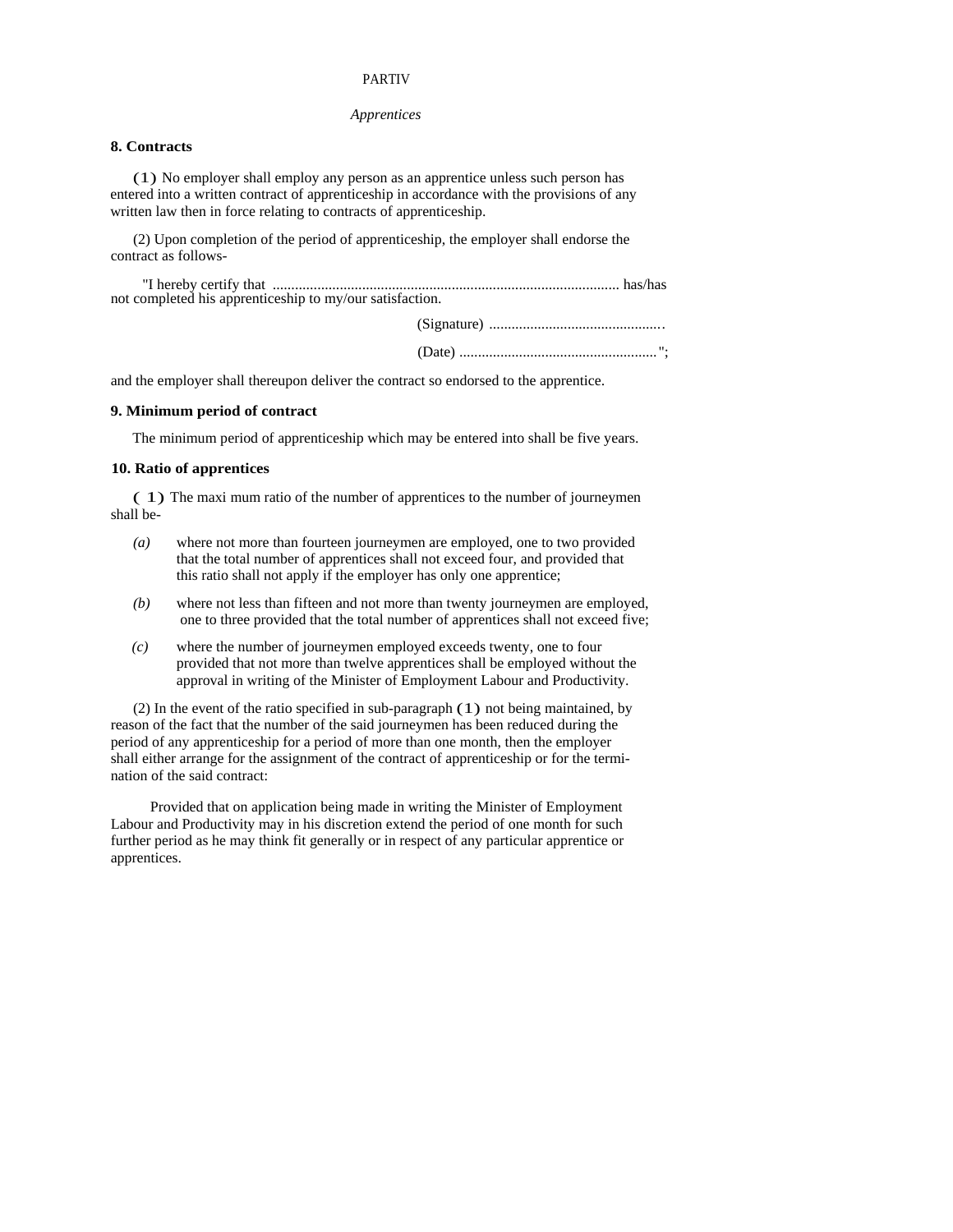PARTIV

*Apprentices*

**8. Contracts**

(1) No employer shall employ any person as an apprentice unless such person has entered into a written contract of apprenticeship in accordance with the provisions of any written law then in force relating to contracts of apprenticeship.

(2) Upon completion of the period of apprenticeship, the employer shall endorse the contract as follows-

"I hereby certify that ............................................................................................ has/has not completed his apprenticeship to my/our satisfaction.

(Signature) ..............................................

(Date) ..................................................... ";

and the employer shall thereupon deliver the contract so endorsed to the apprentice.

**9. Minimum period of contract**

The minimum period of apprenticeship which may be entered into shall be five years.

**10. Ratio of apprentices**

( 1) The maxi mum ratio of the number of apprentices to the number of journeymen shall be-

*(a)* where not more than fourteen journeymen are employed, one to two provided that the total number of apprentices shall not exceed four, and provided that this ratio shall not apply if the employer has only one apprentice;

*(b)* where not less than fifteen and not more than twenty journeymen are employed, one to three provided that the total number of apprentices shall not exceed five;

*(c)* where the number of journeymen employed exceeds twenty, one to four provided that not more than twelve apprentices shall be employed without the approval in writing of the Minister of Employment Labour and Productivity.

(2) In the event of the ratio specified in sub-paragraph (1) not being maintained, by reason of the fact that the number of the said journeymen has been reduced during the period of any apprenticeship for a period of more than one month, then the employer shall either arrange for the assignment of the contract of apprenticeship or for the termination of the said contract:

Provided that on application being made in writing the Minister of Employment Labour and Productivity may in his discretion extend the period of one month for such further period as he may think fit generally or in respect of any particular apprentice or apprentices.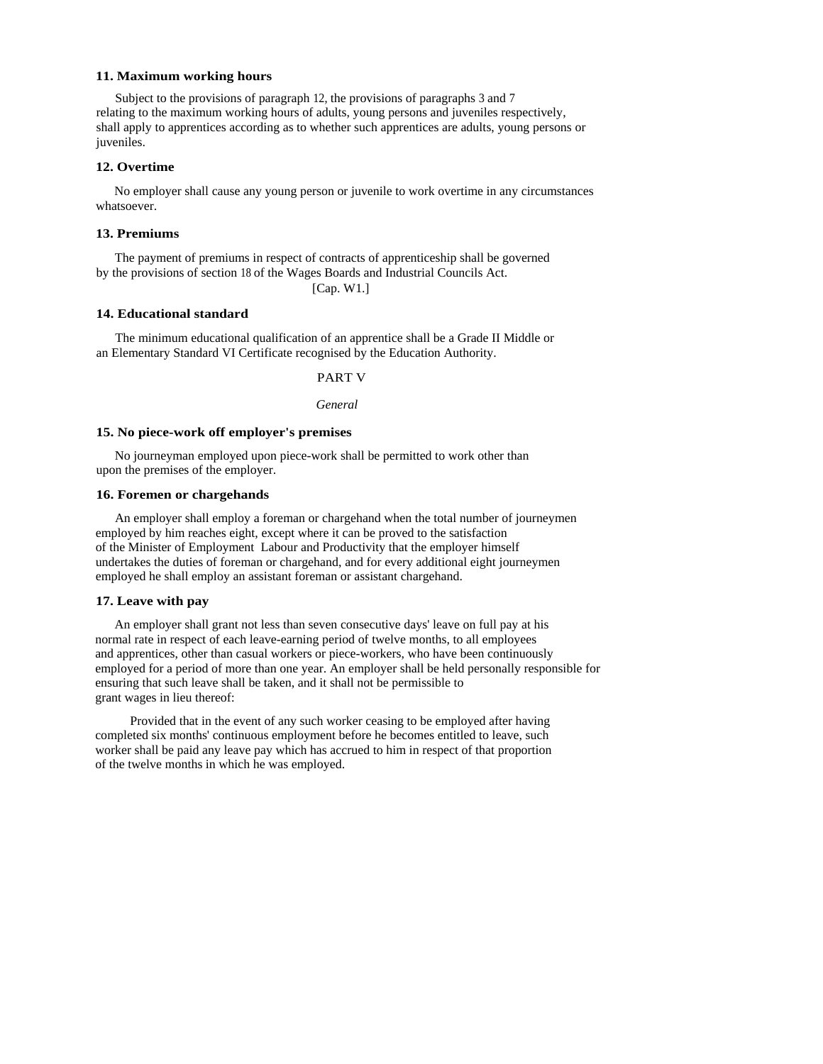**11. Maximum working hours**

Subject to the provisions of paragraph 12, the provisions of paragraphs 3 and 7 relating to the maximum working hours of adults, young persons and juveniles respectively, shall apply to apprentices according as to whether such apprentices are adults, young persons or juveniles.

**12. Overtime**

No employer shall cause any young person or juvenile to work overtime in any circumstances whatsoever.

**13. Premiums**

The payment of premiums in respect of contracts of apprenticeship shall be governed by the provisions of section 18 of the Wages Boards and Industrial Councils Act.

[Cap. W1.]

**14. Educational standard**

The minimum educational qualification of an apprentice shall be a Grade II Middle or an Elementary Standard VI Certificate recognised by the Education Authority.

PART V

*General*

**15. No piece-work off employer's premises**

No journeyman employed upon piece-work shall be permitted to work other than upon the premises of the employer.

**16. Foremen or chargehands**

An employer shall employ a foreman or chargehand when the total number of journeymen employed by him reaches eight, except where it can be proved to the satisfaction of the Minister of Employment Labour and Productivity that the employer himself undertakes the duties of foreman or chargehand, and for every additional eight journeymen employed he shall employ an assistant foreman or assistant chargehand.

**17. Leave with pay**

An employer shall grant not less than seven consecutive days' leave on full pay at his normal rate in respect of each leave-earning period of twelve months, to all employees and apprentices, other than casual workers or piece-workers, who have been continuously employed for a period of more than one year. An employer shall be held personally responsible for ensuring that such leave shall be taken, and it shall not be permissible to grant wages in lieu thereof:

Provided that in the event of any such worker ceasing to be employed after having completed six months' continuous employment before he becomes entitled to leave, such worker shall be paid any leave pay which has accrued to him in respect of that proportion of the twelve months in which he was employed.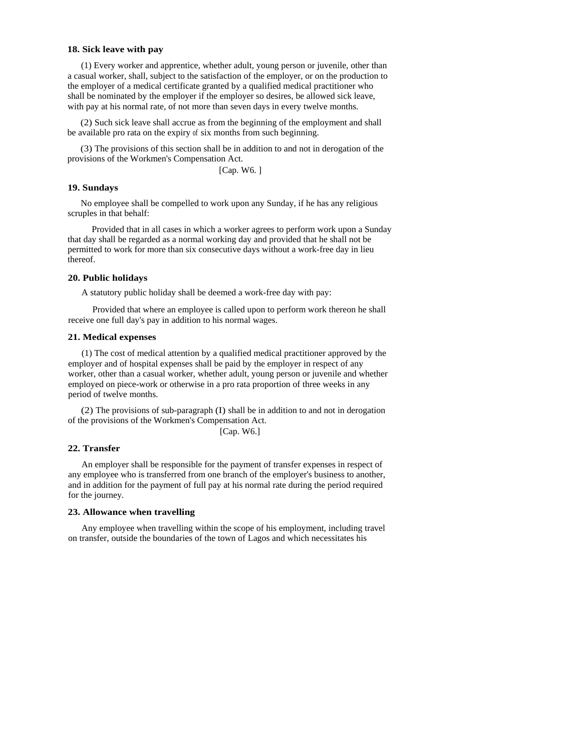**18. Sick leave with pay**

(1) Every worker and apprentice, whether adult, young person or juvenile, other than a casual worker, shall, subject to the satisfaction of the employer, or on the production to the employer of a medical certificate granted by a qualified medical practitioner who shall be nominated by the employer if the employer so desires, be allowed sick leave, with pay at his normal rate, of not more than seven days in every twelve months.

(2) Such sick leave shall accrue as from the beginning of the employment and shall be available pro rata on the expiry of six months from such beginning.

(3) The provisions of this section shall be in addition to and not in derogation of the provisions of the Workmen's Compensation Act.

[Cap. W6. ]

**19. Sundays**

No employee shall be compelled to work upon any Sunday, if he has any religious scruples in that behalf:

Provided that in all cases in which a worker agrees to perform work upon a Sunday that day shall be regarded as a normal working day and provided that he shall not be permitted to work for more than six consecutive days without a work-free day in lieu thereof.

**20. Public holidays**

A statutory public holiday shall be deemed a work-free day with pay:

Provided that where an employee is called upon to perform work thereon he shall receive one full day's pay in addition to his normal wages.

**21. Medical expenses**

(1) The cost of medical attention by a qualified medical practitioner approved by the employer and of hospital expenses shall be paid by the employer in respect of any worker, other than a casual worker, whether adult, young person or juvenile and whether employed on piece-work or otherwise in a pro rata proportion of three weeks in any period of twelve months.

(2) The provisions of sub-paragraph (I) shall be in addition to and not in derogation of the provisions of the Workmen's Compensation Act.

[Cap. W6.]

**22. Transfer**

An employer shall be responsible for the payment of transfer expenses in respect of any employee who is transferred from one branch of the employer's business to another, and in addition for the payment of full pay at his normal rate during the period required for the journey.

**23. Allowance when travelling**

Any employee when travelling within the scope of his employment, including travel on transfer, outside the boundaries of the town of Lagos and which necessitates his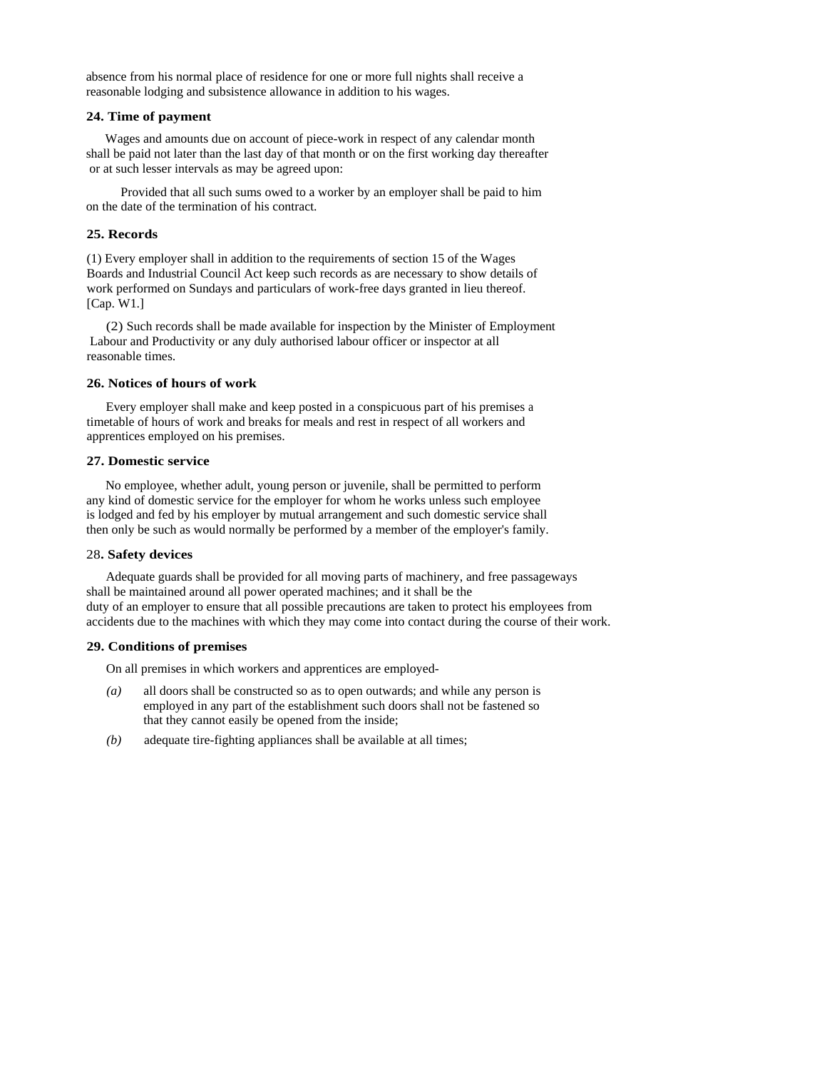absence from his normal place of residence for one or more full nights shall receive a reasonable lodging and subsistence allowance in addition to his wages.

### 24. Time of payment

Wages and amounts due on account of piece-work in respect of any calendar month shall be paid not later than the last day of that month or on the first working day thereafter or at such lesser intervals as may be agreed upon:

Provided that all such sums owed to a worker by an employer shall be paid to him on the date of the termination of his contract.

### 25. Records

(1) Every employer shall in addition to the requirements of section 15 of the Wages Boards and Industrial Council Act keep such records as are necessary to show details of work performed on Sundays and particulars of work-free days granted in lieu thereof. [Cap. W1.]

(2) Such records shall be made available for inspection by the Minister of Employment Labour and Productivity or any duly authorised labour officer or inspector at all reasonable times.

### 26. Notices of hours of work

Every employer shall make and keep posted in a conspicuous part of his premises a timetable of hours of work and breaks for meals and rest in respect of all workers and apprentices employed on his premises.

### 27. Domestic service

No employee, whether adult, young person or juvenile, shall be permitted to perform any kind of domestic service for the employer for whom he works unless such employee is lodged and fed by his employer by mutual arrangement and such domestic service shall then only be such as would normally be performed by a member of the employer's family.

### 28. Safety devices

Adequate guards shall be provided for all moving parts of machinery, and free passageways shall be maintained around all power operated machines; and it shall be the duty of an employer to ensure that all possible precautions are taken to protect his employees from accidents due to the machines with which they may come into contact during the course of their work.

### 29. Conditions of premises

On all premises in which workers and apprentices are employed-

*(a)* all doors shall be constructed so as to open outwards; and while any person is employed in any part of the establishment such doors shall not be fastened so that they cannot easily be opened from the inside;

*(b)* adequate tire-fighting appliances shall be available at all times;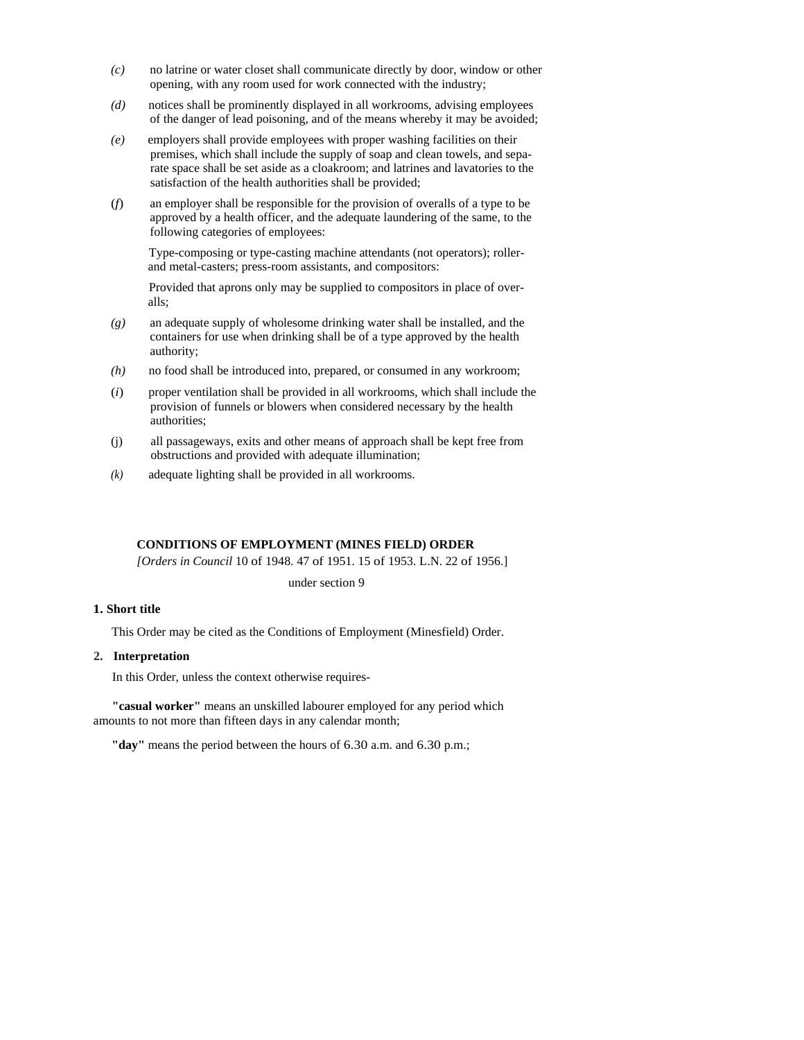*(c)* no latrine or water closet shall communicate directly by door, window or other opening, with any room used for work connected with the industry;

*(d)* notices shall be prominently displayed in all workrooms, advising employees of the danger of lead poisoning, and of the means whereby it may be avoided;

*(e)* employers shall provide employees with proper washing facilities on their premises, which shall include the supply of soap and clean towels, and separate space shall be set aside as a cloakroom; and latrines and lavatories to the satisfaction of the health authorities shall be provided;

(*f*) an employer shall be responsible for the provision of overalls of a type to be approved by a health officer, and the adequate laundering of the same, to the following categories of employees:

Type-composing or type-casting machine attendants (not operators); roller- and metal-casters; press-room assistants, and compositors:

Provided that aprons only may be supplied to compositors in place of overalls;

*(g)* an adequate supply of wholesome drinking water shall be installed, and the containers for use when drinking shall be of a type approved by the health authority;

*(h)* no food shall be introduced into, prepared, or consumed in any workroom;

(*i*) proper ventilation shall be provided in all workrooms, which shall include the provision of funnels or blowers when considered necessary by the health authorities;

(j) all passageways, exits and other means of approach shall be kept free from obstructions and provided with adequate illumination;

*(k)* adequate lighting shall be provided in all workrooms.

## CONDITIONS OF EMPLOYMENT (MINES FIELD) ORDER

*[Orders in Council* 10 of 1948. 47 of 1951. 15 of 1953. L.N. 22 of 1956.]

under section 9

### 1. Short title

This Order may be cited as the Conditions of Employment (Minesfield) Order.

### 2. Interpretation

In this Order, unless the context otherwise requires-

**"casual worker"** means an unskilled labourer employed for any period which amounts to not more than fifteen days in any calendar month;

**"day"** means the period between the hours of 6.30 a.m. and 6.30 p.m.;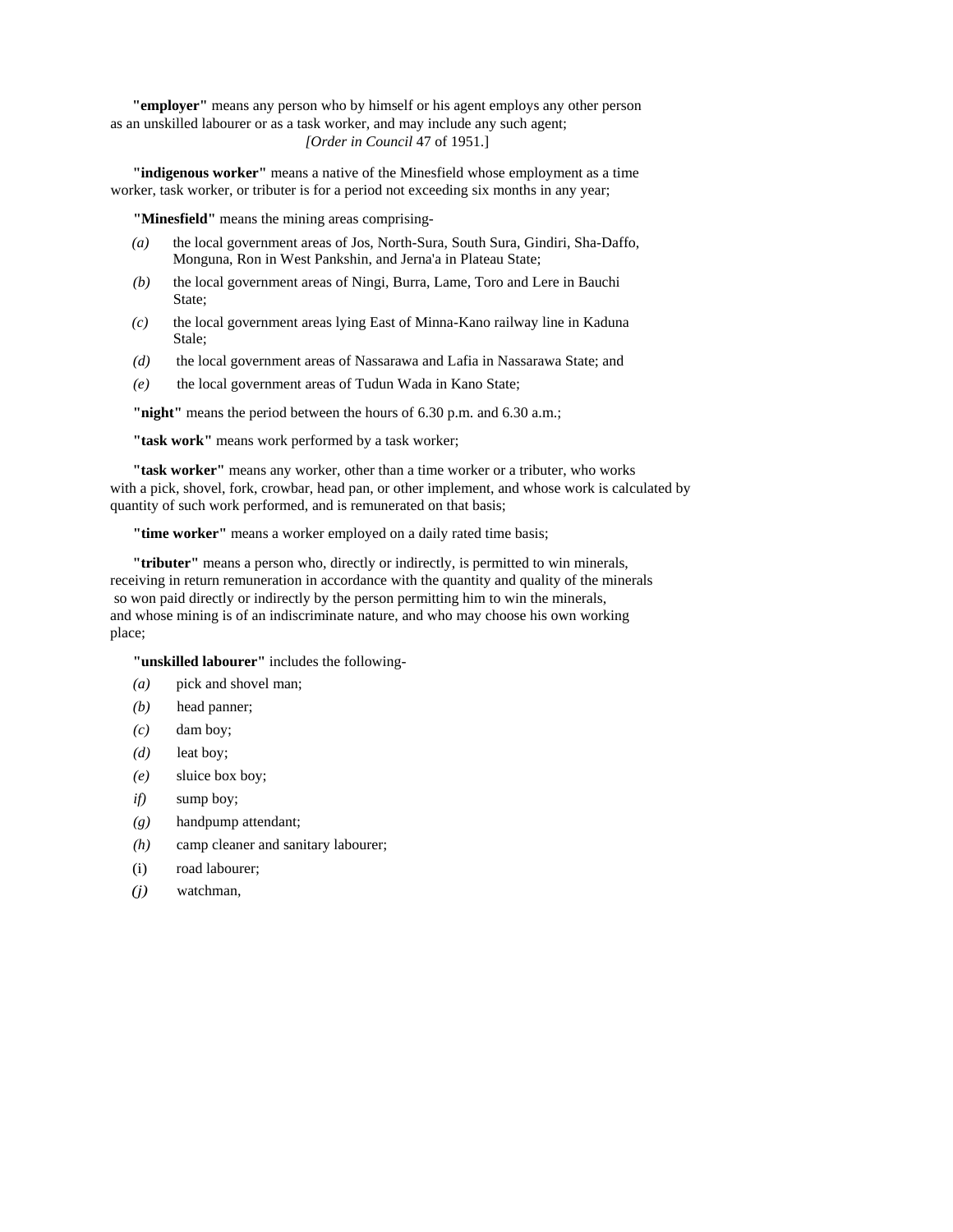**"employer"** means any person who by himself or his agent employs any other person as an unskilled labourer or as a task worker, and may include any such agent;
*[Order in Council* 47 of 1951.]

**"indigenous worker"** means a native of the Minesfield whose employment as a time worker, task worker, or tributer is for a period not exceeding six months in any year;

**"Minesfield"** means the mining areas comprising-

*(a)* the local government areas of Jos, North-Sura, South Sura, Gindiri, Sha-Daffo, Monguna, Ron in West Pankshin, and Jerna'a in Plateau State;

*(b)* the local government areas of Ningi, Burra, Lame, Toro and Lere in Bauchi State;

*(c)* the local government areas lying East of Minna-Kano railway line in Kaduna Stale;

*(d)* the local government areas of Nassarawa and Lafia in Nassarawa State; and

*(e)* the local government areas of Tudun Wada in Kano State;

**"night"** means the period between the hours of 6.30 p.m. and 6.30 a.m.;

**"task work"** means work performed by a task worker;

**"task worker"** means any worker, other than a time worker or a tributer, who works with a pick, shovel, fork, crowbar, head pan, or other implement, and whose work is calculated by quantity of such work performed, and is remunerated on that basis;

**"time worker"** means a worker employed on a daily rated time basis;

**"tributer"** means a person who, directly or indirectly, is permitted to win minerals, receiving in return remuneration in accordance with the quantity and quality of the minerals so won paid directly or indirectly by the person permitting him to win the minerals, and whose mining is of an indiscriminate nature, and who may choose his own working place;

**"unskilled labourer"** includes the following-

*(a)* pick and shovel man;

*(b)* head panner;

*(c)* dam boy;

*(d)* leat boy;

*(e)* sluice box boy;

*if)* sump boy;

*(g)* handpump attendant;

*(h)* camp cleaner and sanitary labourer;

(i) road labourer;

*(j)* watchman,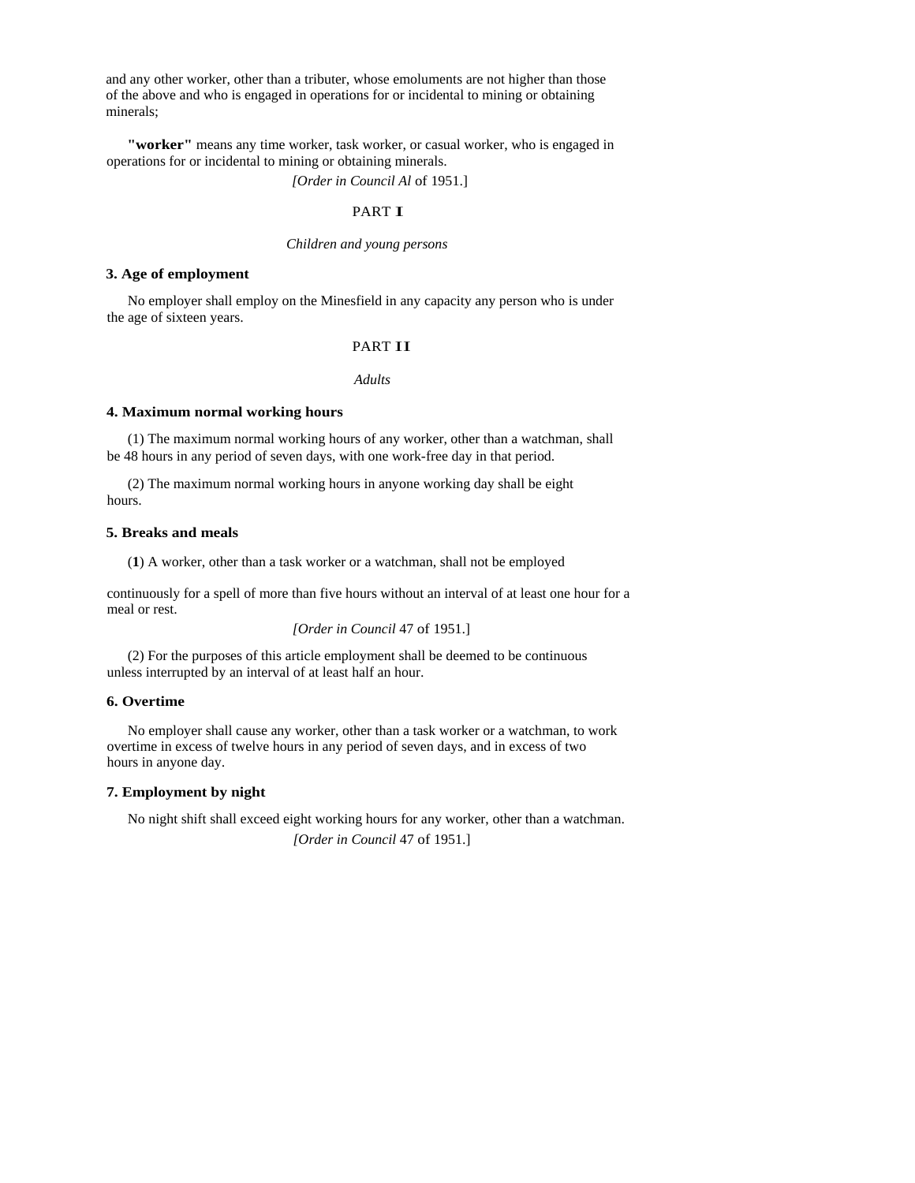and any other worker, other than a tributer, whose emoluments are not higher than those of the above and who is engaged in operations for or incidental to mining or obtaining minerals;

**"worker"** means any time worker, task worker, or casual worker, who is engaged in operations for or incidental to mining or obtaining minerals.

*[Order in Council Al* of 1951.]

PART **I**

*Children and young persons*

### 3. Age of employment

No employer shall employ on the Minesfield in any capacity any person who is under the age of sixteen years.

PART **II**

*Adults*

### 4. Maximum normal working hours

(1) The maximum normal working hours of any worker, other than a watchman, shall be 48 hours in any period of seven days, with one work-free day in that period.

(2) The maximum normal working hours in anyone working day shall be eight hours.

### 5. Breaks and meals

(**1**) A worker, other than a task worker or a watchman, shall not be employed continuously for a spell of more than five hours without an interval of at least one hour for a meal or rest.

*[Order in Council* 47 of 1951.]

(2) For the purposes of this article employment shall be deemed to be continuous unless interrupted by an interval of at least half an hour.

### 6. Overtime

No employer shall cause any worker, other than a task worker or a watchman, to work overtime in excess of twelve hours in any period of seven days, and in excess of two hours in anyone day.

### 7. Employment by night

No night shift shall exceed eight working hours for any worker, other than a watchman.

*[Order in Council* 47 of 1951.]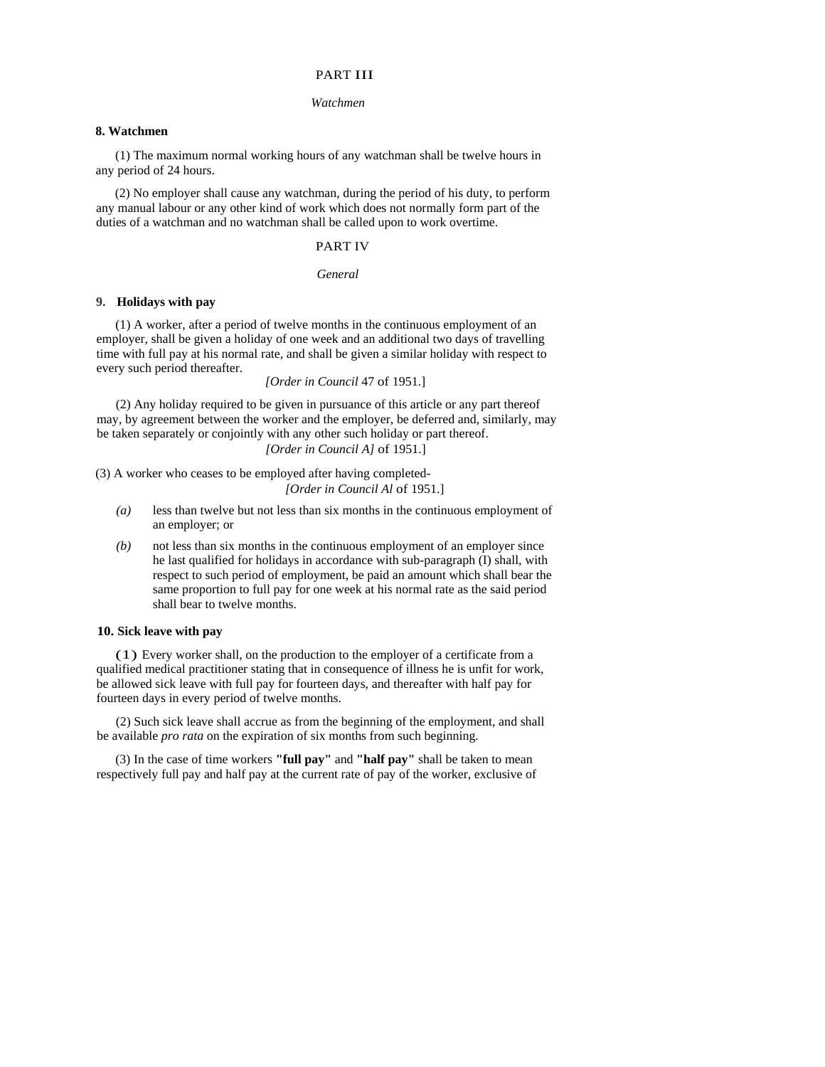## PART III

*Watchmen*

### 8. Watchmen

(1) The maximum normal working hours of any watchman shall be twelve hours in any period of 24 hours.

(2) No employer shall cause any watchman, during the period of his duty, to perform any manual labour or any other kind of work which does not normally form part of the duties of a watchman and no watchman shall be called upon to work overtime.

## PART IV

*General*

### 9. Holidays with pay

(1) A worker, after a period of twelve months in the continuous employment of an employer, shall be given a holiday of one week and an additional two days of travelling time with full pay at his normal rate, and shall be given a similar holiday with respect to every such period thereafter.

[*Order in Council* 47 of 1951.]

(2) Any holiday required to be given in pursuance of this article or any part thereof may, by agreement between the worker and the employer, be deferred and, similarly, may be taken separately or conjointly with any other such holiday or part thereof.

[*Order in Council A]* of 1951.]

(3) A worker who ceases to be employed after having completed-

[*Order in Council Al* of 1951.]

*(a)* less than twelve but not less than six months in the continuous employment of an employer; or

*(b)* not less than six months in the continuous employment of an employer since he last qualified for holidays in accordance with sub-paragraph (I) shall, with respect to such period of employment, be paid an amount which shall bear the same proportion to full pay for one week at his normal rate as the said period shall bear to twelve months.

### 10. Sick leave with pay

**(1)** Every worker shall, on the production to the employer of a certificate from a qualified medical practitioner stating that in consequence of illness he is unfit for work, be allowed sick leave with full pay for fourteen days, and thereafter with half pay for fourteen days in every period of twelve months.

(2) Such sick leave shall accrue as from the beginning of the employment, and shall be available *pro rata* on the expiration of six months from such beginning.

(3) In the case of time workers **"full pay"** and **"half pay"** shall be taken to mean respectively full pay and half pay at the current rate of pay of the worker, exclusive of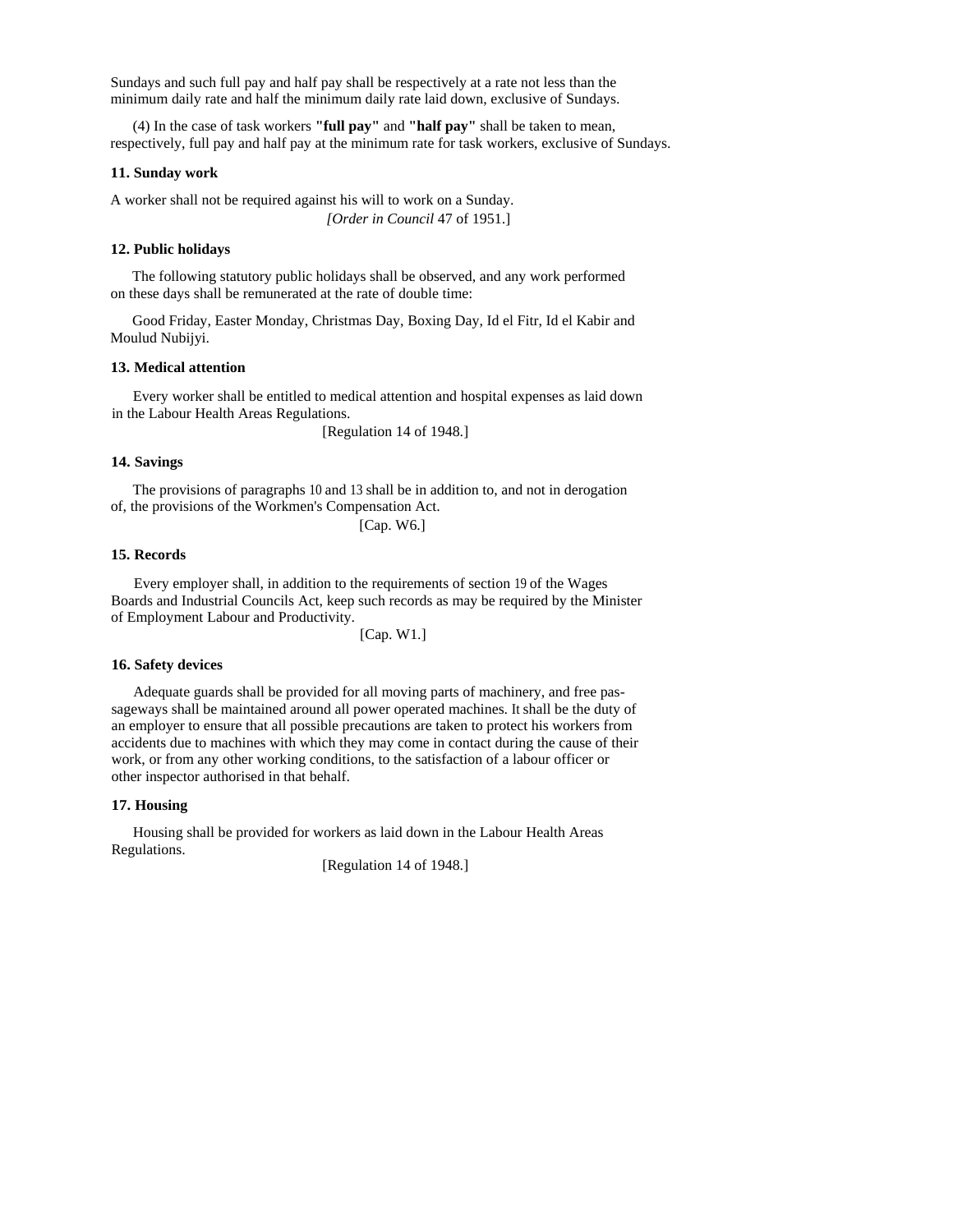Sundays and such full pay and half pay shall be respectively at a rate not less than the minimum daily rate and half the minimum daily rate laid down, exclusive of Sundays.

(4) In the case of task workers **"full pay"** and **"half pay"** shall be taken to mean, respectively, full pay and half pay at the minimum rate for task workers, exclusive of Sundays.

**11. Sunday work**

A worker shall not be required against his will to work on a Sunday.

*[Order in Council* 47 of 1951.]

**12. Public holidays**

The following statutory public holidays shall be observed, and any work performed on these days shall be remunerated at the rate of double time:

Good Friday, Easter Monday, Christmas Day, Boxing Day, Id el Fitr, Id el Kabir and Moulud Nubijyi.

**13. Medical attention**

Every worker shall be entitled to medical attention and hospital expenses as laid down in the Labour Health Areas Regulations.

[Regulation 14 of 1948.]

**14. Savings**

The provisions of paragraphs 10 and 13 shall be in addition to, and not in derogation of, the provisions of the Workmen's Compensation Act.

[Cap. W6.]

**15. Records**

Every employer shall, in addition to the requirements of section 19 of the Wages Boards and Industrial Councils Act, keep such records as may be required by the Minister of Employment Labour and Productivity.

[Cap. W1.]

**16. Safety devices**

Adequate guards shall be provided for all moving parts of machinery, and free passageways shall be maintained around all power operated machines. It shall be the duty of an employer to ensure that all possible precautions are taken to protect his workers from accidents due to machines with which they may come in contact during the cause of their work, or from any other working conditions, to the satisfaction of a labour officer or other inspector authorised in that behalf.

**17. Housing**

Housing shall be provided for workers as laid down in the Labour Health Areas Regulations.

[Regulation 14 of 1948.]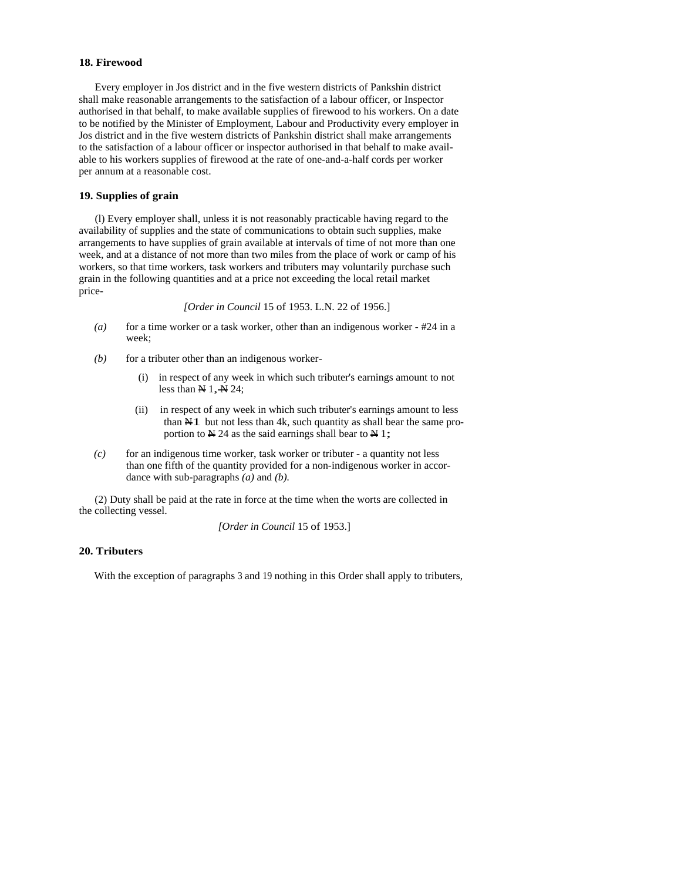**18. Firewood**

Every employer in Jos district and in the five western districts of Pankshin district shall make reasonable arrangements to the satisfaction of a labour officer, or Inspector authorised in that behalf, to make available supplies of firewood to his workers. On a date to be notified by the Minister of Employment, Labour and Productivity every employer in Jos district and in the five western districts of Pankshin district shall make arrangements to the satisfaction of a labour officer or inspector authorised in that behalf to make available to his workers supplies of firewood at the rate of one-and-a-half cords per worker per annum at a reasonable cost.

**19. Supplies of grain**

(l) Every employer shall, unless it is not reasonably practicable having regard to the availability of supplies and the state of communications to obtain such supplies, make arrangements to have supplies of grain available at intervals of time of not more than one week, and at a distance of not more than two miles from the place of work or camp of his workers, so that time workers, task workers and tributers may voluntarily purchase such grain in the following quantities and at a price not exceeding the local retail market price-

*[Order in Council* 15 of 1953. L.N. 22 of 1956.]

*(a)* for a time worker or a task worker, other than an indigenous worker - #24 in a week;

*(b)* for a tributer other than an indigenous worker-

(i) in respect of any week in which such tributer's earnings amount to not less than ₦ 1, ₦ 24;

(ii) in respect of any week in which such tributer's earnings amount to less than **₦1** but not less than 4k, such quantity as shall bear the same proportion to ₦ 24 as the said earnings shall bear to ₦ 1**;**

*(c)* for an indigenous time worker, task worker or tributer - a quantity not less than one fifth of the quantity provided for a non-indigenous worker in accordance with sub-paragraphs *(a)* and *(b).*

(2) Duty shall be paid at the rate in force at the time when the worts are collected in the collecting vessel.

*[Order in Council* 15 of 1953.]

**20. Tributers**

With the exception of paragraphs 3 and 19 nothing in this Order shall apply to tributers,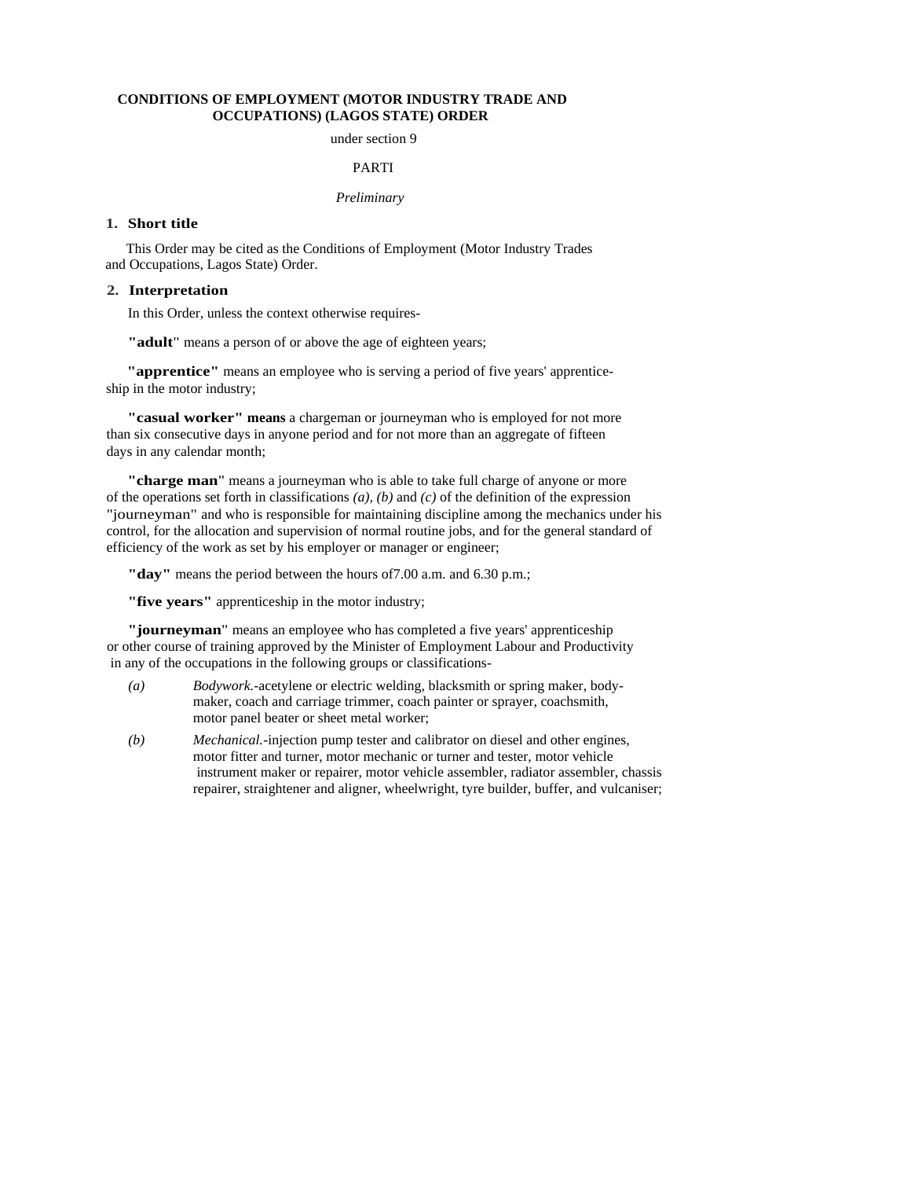**CONDITIONS OF EMPLOYMENT (MOTOR INDUSTRY TRADE AND OCCUPATIONS) (LAGOS STATE) ORDER**

under section 9

PARTI

*Preliminary*

**1. Short title**

This Order may be cited as the Conditions of Employment (Motor Industry Trades and Occupations, Lagos State) Order.

**2. Interpretation**

In this Order, unless the context otherwise requires-

**"adult**" means a person of or above the age of eighteen years;

**"apprentice"** means an employee who is serving a period of five years' apprenticeship in the motor industry;

**"casual worker" means** a chargeman or journeyman who is employed for not more than six consecutive days in anyone period and for not more than an aggregate of fifteen days in any calendar month;

**"charge man**" means a journeyman who is able to take full charge of anyone or more of the operations set forth in classifications *(a), (b)* and *(c)* of the definition of the expression "journeyman" and who is responsible for maintaining discipline among the mechanics under his control, for the allocation and supervision of normal routine jobs, and for the general standard of efficiency of the work as set by his employer or manager or engineer;

**"day"** means the period between the hours of7.00 a.m. and 6.30 p.m.;

**"five years"** apprenticeship in the motor industry;

**"journeyman**" means an employee who has completed a five years' apprenticeship or other course of training approved by the Minister of Employment Labour and Productivity in any of the occupations in the following groups or classifications-

*(a)* *Bodywork.*-acetylene or electric welding, blacksmith or spring maker, bodymaker, coach and carriage trimmer, coach painter or sprayer, coachsmith, motor panel beater or sheet metal worker;

*(b)* *Mechanical.*-injection pump tester and calibrator on diesel and other engines, motor fitter and turner, motor mechanic or turner and tester, motor vehicle instrument maker or repairer, motor vehicle assembler, radiator assembler, chassis repairer, straightener and aligner, wheelwright, tyre builder, buffer, and vulcaniser;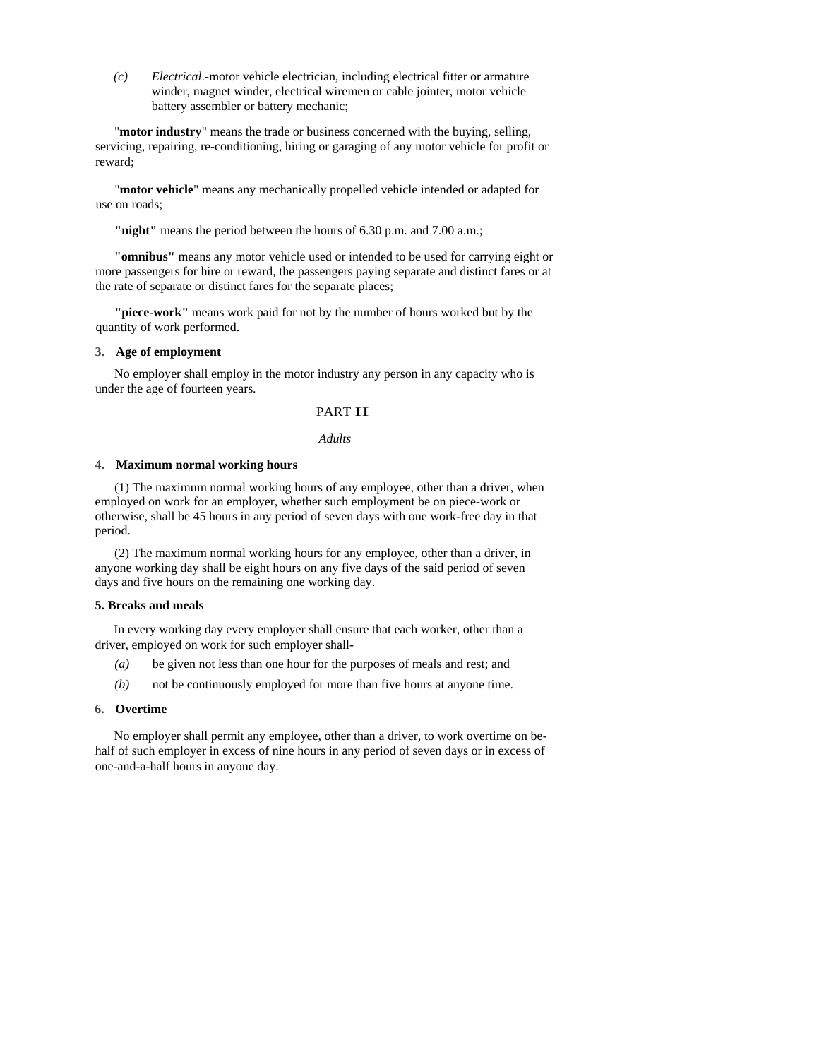(c) *Electrical*.-motor vehicle electrician, including electrical fitter or armature winder, magnet winder, electrical wiremen or cable jointer, motor vehicle battery assembler or battery mechanic;

"**motor industry**" means the trade or business concerned with the buying, selling, servicing, repairing, re-conditioning, hiring or garaging of any motor vehicle for profit or reward;

"**motor vehicle**" means any mechanically propelled vehicle intended or adapted for use on roads;

**"night"** means the period between the hours of 6.30 p.m. and 7.00 a.m.;

**"omnibus"** means any motor vehicle used or intended to be used for carrying eight or more passengers for hire or reward, the passengers paying separate and distinct fares or at the rate of separate or distinct fares for the separate places;

**"piece-work"** means work paid for not by the number of hours worked but by the quantity of work performed.

**3. Age of employment**

No employer shall employ in the motor industry any person in any capacity who is under the age of fourteen years.

PART II

*Adults*

**4. Maximum normal working hours**

(1) The maximum normal working hours of any employee, other than a driver, when employed on work for an employer, whether such employment be on piece-work or otherwise, shall be 45 hours in any period of seven days with one work-free day in that period.

(2) The maximum normal working hours for any employee, other than a driver, in anyone working day shall be eight hours on any five days of the said period of seven days and five hours on the remaining one working day.

**5. Breaks and meals**

In every working day every employer shall ensure that each worker, other than a driver, employed on work for such employer shall-

(a) be given not less than one hour for the purposes of meals and rest; and

(b) not be continuously employed for more than five hours at anyone time.

**6. Overtime**

No employer shall permit any employee, other than a driver, to work overtime on behalf of such employer in excess of nine hours in any period of seven days or in excess of one-and-a-half hours in anyone day.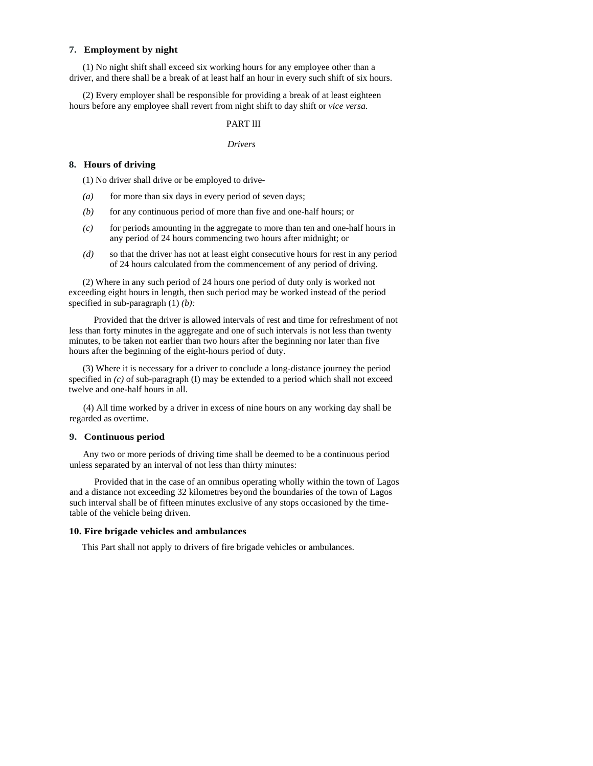**7. Employment by night**

(1) No night shift shall exceed six working hours for any employee other than a driver, and there shall be a break of at least half an hour in every such shift of six hours.

(2) Every employer shall be responsible for providing a break of at least eighteen hours before any employee shall revert from night shift to day shift or *vice versa.*

PART lII

*Drivers*

**8. Hours of driving**

(1) No driver shall drive or be employed to drive-

*(a)* for more than six days in every period of seven days;

*(b)* for any continuous period of more than five and one-half hours; or

*(c)* for periods amounting in the aggregate to more than ten and one-half hours in any period of 24 hours commencing two hours after midnight; or

*(d)* so that the driver has not at least eight consecutive hours for rest in any period of 24 hours calculated from the commencement of any period of driving.

(2) Where in any such period of 24 hours one period of duty only is worked not exceeding eight hours in length, then such period may be worked instead of the period specified in sub-paragraph (1) *(b):*

Provided that the driver is allowed intervals of rest and time for refreshment of not less than forty minutes in the aggregate and one of such intervals is not less than twenty minutes, to be taken not earlier than two hours after the beginning nor later than five hours after the beginning of the eight-hours period of duty.

(3) Where it is necessary for a driver to conclude a long-distance journey the period specified in *(c)* of sub-paragraph (I) may be extended to a period which shall not exceed twelve and one-half hours in all.

(4) All time worked by a driver in excess of nine hours on any working day shall be regarded as overtime.

**9. Continuous period**

Any two or more periods of driving time shall be deemed to be a continuous period unless separated by an interval of not less than thirty minutes:

Provided that in the case of an omnibus operating wholly within the town of Lagos and a distance not exceeding 32 kilometres beyond the boundaries of the town of Lagos such interval shall be of fifteen minutes exclusive of any stops occasioned by the time-table of the vehicle being driven.

**10. Fire brigade vehicles and ambulances**

This Part shall not apply to drivers of fire brigade vehicles or ambulances.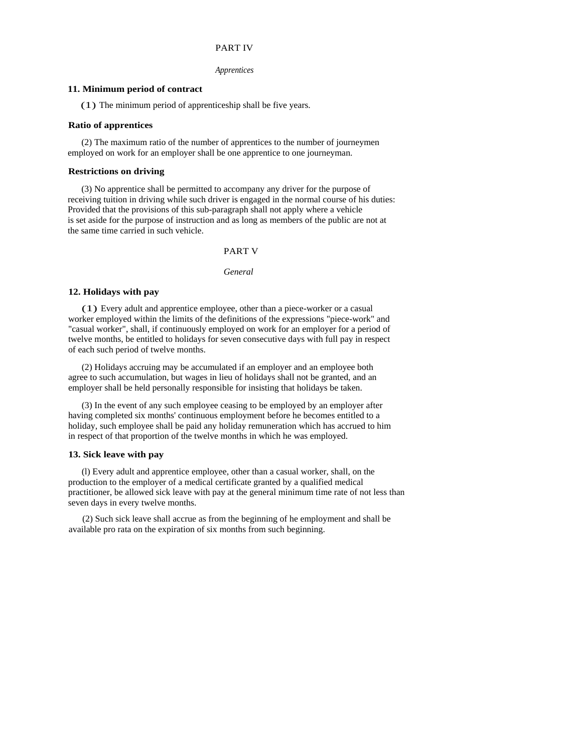PART IV

*Apprentices*

**11. Minimum period of contract**

(1) The minimum period of apprenticeship shall be five years.

**Ratio of apprentices**

(2) The maximum ratio of the number of apprentices to the number of journeymen employed on work for an employer shall be one apprentice to one journeyman.

**Restrictions on driving**

(3) No apprentice shall be permitted to accompany any driver for the purpose of receiving tuition in driving while such driver is engaged in the normal course of his duties: Provided that the provisions of this sub-paragraph shall not apply where a vehicle is set aside for the purpose of instruction and as long as members of the public are not at the same time carried in such vehicle.

PART V

*General*

**12. Holidays with pay**

(1) Every adult and apprentice employee, other than a piece-worker or a casual worker employed within the limits of the definitions of the expressions "piece-work" and "casual worker", shall, if continuously employed on work for an employer for a period of twelve months, be entitled to holidays for seven consecutive days with full pay in respect of each such period of twelve months.

(2) Holidays accruing may be accumulated if an employer and an employee both agree to such accumulation, but wages in lieu of holidays shall not be granted, and an employer shall be held personally responsible for insisting that holidays be taken.

(3) In the event of any such employee ceasing to be employed by an employer after having completed six months' continuous employment before he becomes entitled to a holiday, such employee shall be paid any holiday remuneration which has accrued to him in respect of that proportion of the twelve months in which he was employed.

**13. Sick leave with pay**

(l) Every adult and apprentice employee, other than a casual worker, shall, on the production to the employer of a medical certificate granted by a qualified medical practitioner, be allowed sick leave with pay at the general minimum time rate of not less than seven days in every twelve months.

(2) Such sick leave shall accrue as from the beginning of he employment and shall be available pro rata on the expiration of six months from such beginning.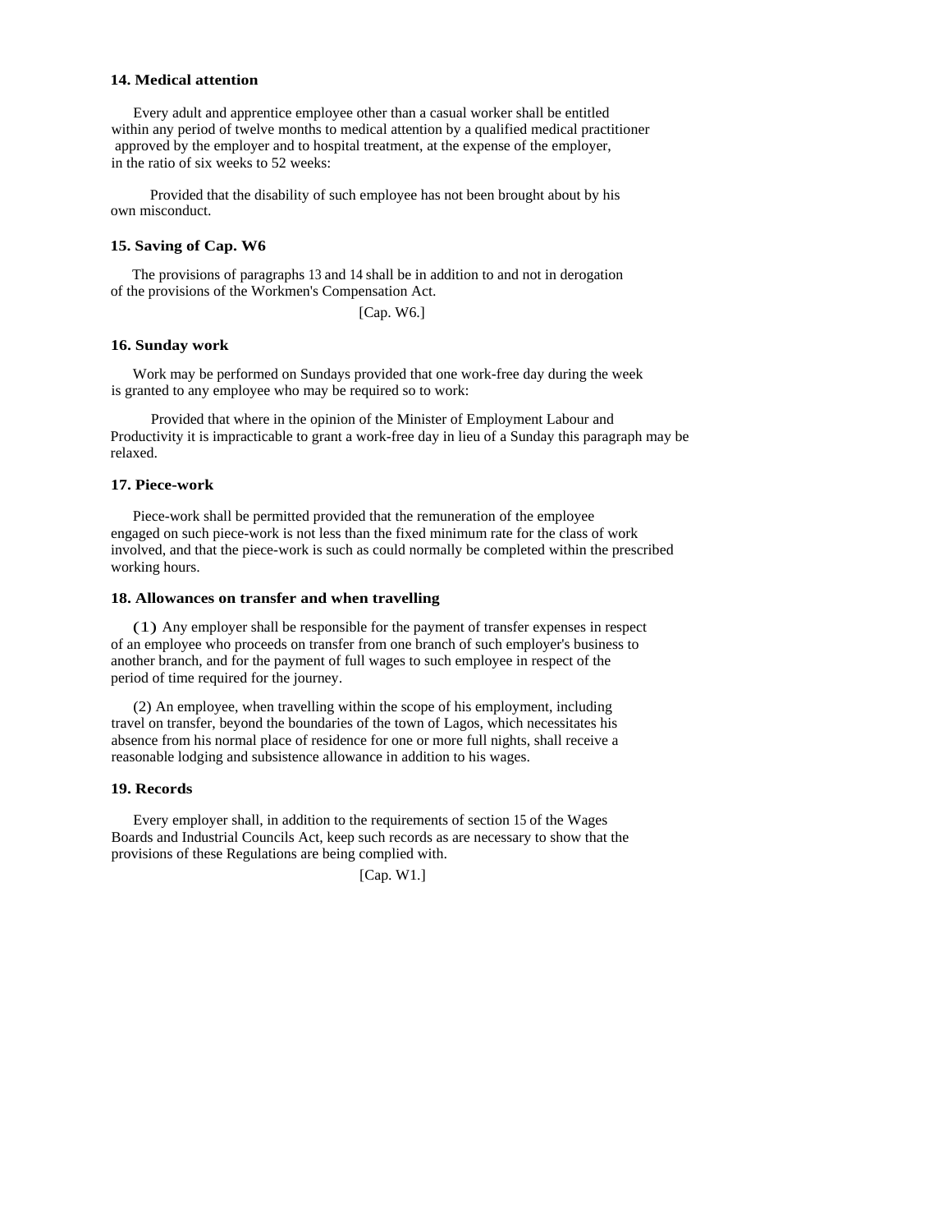**14. Medical attention**

Every adult and apprentice employee other than a casual worker shall be entitled within any period of twelve months to medical attention by a qualified medical practitioner approved by the employer and to hospital treatment, at the expense of the employer, in the ratio of six weeks to 52 weeks:

Provided that the disability of such employee has not been brought about by his own misconduct.

**15. Saving of Cap. W6**

The provisions of paragraphs 13 and 14 shall be in addition to and not in derogation of the provisions of the Workmen's Compensation Act.

[Cap. W6.]

**16. Sunday work**

Work may be performed on Sundays provided that one work-free day during the week is granted to any employee who may be required so to work:

Provided that where in the opinion of the Minister of Employment Labour and Productivity it is impracticable to grant a work-free day in lieu of a Sunday this paragraph may be relaxed.

**17. Piece-work**

Piece-work shall be permitted provided that the remuneration of the employee engaged on such piece-work is not less than the fixed minimum rate for the class of work involved, and that the piece-work is such as could normally be completed within the prescribed working hours.

**18. Allowances on transfer and when travelling**

(1) Any employer shall be responsible for the payment of transfer expenses in respect of an employee who proceeds on transfer from one branch of such employer's business to another branch, and for the payment of full wages to such employee in respect of the period of time required for the journey.

(2) An employee, when travelling within the scope of his employment, including travel on transfer, beyond the boundaries of the town of Lagos, which necessitates his absence from his normal place of residence for one or more full nights, shall receive a reasonable lodging and subsistence allowance in addition to his wages.

**19. Records**

Every employer shall, in addition to the requirements of section 15 of the Wages Boards and Industrial Councils Act, keep such records as are necessary to show that the provisions of these Regulations are being complied with.

[Cap. W1.]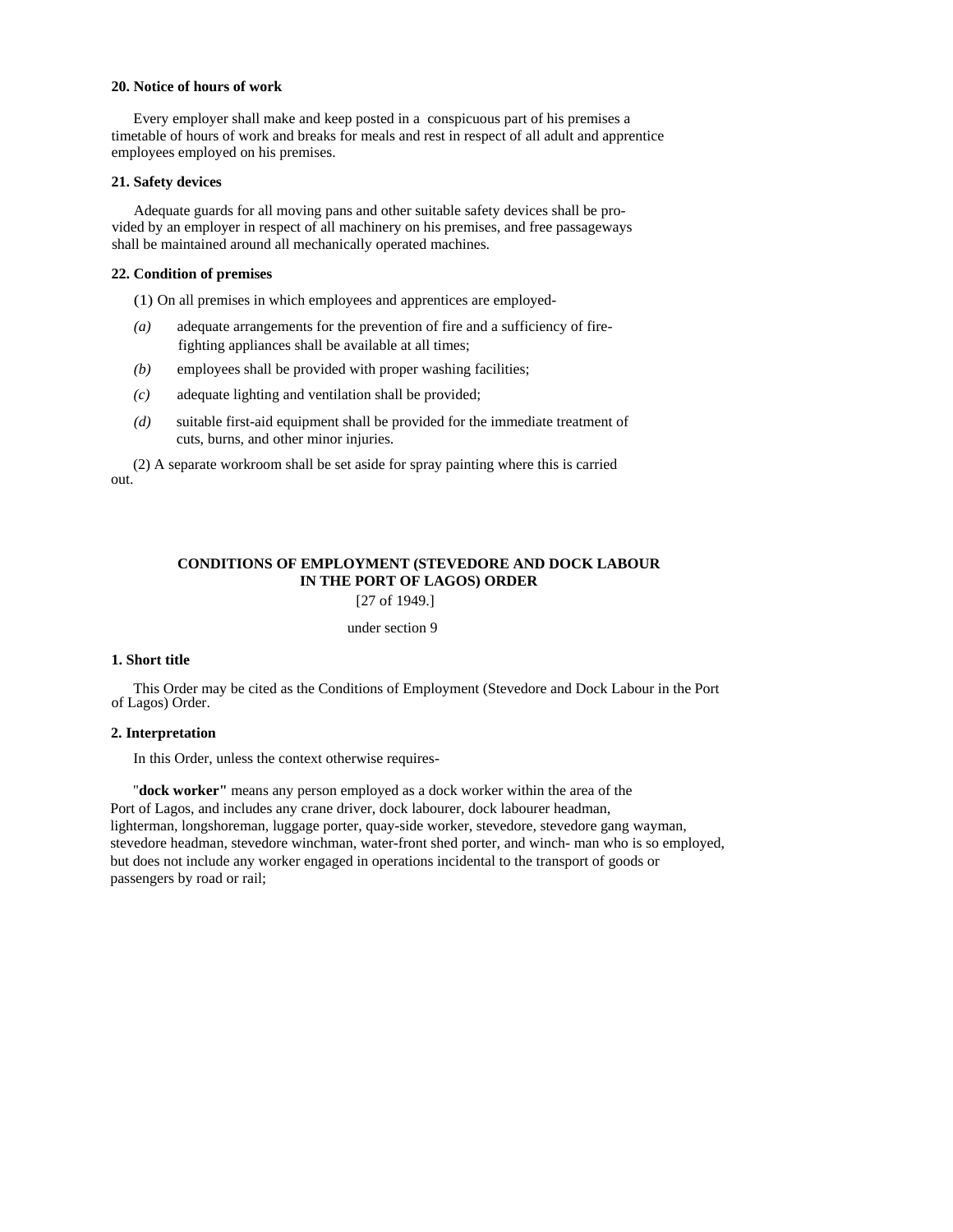**20. Notice of hours of work**

Every employer shall make and keep posted in a conspicuous part of his premises a timetable of hours of work and breaks for meals and rest in respect of all adult and apprentice employees employed on his premises.

**21. Safety devices**

Adequate guards for all moving pans and other suitable safety devices shall be provided by an employer in respect of all machinery on his premises, and free passageways shall be maintained around all mechanically operated machines.

**22. Condition of premises**

(1) On all premises in which employees and apprentices are employed-

*(a)* adequate arrangements for the prevention of fire and a sufficiency of fire-fighting appliances shall be available at all times;

*(b)* employees shall be provided with proper washing facilities;

*(c)* adequate lighting and ventilation shall be provided;

*(d)* suitable first-aid equipment shall be provided for the immediate treatment of cuts, burns, and other minor injuries.

(2) A separate workroom shall be set aside for spray painting where this is carried out.

## CONDITIONS OF EMPLOYMENT (STEVEDORE AND DOCK LABOUR IN THE PORT OF LAGOS) ORDER

[27 of 1949.]

under section 9

**1. Short title**

This Order may be cited as the Conditions of Employment (Stevedore and Dock Labour in the Port of Lagos) Order.

**2. Interpretation**

In this Order, unless the context otherwise requires-

"**dock worker"** means any person employed as a dock worker within the area of the Port of Lagos, and includes any crane driver, dock labourer, dock labourer headman, lighterman, longshoreman, luggage porter, quay-side worker, stevedore, stevedore gang wayman, stevedore headman, stevedore winchman, water-front shed porter, and winch- man who is so employed, but does not include any worker engaged in operations incidental to the transport of goods or passengers by road or rail;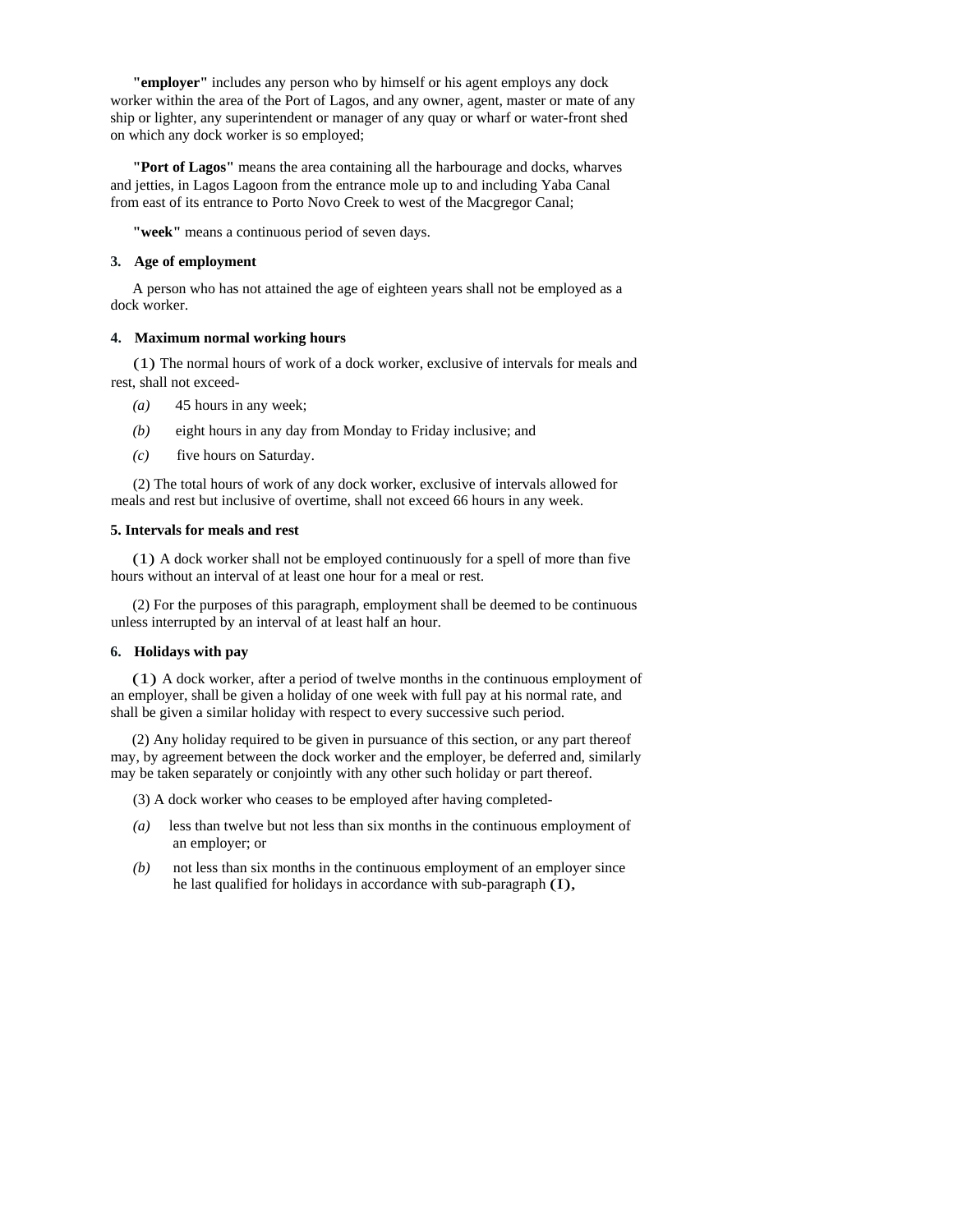**"employer"** includes any person who by himself or his agent employs any dock worker within the area of the Port of Lagos, and any owner, agent, master or mate of any ship or lighter, any superintendent or manager of any quay or wharf or water-front shed on which any dock worker is so employed;

**"Port of Lagos"** means the area containing all the harbourage and docks, wharves and jetties, in Lagos Lagoon from the entrance mole up to and including Yaba Canal from east of its entrance to Porto Novo Creek to west of the Macgregor Canal;

**"week"** means a continuous period of seven days.

**3. Age of employment**

A person who has not attained the age of eighteen years shall not be employed as a dock worker.

**4. Maximum normal working hours**

(1) The normal hours of work of a dock worker, exclusive of intervals for meals and rest, shall not exceed-

*(a)* 45 hours in any week;

*(b)* eight hours in any day from Monday to Friday inclusive; and

*(c)* five hours on Saturday.

(2) The total hours of work of any dock worker, exclusive of intervals allowed for meals and rest but inclusive of overtime, shall not exceed 66 hours in any week.

**5. Intervals for meals and rest**

(1) A dock worker shall not be employed continuously for a spell of more than five hours without an interval of at least one hour for a meal or rest.

(2) For the purposes of this paragraph, employment shall be deemed to be continuous unless interrupted by an interval of at least half an hour.

**6. Holidays with pay**

(1) A dock worker, after a period of twelve months in the continuous employment of an employer, shall be given a holiday of one week with full pay at his normal rate, and shall be given a similar holiday with respect to every successive such period.

(2) Any holiday required to be given in pursuance of this section, or any part thereof may, by agreement between the dock worker and the employer, be deferred and, similarly may be taken separately or conjointly with any other such holiday or part thereof.

(3) A dock worker who ceases to be employed after having completed-

*(a)* less than twelve but not less than six months in the continuous employment of an employer; or

*(b)* not less than six months in the continuous employment of an employer since he last qualified for holidays in accordance with sub-paragraph (1),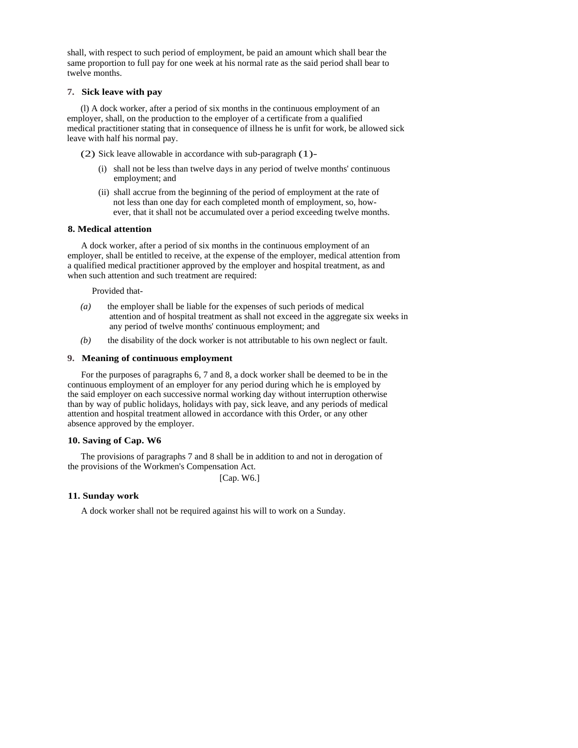shall, with respect to such period of employment, be paid an amount which shall bear the same proportion to full pay for one week at his normal rate as the said period shall bear to twelve months.

**7. Sick leave with pay**

(l) A dock worker, after a period of six months in the continuous employment of an employer, shall, on the production to the employer of a certificate from a qualified medical practitioner stating that in consequence of illness he is unfit for work, be allowed sick leave with half his normal pay.

(2) Sick leave allowable in accordance with sub-paragraph (1)-

(i) shall not be less than twelve days in any period of twelve months' continuous employment; and

(ii) shall accrue from the beginning of the period of employment at the rate of not less than one day for each completed month of employment, so, however, that it shall not be accumulated over a period exceeding twelve months.

**8. Medical attention**

A dock worker, after a period of six months in the continuous employment of an employer, shall be entitled to receive, at the expense of the employer, medical attention from a qualified medical practitioner approved by the employer and hospital treatment, as and when such attention and such treatment are required:

Provided that-

*(a)* the employer shall be liable for the expenses of such periods of medical attention and of hospital treatment as shall not exceed in the aggregate six weeks in any period of twelve months' continuous employment; and

*(b)* the disability of the dock worker is not attributable to his own neglect or fault.

**9. Meaning of continuous employment**

For the purposes of paragraphs 6, 7 and 8, a dock worker shall be deemed to be in the continuous employment of an employer for any period during which he is employed by the said employer on each successive normal working day without interruption otherwise than by way of public holidays, holidays with pay, sick leave, and any periods of medical attention and hospital treatment allowed in accordance with this Order, or any other absence approved by the employer.

**10. Saving of Cap. W6**

The provisions of paragraphs 7 and 8 shall be in addition to and not in derogation of the provisions of the Workmen's Compensation Act.

[Cap. W6.]

**11. Sunday work**

A dock worker shall not be required against his will to work on a Sunday.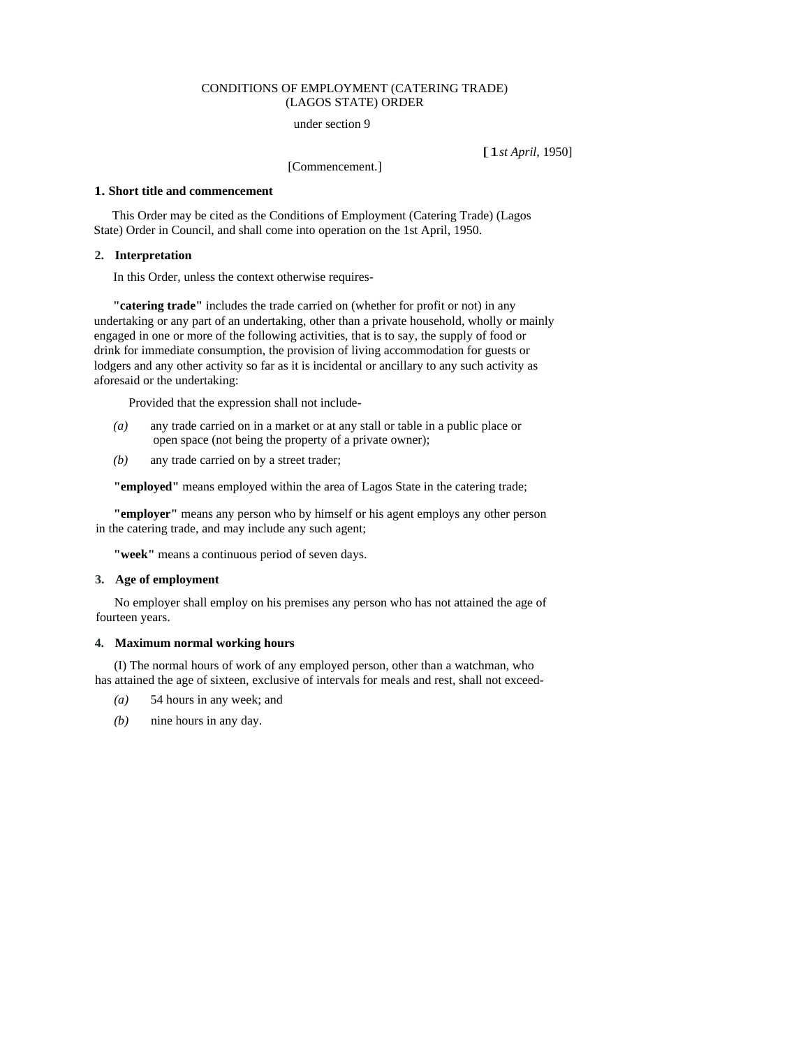# CONDITIONS OF EMPLOYMENT (CATERING TRADE) (LAGOS STATE) ORDER

under section 9

[1*st April*, 1950]

[Commencement.]

**1. Short title and commencement**

This Order may be cited as the Conditions of Employment (Catering Trade) (Lagos State) Order in Council, and shall come into operation on the 1st April, 1950.

**2. Interpretation**

In this Order, unless the context otherwise requires-

**"catering trade"** includes the trade carried on (whether for profit or not) in any undertaking or any part of an undertaking, other than a private household, wholly or mainly engaged in one or more of the following activities, that is to say, the supply of food or drink for immediate consumption, the provision of living accommodation for guests or lodgers and any other activity so far as it is incidental or ancillary to any such activity as aforesaid or the undertaking:

Provided that the expression shall not include-

*(a)* any trade carried on in a market or at any stall or table in a public place or open space (not being the property of a private owner);

*(b)* any trade carried on by a street trader;

**"employed"** means employed within the area of Lagos State in the catering trade;

**"employer"** means any person who by himself or his agent employs any other person in the catering trade, and may include any such agent;

**"week"** means a continuous period of seven days.

**3. Age of employment**

No employer shall employ on his premises any person who has not attained the age of fourteen years.

**4. Maximum normal working hours**

(I) The normal hours of work of any employed person, other than a watchman, who has attained the age of sixteen, exclusive of intervals for meals and rest, shall not exceed-

*(a)* 54 hours in any week; and

*(b)* nine hours in any day.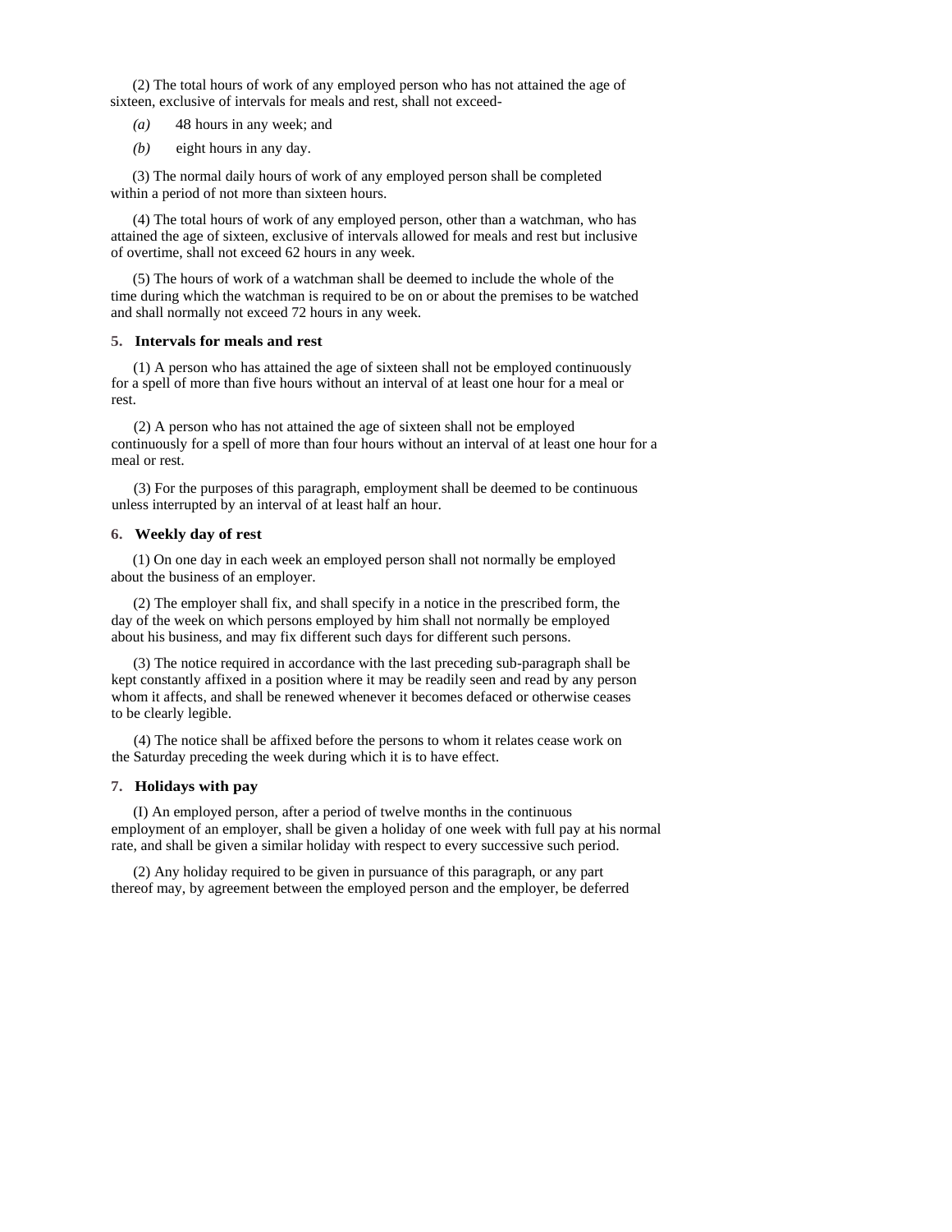(2) The total hours of work of any employed person who has not attained the age of sixteen, exclusive of intervals for meals and rest, shall not exceed-

*(a)* 48 hours in any week; and

*(b)* eight hours in any day.

(3) The normal daily hours of work of any employed person shall be completed within a period of not more than sixteen hours.

(4) The total hours of work of any employed person, other than a watchman, who has attained the age of sixteen, exclusive of intervals allowed for meals and rest but inclusive of overtime, shall not exceed 62 hours in any week.

(5) The hours of work of a watchman shall be deemed to include the whole of the time during which the watchman is required to be on or about the premises to be watched and shall normally not exceed 72 hours in any week.

### 5. Intervals for meals and rest

(1) A person who has attained the age of sixteen shall not be employed continuously for a spell of more than five hours without an interval of at least one hour for a meal or rest.

(2) A person who has not attained the age of sixteen shall not be employed continuously for a spell of more than four hours without an interval of at least one hour for a meal or rest.

(3) For the purposes of this paragraph, employment shall be deemed to be continuous unless interrupted by an interval of at least half an hour.

### 6. Weekly day of rest

(1) On one day in each week an employed person shall not normally be employed about the business of an employer.

(2) The employer shall fix, and shall specify in a notice in the prescribed form, the day of the week on which persons employed by him shall not normally be employed about his business, and may fix different such days for different such persons.

(3) The notice required in accordance with the last preceding sub-paragraph shall be kept constantly affixed in a position where it may be readily seen and read by any person whom it affects, and shall be renewed whenever it becomes defaced or otherwise ceases to be clearly legible.

(4) The notice shall be affixed before the persons to whom it relates cease work on the Saturday preceding the week during which it is to have effect.

### 7. Holidays with pay

(I) An employed person, after a period of twelve months in the continuous employment of an employer, shall be given a holiday of one week with full pay at his normal rate, and shall be given a similar holiday with respect to every successive such period.

(2) Any holiday required to be given in pursuance of this paragraph, or any part thereof may, by agreement between the employed person and the employer, be deferred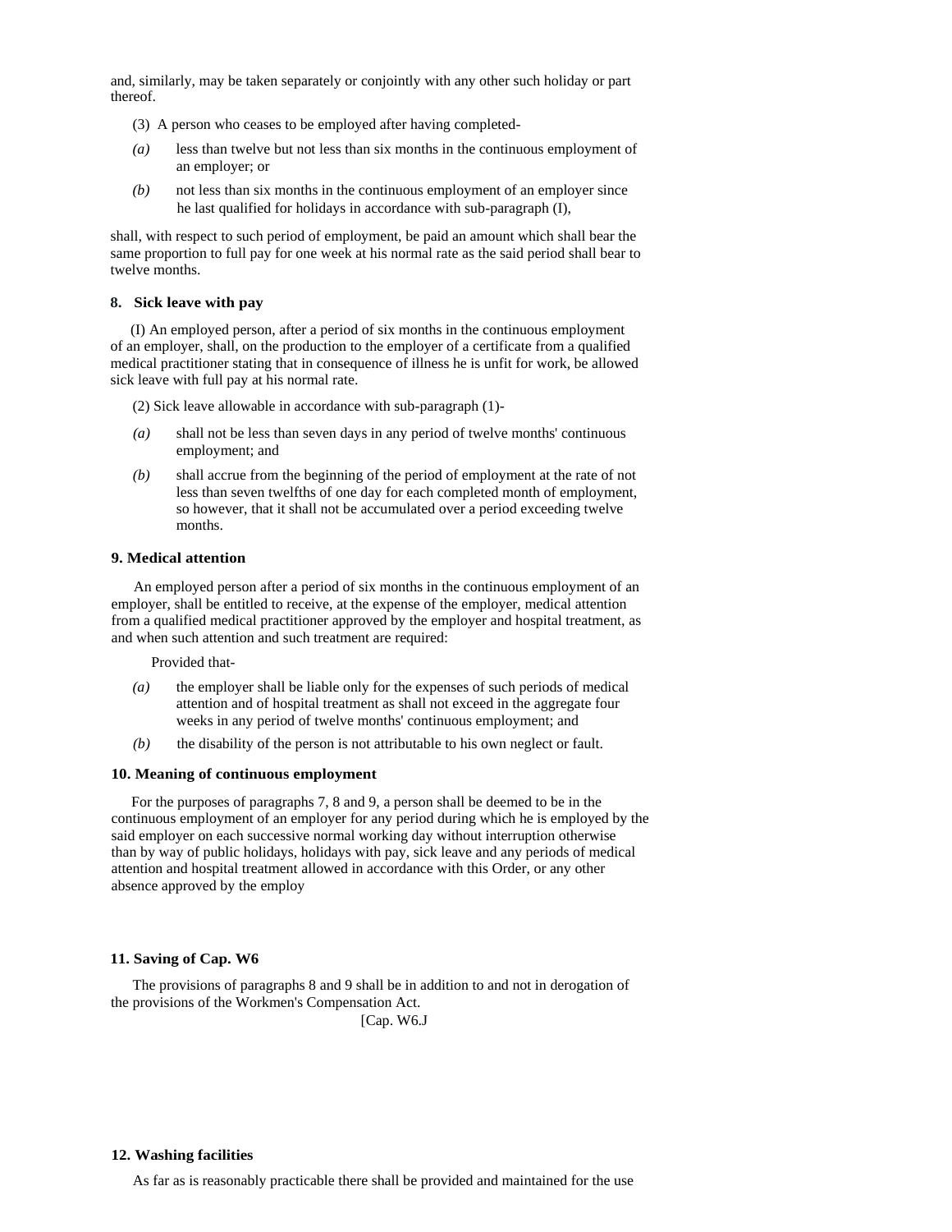and, similarly, may be taken separately or conjointly with any other such holiday or part thereof.

(3) A person who ceases to be employed after having completed-

*(a)* less than twelve but not less than six months in the continuous employment of an employer; or

*(b)* not less than six months in the continuous employment of an employer since he last qualified for holidays in accordance with sub-paragraph (I),

shall, with respect to such period of employment, be paid an amount which shall bear the same proportion to full pay for one week at his normal rate as the said period shall bear to twelve months.

**8. Sick leave with pay**

(I) An employed person, after a period of six months in the continuous employment of an employer, shall, on the production to the employer of a certificate from a qualified medical practitioner stating that in consequence of illness he is unfit for work, be allowed sick leave with full pay at his normal rate.

(2) Sick leave allowable in accordance with sub-paragraph (1)-

*(a)* shall not be less than seven days in any period of twelve months' continuous employment; and

*(b)* shall accrue from the beginning of the period of employment at the rate of not less than seven twelfths of one day for each completed month of employment, so however, that it shall not be accumulated over a period exceeding twelve months.

**9. Medical attention**

An employed person after a period of six months in the continuous employment of an employer, shall be entitled to receive, at the expense of the employer, medical attention from a qualified medical practitioner approved by the employer and hospital treatment, as and when such attention and such treatment are required:

Provided that-

*(a)* the employer shall be liable only for the expenses of such periods of medical attention and of hospital treatment as shall not exceed in the aggregate four weeks in any period of twelve months' continuous employment; and

*(b)* the disability of the person is not attributable to his own neglect or fault.

**10. Meaning of continuous employment**

For the purposes of paragraphs 7, 8 and 9, a person shall be deemed to be in the continuous employment of an employer for any period during which he is employed by the said employer on each successive normal working day without interruption otherwise than by way of public holidays, holidays with pay, sick leave and any periods of medical attention and hospital treatment allowed in accordance with this Order, or any other absence approved by the employ

**11. Saving of Cap. W6**

The provisions of paragraphs 8 and 9 shall be in addition to and not in derogation of the provisions of the Workmen's Compensation Act.

[Cap. W6.J

**12. Washing facilities**

As far as is reasonably practicable there shall be provided and maintained for the use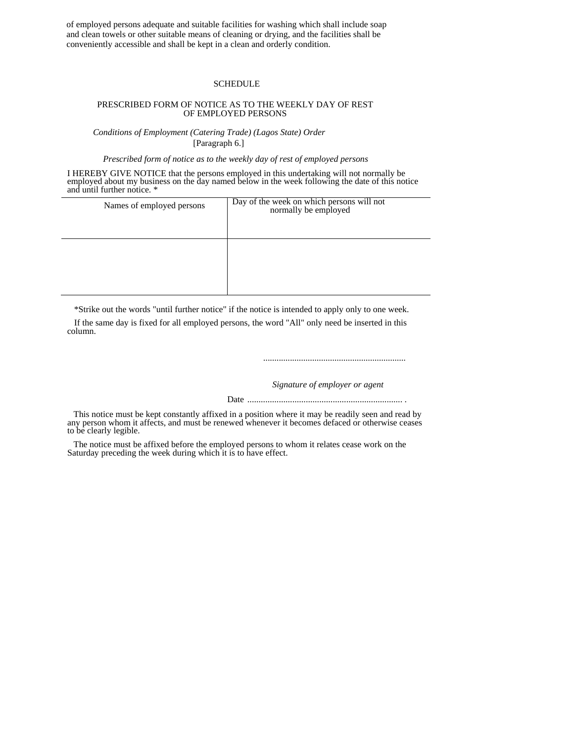of employed persons adequate and suitable facilities for washing which shall include soap and clean towels or other suitable means of cleaning or drying, and the facilities shall be conveniently accessible and shall be kept in a clean and orderly condition.

## SCHEDULE

### PRESCRIBED FORM OF NOTICE AS TO THE WEEKLY DAY OF REST OF EMPLOYED PERSONS

*Conditions of Employment (Catering Trade) (Lagos State) Order*
[Paragraph 6.]

*Prescribed form of notice as to the weekly day of rest of employed persons*

I HEREBY GIVE NOTICE that the persons employed in this undertaking will not normally be employed about my business on the day named below in the week following the date of this notice and until further notice. *

| Names of employed persons | Day of the week on which persons will not normally be employed |
|---|---|
| | |

*Strike out the words "until further notice" if the notice is intended to apply only to one week.

If the same day is fixed for all employed persons, the word "All" only need be inserted in this column.

...............................................................

*Signature of employer or agent*

Date ..................................................................... .

This notice must be kept constantly affixed in a position where it may be readily seen and read by any person whom it affects, and must be renewed whenever it becomes defaced or otherwise ceases to be clearly legible.

The notice must be affixed before the employed persons to whom it relates cease work on the Saturday preceding the week during which it is to have effect.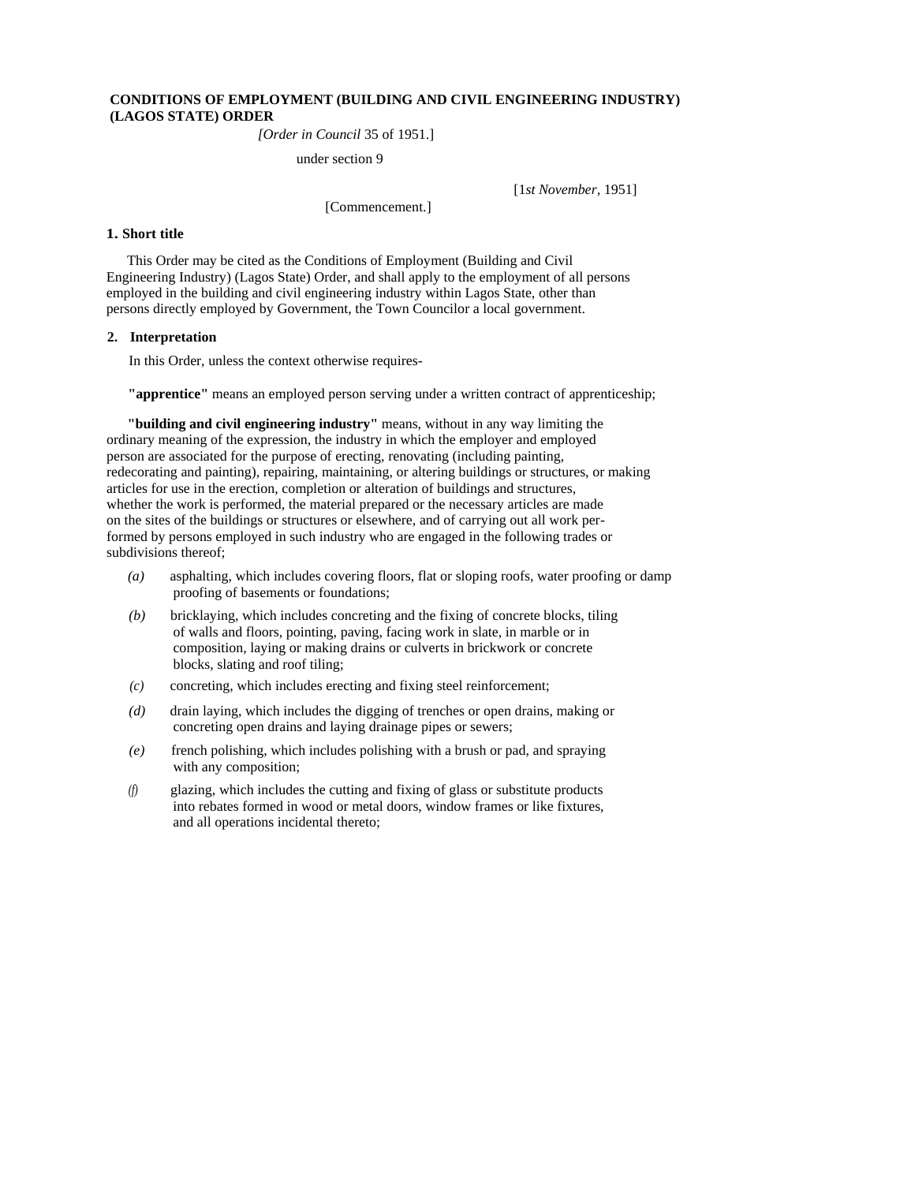**CONDITIONS OF EMPLOYMENT (BUILDING AND CIVIL ENGINEERING INDUSTRY) (LAGOS STATE) ORDER**

*[Order in Council* 35 of 1951.]

under section 9

[1*st November,* 1951]

[Commencement.]

**1. Short title**

This Order may be cited as the Conditions of Employment (Building and Civil Engineering Industry) (Lagos State) Order, and shall apply to the employment of all persons employed in the building and civil engineering industry within Lagos State, other than persons directly employed by Government, the Town Councilor a local government.

**2. Interpretation**

In this Order, unless the context otherwise requires-

**"apprentice"** means an employed person serving under a written contract of apprenticeship;

**"building and civil engineering industry"** means, without in any way limiting the ordinary meaning of the expression, the industry in which the employer and employed person are associated for the purpose of erecting, renovating (including painting, redecorating and painting), repairing, maintaining, or altering buildings or structures, or making articles for use in the erection, completion or alteration of buildings and structures, whether the work is performed, the material prepared or the necessary articles are made on the sites of the buildings or structures or elsewhere, and of carrying out all work performed by persons employed in such industry who are engaged in the following trades or subdivisions thereof;

*(a)* asphalting, which includes covering floors, flat or sloping roofs, water proofing or damp proofing of basements or foundations;

*(b)* bricklaying, which includes concreting and the fixing of concrete blocks, tiling of walls and floors, pointing, paving, facing work in slate, in marble or in composition, laying or making drains or culverts in brickwork or concrete blocks, slating and roof tiling;

*(c)* concreting, which includes erecting and fixing steel reinforcement;

*(d)* drain laying, which includes the digging of trenches or open drains, making or concreting open drains and laying drainage pipes or sewers;

*(e)* french polishing, which includes polishing with a brush or pad, and spraying with any composition;

*(f)* glazing, which includes the cutting and fixing of glass or substitute products into rebates formed in wood or metal doors, window frames or like fixtures, and all operations incidental thereto;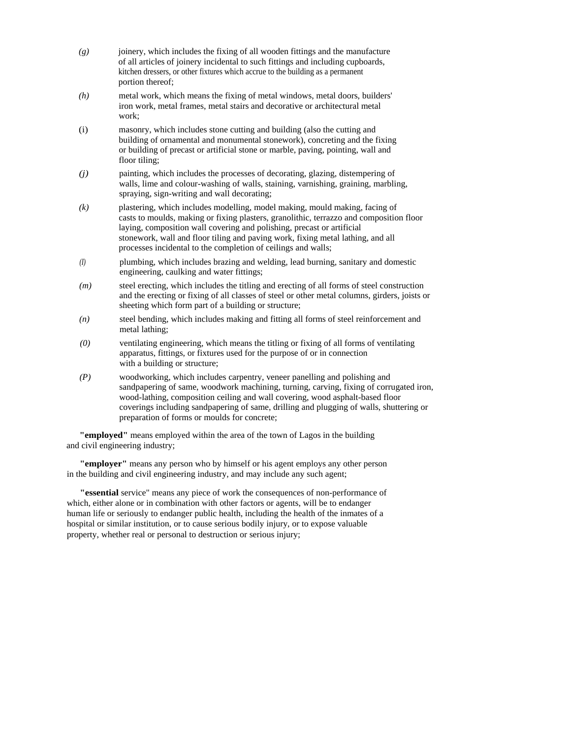*(g)* joinery, which includes the fixing of all wooden fittings and the manufacture of all articles of joinery incidental to such fittings and including cupboards, kitchen dressers, or other fixtures which accrue to the building as a permanent portion thereof;

*(h)* metal work, which means the fixing of metal windows, metal doors, builders' iron work, metal frames, metal stairs and decorative or architectural metal work;

(i) masonry, which includes stone cutting and building (also the cutting and building of ornamental and monumental stonework), concreting and the fixing or building of precast or artificial stone or marble, paving, pointing, wall and floor tiling;

*(j)* painting, which includes the processes of decorating, glazing, distempering of walls, lime and colour-washing of walls, staining, varnishing, graining, marbling, spraying, sign-writing and wall decorating;

*(k)* plastering, which includes modelling, model making, mould making, facing of casts to moulds, making or fixing plasters, granolithic, terrazzo and composition floor laying, composition wall covering and polishing, precast or artificial stonework, wall and floor tiling and paving work, fixing metal lathing, and all processes incidental to the completion of ceilings and walls;

*(l)* plumbing, which includes brazing and welding, lead burning, sanitary and domestic engineering, caulking and water fittings;

*(m)* steel erecting, which includes the titling and erecting of all forms of steel construction and the erecting or fixing of all classes of steel or other metal columns, girders, joists or sheeting which form part of a building or structure;

*(n)* steel bending, which includes making and fitting all forms of steel reinforcement and metal lathing;

*(0)* ventilating engineering, which means the titling or fixing of all forms of ventilating apparatus, fittings, or fixtures used for the purpose of or in connection with a building or structure;

*(P)* woodworking, which includes carpentry, veneer panelling and polishing and sandpapering of same, woodwork machining, turning, carving, fixing of corrugated iron, wood-lathing, composition ceiling and wall covering, wood asphalt-based floor coverings including sandpapering of same, drilling and plugging of walls, shuttering or preparation of forms or moulds for concrete;

**"employed"** means employed within the area of the town of Lagos in the building and civil engineering industry;

**"employer"** means any person who by himself or his agent employs any other person in the building and civil engineering industry, and may include any such agent;

**"essential** service" means any piece of work the consequences of non-performance of which, either alone or in combination with other factors or agents, will be to endanger human life or seriously to endanger public health, including the health of the inmates of a hospital or similar institution, or to cause serious bodily injury, or to expose valuable property, whether real or personal to destruction or serious injury;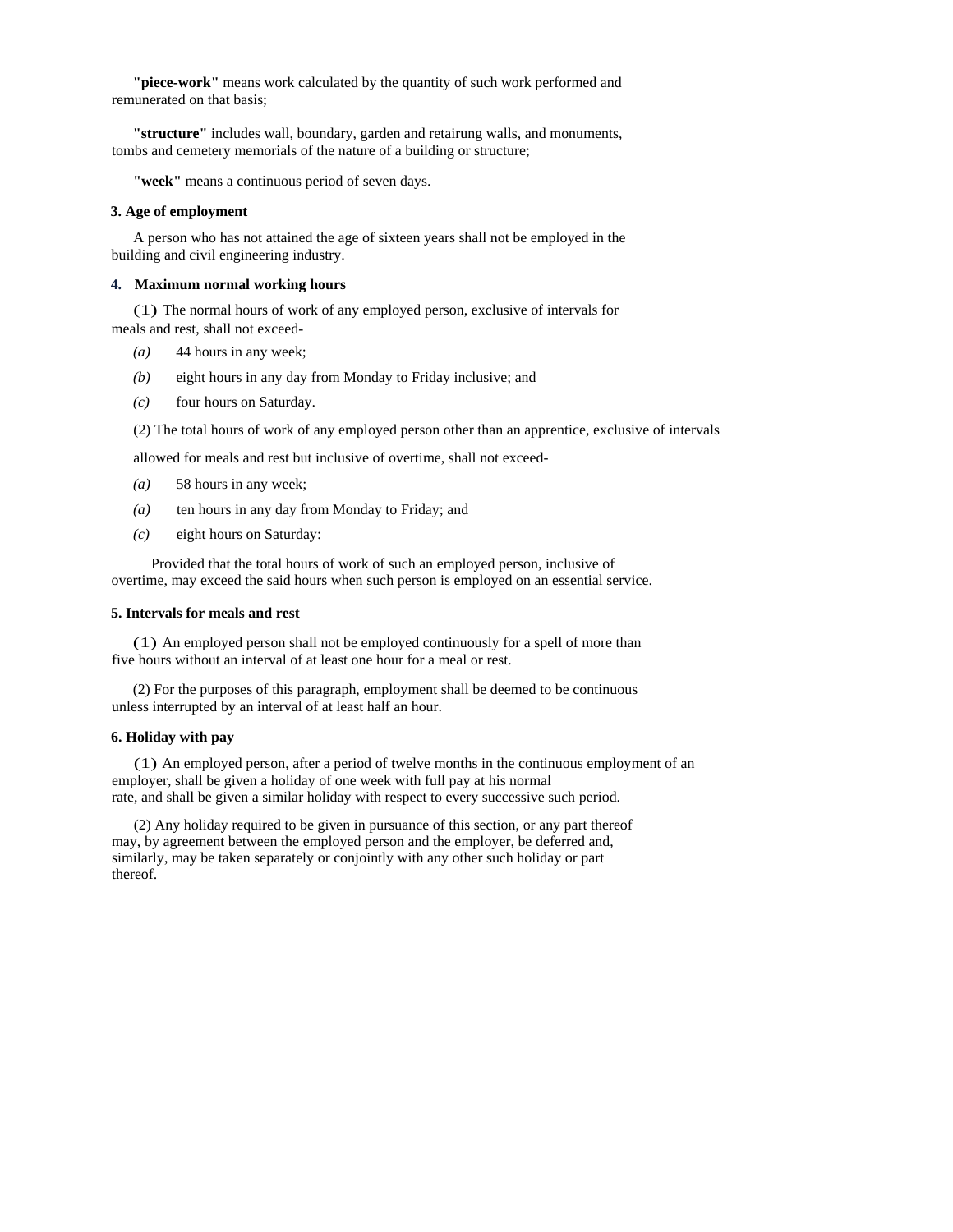**"piece-work"** means work calculated by the quantity of such work performed and remunerated on that basis;

**"structure"** includes wall, boundary, garden and retairung walls, and monuments, tombs and cemetery memorials of the nature of a building or structure;

**"week"** means a continuous period of seven days.

**3. Age of employment**

A person who has not attained the age of sixteen years shall not be employed in the building and civil engineering industry.

**4. Maximum normal working hours**

(1) The normal hours of work of any employed person, exclusive of intervals for meals and rest, shall not exceed-

*(a)* 44 hours in any week;

*(b)* eight hours in any day from Monday to Friday inclusive; and

*(c)* four hours on Saturday.

(2) The total hours of work of any employed person other than an apprentice, exclusive of intervals allowed for meals and rest but inclusive of overtime, shall not exceed-

*(a)* 58 hours in any week;

*(a)* ten hours in any day from Monday to Friday; and

*(c)* eight hours on Saturday:

Provided that the total hours of work of such an employed person, inclusive of overtime, may exceed the said hours when such person is employed on an essential service.

**5. Intervals for meals and rest**

(1) An employed person shall not be employed continuously for a spell of more than five hours without an interval of at least one hour for a meal or rest.

(2) For the purposes of this paragraph, employment shall be deemed to be continuous unless interrupted by an interval of at least half an hour.

**6. Holiday with pay**

(1) An employed person, after a period of twelve months in the continuous employment of an employer, shall be given a holiday of one week with full pay at his normal rate, and shall be given a similar holiday with respect to every successive such period.

(2) Any holiday required to be given in pursuance of this section, or any part thereof may, by agreement between the employed person and the employer, be deferred and, similarly, may be taken separately or conjointly with any other such holiday or part thereof.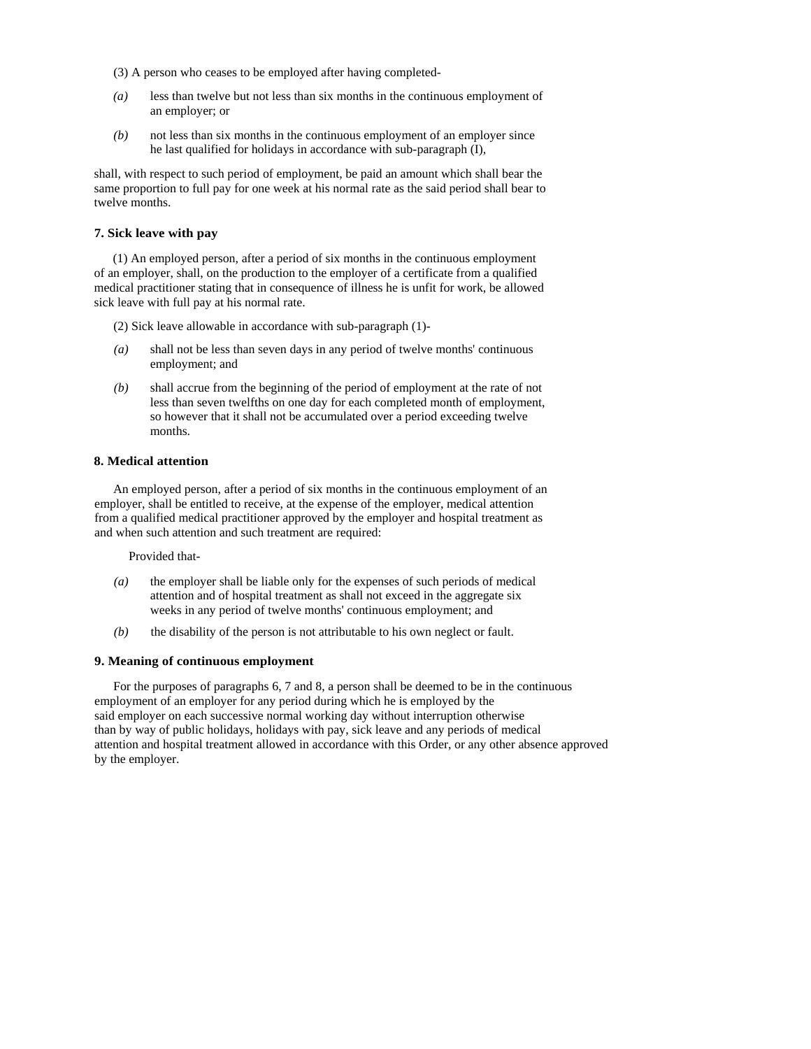(3) A person who ceases to be employed after having completed-

*(a)* less than twelve but not less than six months in the continuous employment of an employer; or

*(b)* not less than six months in the continuous employment of an employer since he last qualified for holidays in accordance with sub-paragraph (I),

shall, with respect to such period of employment, be paid an amount which shall bear the same proportion to full pay for one week at his normal rate as the said period shall bear to twelve months.

**7. Sick leave with pay**

(1) An employed person, after a period of six months in the continuous employment of an employer, shall, on the production to the employer of a certificate from a qualified medical practitioner stating that in consequence of illness he is unfit for work, be allowed sick leave with full pay at his normal rate.

(2) Sick leave allowable in accordance with sub-paragraph (1)-

*(a)* shall not be less than seven days in any period of twelve months' continuous employment; and

*(b)* shall accrue from the beginning of the period of employment at the rate of not less than seven twelfths on one day for each completed month of employment, so however that it shall not be accumulated over a period exceeding twelve months.

**8. Medical attention**

An employed person, after a period of six months in the continuous employment of an employer, shall be entitled to receive, at the expense of the employer, medical attention from a qualified medical practitioner approved by the employer and hospital treatment as and when such attention and such treatment are required:

Provided that-

*(a)* the employer shall be liable only for the expenses of such periods of medical attention and of hospital treatment as shall not exceed in the aggregate six weeks in any period of twelve months' continuous employment; and

*(b)* the disability of the person is not attributable to his own neglect or fault.

**9. Meaning of continuous employment**

For the purposes of paragraphs 6, 7 and 8, a person shall be deemed to be in the continuous employment of an employer for any period during which he is employed by the said employer on each successive normal working day without interruption otherwise than by way of public holidays, holidays with pay, sick leave and any periods of medical attention and hospital treatment allowed in accordance with this Order, or any other absence approved by the employer.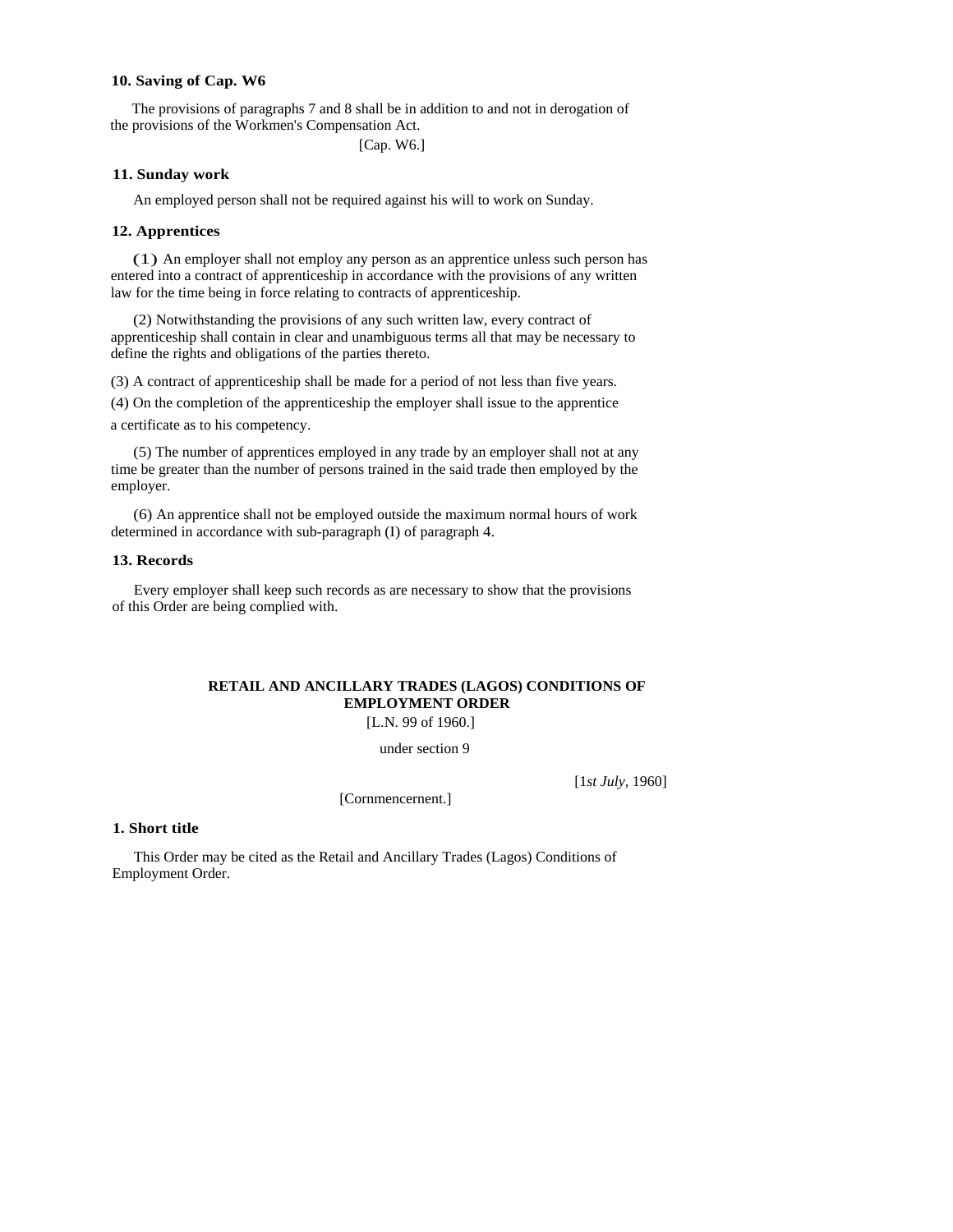### 10. Saving of Cap. W6

The provisions of paragraphs 7 and 8 shall be in addition to and not in derogation of the provisions of the Workmen's Compensation Act.

[Cap. W6.]

### 11. Sunday work

An employed person shall not be required against his will to work on Sunday.

### 12. Apprentices

(1) An employer shall not employ any person as an apprentice unless such person has entered into a contract of apprenticeship in accordance with the provisions of any written law for the time being in force relating to contracts of apprenticeship.

(2) Notwithstanding the provisions of any such written law, every contract of apprenticeship shall contain in clear and unambiguous terms all that may be necessary to define the rights and obligations of the parties thereto.

(3) A contract of apprenticeship shall be made for a period of not less than five years.

(4) On the completion of the apprenticeship the employer shall issue to the apprentice a certificate as to his competency.

(5) The number of apprentices employed in any trade by an employer shall not at any time be greater than the number of persons trained in the said trade then employed by the employer.

(6) An apprentice shall not be employed outside the maximum normal hours of work determined in accordance with sub-paragraph (I) of paragraph 4.

### 13. Records

Every employer shall keep such records as are necessary to show that the provisions of this Order are being complied with.

## RETAIL AND ANCILLARY TRADES (LAGOS) CONDITIONS OF EMPLOYMENT ORDER

[L.N. 99 of 1960.]

under section 9

[1*st July*, 1960]

[Cornmencernent.]

### 1. Short title

This Order may be cited as the Retail and Ancillary Trades (Lagos) Conditions of Employment Order.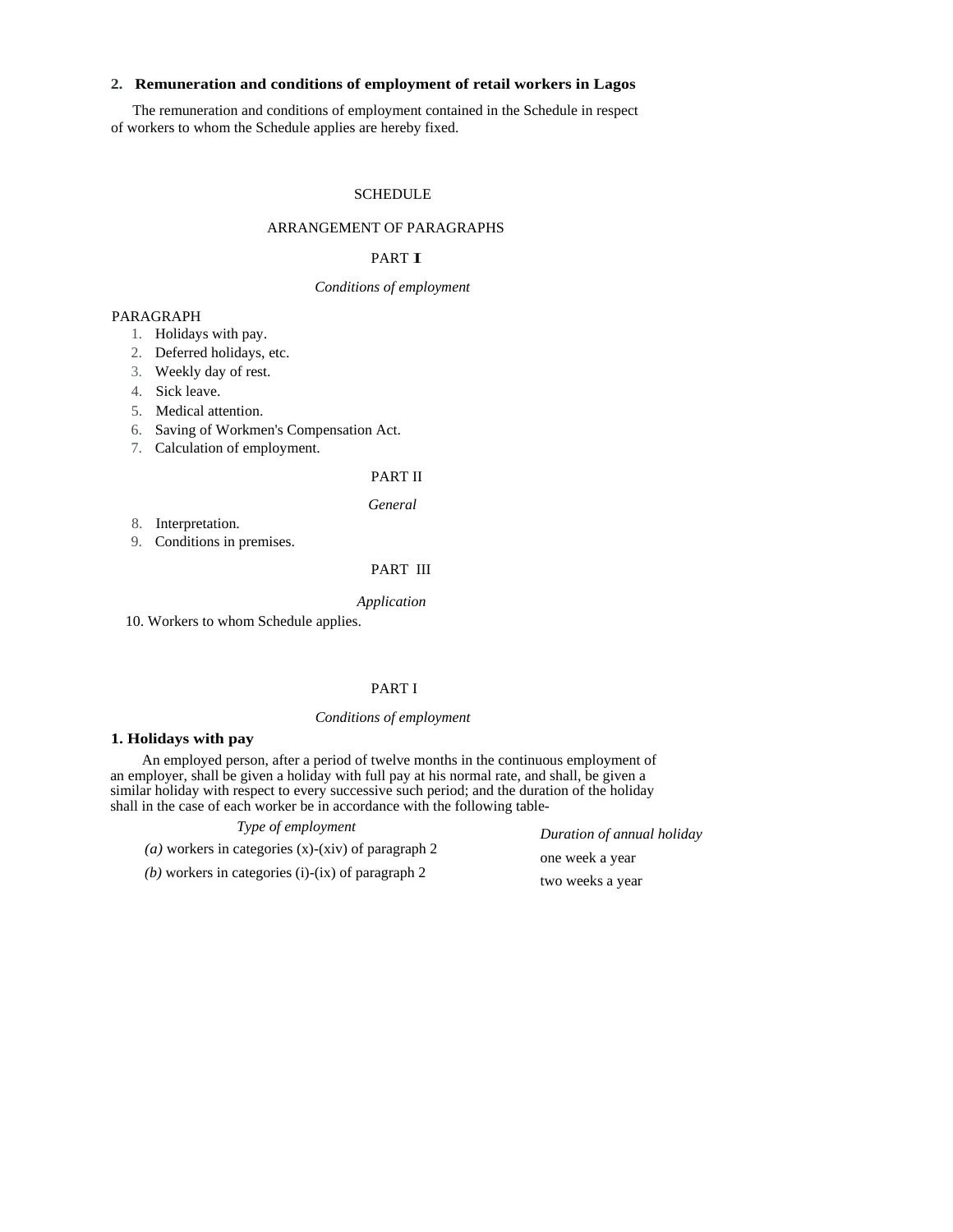**2. Remuneration and conditions of employment of retail workers in Lagos**

The remuneration and conditions of employment contained in the Schedule in respect of workers to whom the Schedule applies are hereby fixed.

SCHEDULE

ARRANGEMENT OF PARAGRAPHS

PART I

*Conditions of employment*

PARAGRAPH

1. Holidays with pay.
2. Deferred holidays, etc.
3. Weekly day of rest.
4. Sick leave.
5. Medical attention.
6. Saving of Workmen's Compensation Act.
7. Calculation of employment.

PART II

*General*

8. Interpretation.
9. Conditions in premises.

PART III

*Application*

10. Workers to whom Schedule applies.

PART I

*Conditions of employment*

**1. Holidays with pay**

An employed person, after a period of twelve months in the continuous employment of an employer, shall be given a holiday with full pay at his normal rate, and shall, be given a similar holiday with respect to every successive such period; and the duration of the holiday shall in the case of each worker be in accordance with the following table-

| *Type of employment* | *Duration of annual holiday* |
|---|---|
| *(a)* workers in categories (x)-(xiv) of paragraph 2 | one week a year |
| *(b)* workers in categories (i)-(ix) of paragraph 2 | two weeks a year |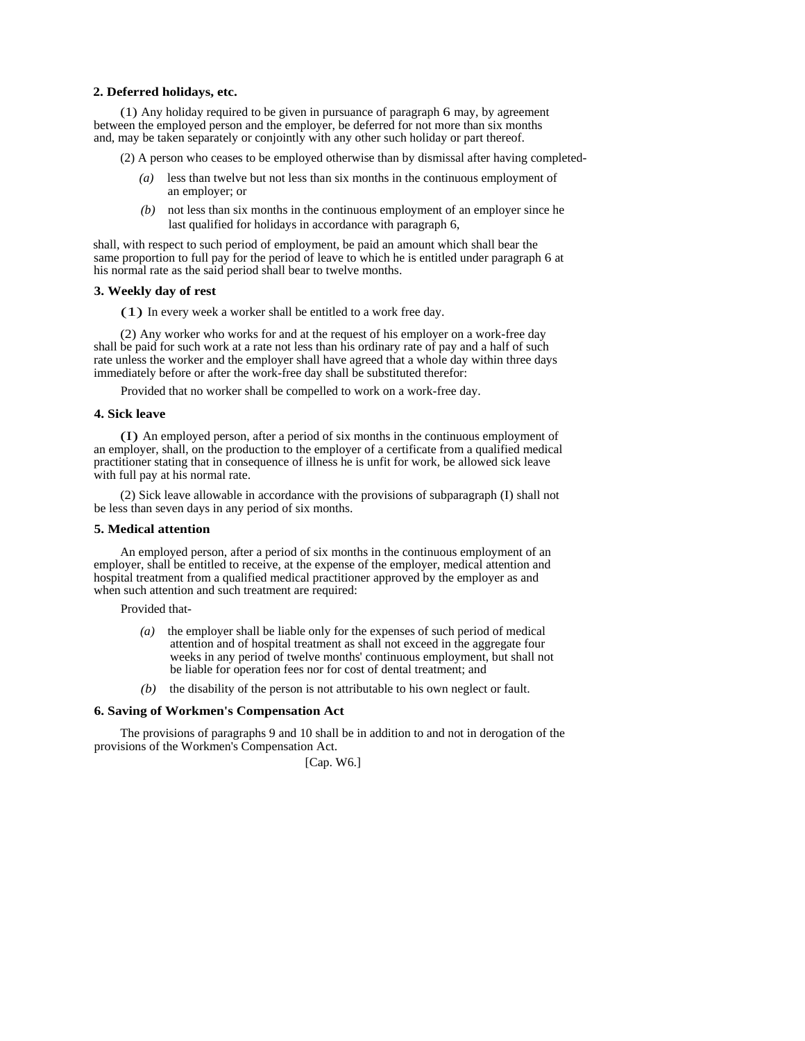**2. Deferred holidays, etc.**

(1) Any holiday required to be given in pursuance of paragraph 6 may, by agreement between the employed person and the employer, be deferred for not more than six months and, may be taken separately or conjointly with any other such holiday or part thereof.

(2) A person who ceases to be employed otherwise than by dismissal after having completed-

*(a)* less than twelve but not less than six months in the continuous employment of an employer; or

*(b)* not less than six months in the continuous employment of an employer since he last qualified for holidays in accordance with paragraph 6,

shall, with respect to such period of employment, be paid an amount which shall bear the same proportion to full pay for the period of leave to which he is entitled under paragraph 6 at his normal rate as the said period shall bear to twelve months.

**3. Weekly day of rest**

(1) In every week a worker shall be entitled to a work free day.

(2) Any worker who works for and at the request of his employer on a work-free day shall be paid for such work at a rate not less than his ordinary rate of pay and a half of such rate unless the worker and the employer shall have agreed that a whole day within three days immediately before or after the work-free day shall be substituted therefor:

Provided that no worker shall be compelled to work on a work-free day.

**4. Sick leave**

(I) An employed person, after a period of six months in the continuous employment of an employer, shall, on the production to the employer of a certificate from a qualified medical practitioner stating that in consequence of illness he is unfit for work, be allowed sick leave with full pay at his normal rate.

(2) Sick leave allowable in accordance with the provisions of subparagraph (I) shall not be less than seven days in any period of six months.

**5. Medical attention**

An employed person, after a period of six months in the continuous employment of an employer, shall be entitled to receive, at the expense of the employer, medical attention and hospital treatment from a qualified medical practitioner approved by the employer as and when such attention and such treatment are required:

Provided that-

*(a)* the employer shall be liable only for the expenses of such period of medical attention and of hospital treatment as shall not exceed in the aggregate four weeks in any period of twelve months' continuous employment, but shall not be liable for operation fees nor for cost of dental treatment; and

*(b)* the disability of the person is not attributable to his own neglect or fault.

**6. Saving of Workmen's Compensation Act**

The provisions of paragraphs 9 and 10 shall be in addition to and not in derogation of the provisions of the Workmen's Compensation Act.

[Cap. W6.]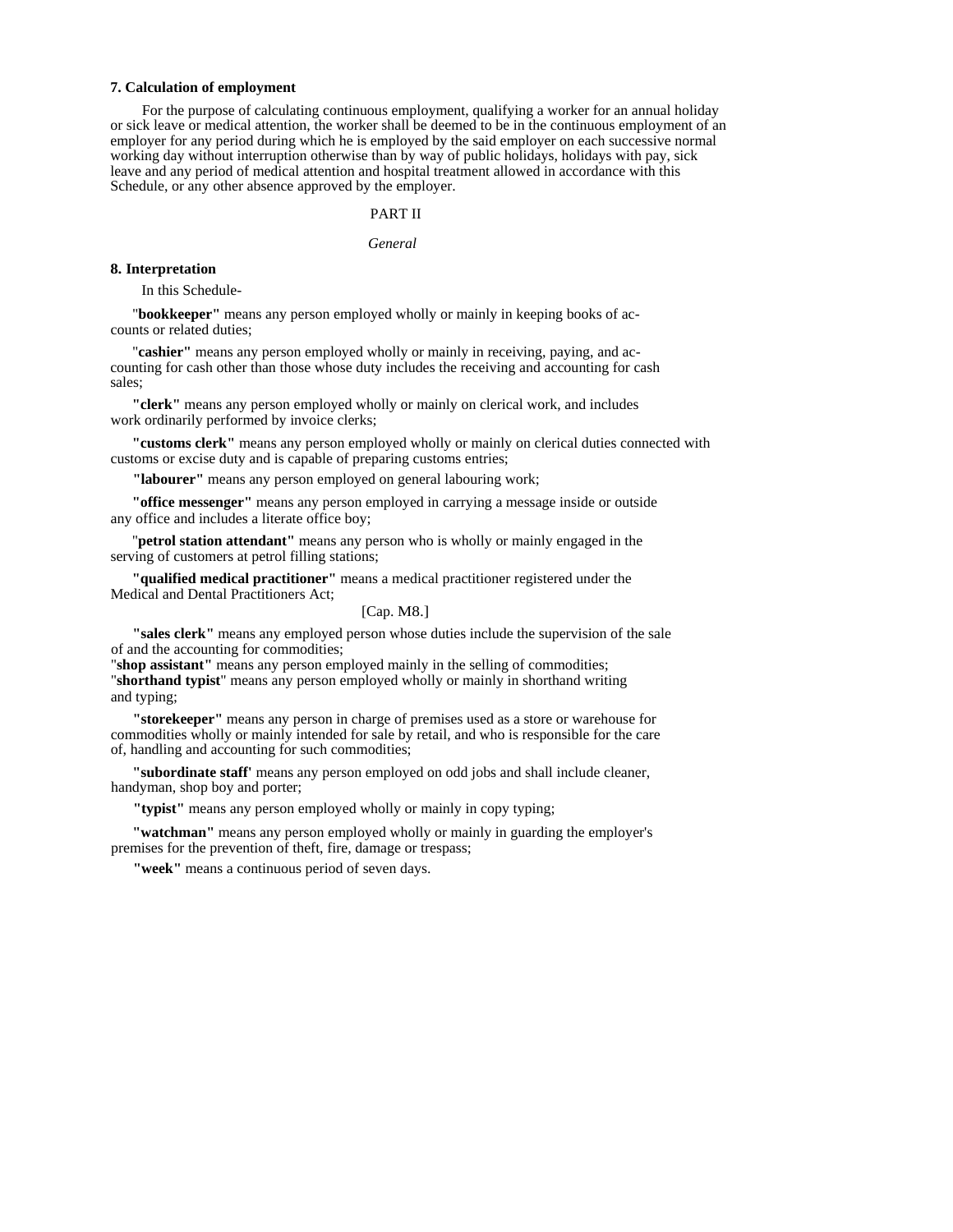**7. Calculation of employment**

For the purpose of calculating continuous employment, qualifying a worker for an annual holiday or sick leave or medical attention, the worker shall be deemed to be in the continuous employment of an employer for any period during which he is employed by the said employer on each successive normal working day without interruption otherwise than by way of public holidays, holidays with pay, sick leave and any period of medical attention and hospital treatment allowed in accordance with this Schedule, or any other absence approved by the employer.

PART II

*General*

**8. Interpretation**

In this Schedule-

"**bookkeeper"** means any person employed wholly or mainly in keeping books of accounts or related duties;

"**cashier"** means any person employed wholly or mainly in receiving, paying, and accounting for cash other than those whose duty includes the receiving and accounting for cash sales;

**"clerk"** means any person employed wholly or mainly on clerical work, and includes work ordinarily performed by invoice clerks;

**"customs clerk"** means any person employed wholly or mainly on clerical duties connected with customs or excise duty and is capable of preparing customs entries;

**"labourer"** means any person employed on general labouring work;

**"office messenger"** means any person employed in carrying a message inside or outside any office and includes a literate office boy;

"**petrol station attendant"** means any person who is wholly or mainly engaged in the serving of customers at petrol filling stations;

**"qualified medical practitioner"** means a medical practitioner registered under the Medical and Dental Practitioners Act;

[Cap. M8.]

**"sales clerk"** means any employed person whose duties include the supervision of the sale of and the accounting for commodities;

"**shop assistant"** means any person employed mainly in the selling of commodities;

"**shorthand typist**" means any person employed wholly or mainly in shorthand writing and typing;

**"storekeeper"** means any person in charge of premises used as a store or warehouse for commodities wholly or mainly intended for sale by retail, and who is responsible for the care of, handling and accounting for such commodities;

**"subordinate staff'** means any person employed on odd jobs and shall include cleaner, handyman, shop boy and porter;

**"typist"** means any person employed wholly or mainly in copy typing;

**"watchman"** means any person employed wholly or mainly in guarding the employer's premises for the prevention of theft, fire, damage or trespass;

**"week"** means a continuous period of seven days.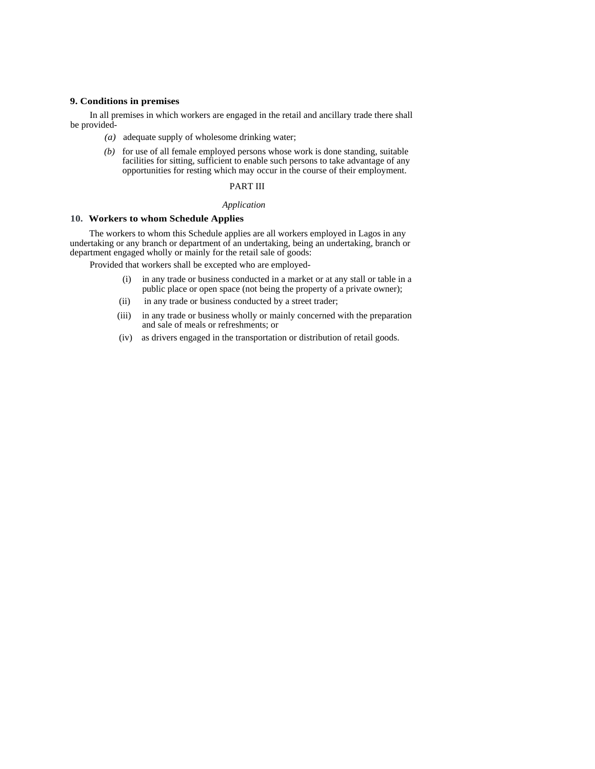**9. Conditions in premises**

In all premises in which workers are engaged in the retail and ancillary trade there shall be provided-

*(a)* adequate supply of wholesome drinking water;

*(b)* for use of all female employed persons whose work is done standing, suitable facilities for sitting, sufficient to enable such persons to take advantage of any opportunities for resting which may occur in the course of their employment.

PART III

*Application*

**10. Workers to whom Schedule Applies**

The workers to whom this Schedule applies are all workers employed in Lagos in any undertaking or any branch or department of an undertaking, being an undertaking, branch or department engaged wholly or mainly for the retail sale of goods:

Provided that workers shall be excepted who are employed-

(i) in any trade or business conducted in a market or at any stall or table in a public place or open space (not being the property of a private owner);

(ii) in any trade or business conducted by a street trader;

(iii) in any trade or business wholly or mainly concerned with the preparation and sale of meals or refreshments; or

(iv) as drivers engaged in the transportation or distribution of retail goods.